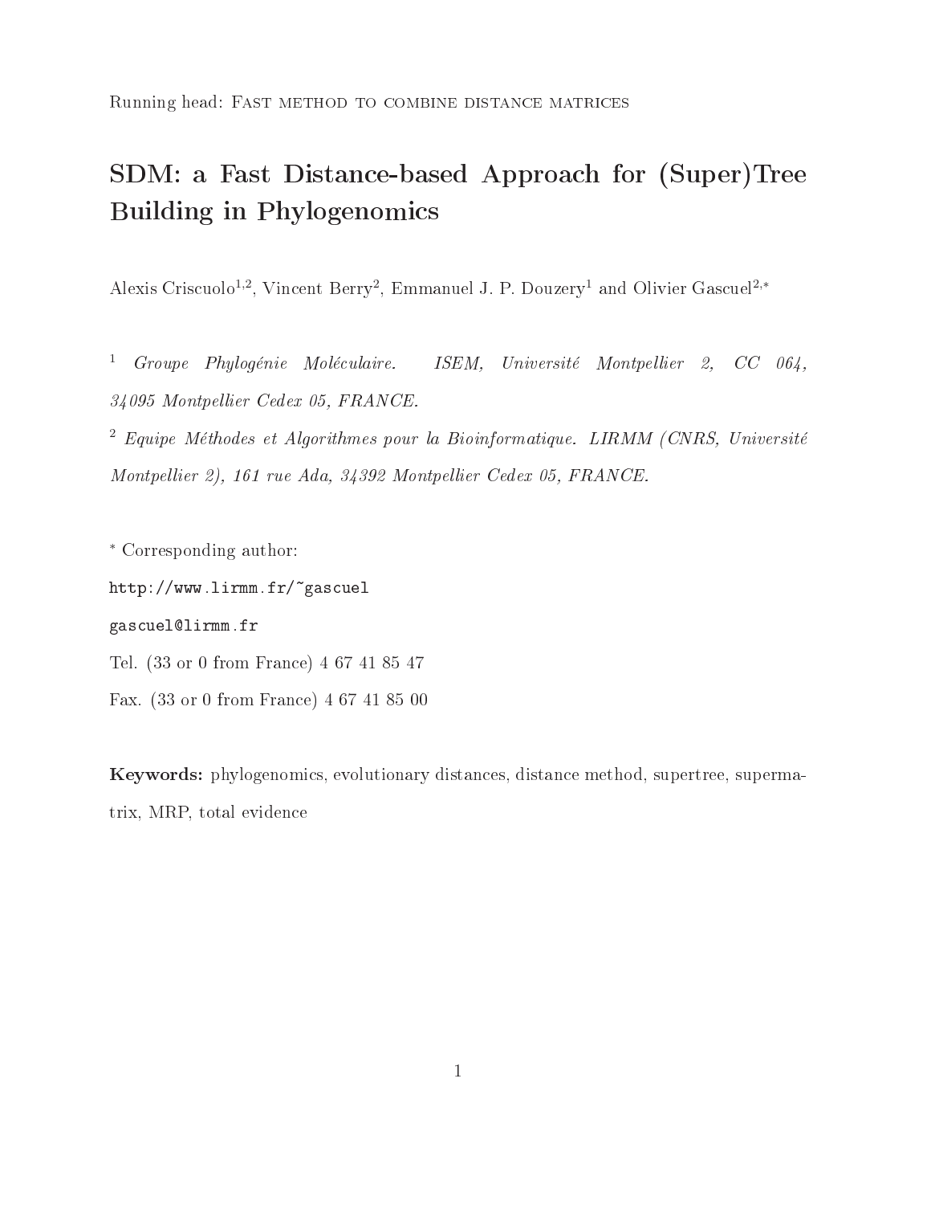Running head: Fast method to combine distance matrices

# SDM: a Fast Distance-based Approach for (Super)Tree Building in Phylogenomics

Alexis Criscuolo[1,2], Vincent Berry[2], Emmanuel J. P. Douzery[1] and Olivier Gascuel[2,*]

[1] *Groupe Phylogénie Moléculaire. ISEM, Université Montpellier 2, CC 064, 34095 Montpellier Cedex 05, FRANCE.*

[2] *Equipe Méthodes et Algorithmes pour la Bioinformatique. LIRMM (CNRS, Université Montpellier 2), 161 rue Ada, 34392 Montpellier Cedex 05, FRANCE.*

[*] Corresponding author:

`http://www.lirmm.fr/~gascuel`

`gascuel@lirmm.fr`

Tel. (33 or 0 from France) 4 67 41 85 47

Fax. (33 or 0 from France) 4 67 41 85 00

**Keywords:** phylogenomics, evolutionary distances, distance method, supertree, supermatrix, MRP, total evidence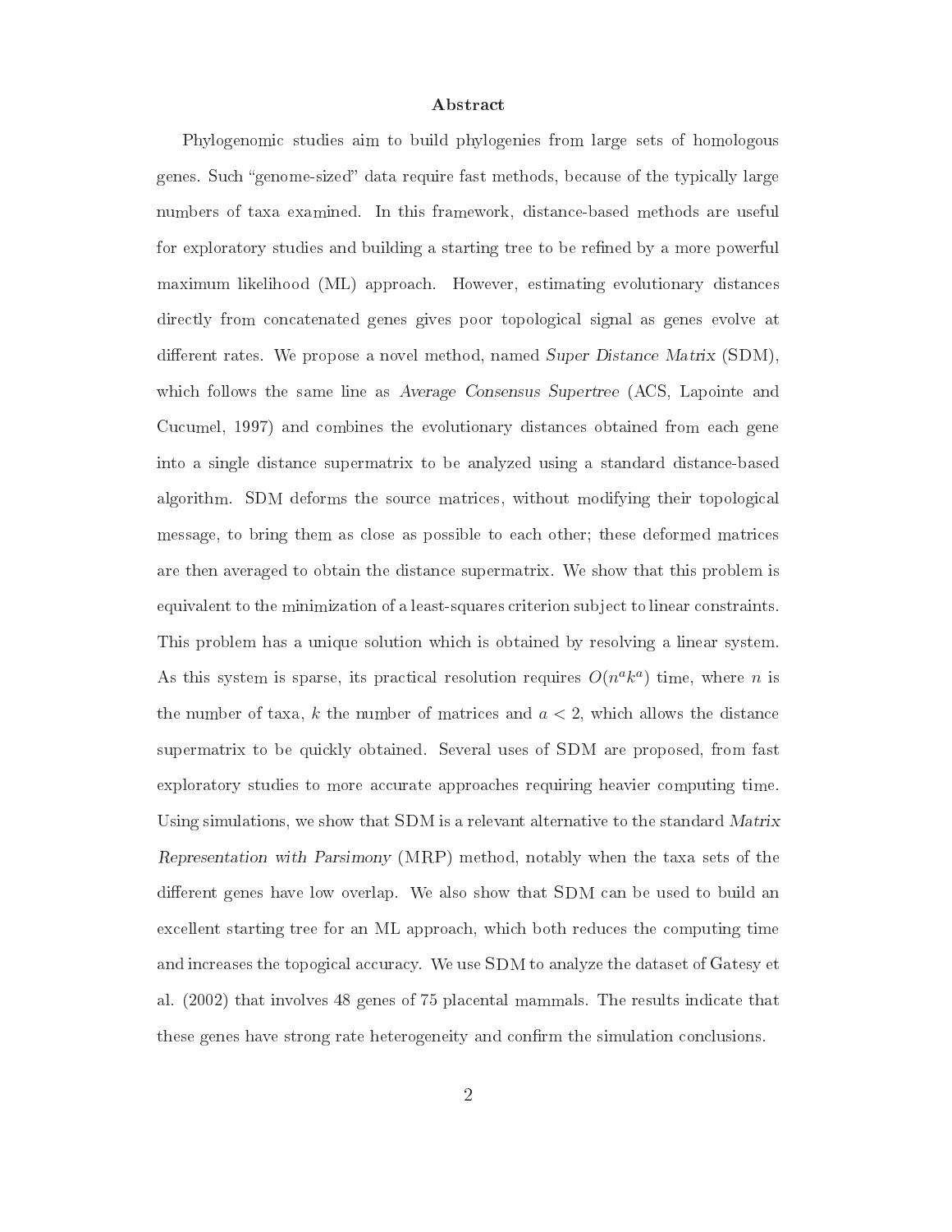# Abstract

Phylogenomic studies aim to build phylogenies from large sets of homologous genes. Such "genome-sized" data require fast methods, because of the typically large numbers of taxa examined. In this framework, distance-based methods are useful for exploratory studies and building a starting tree to be refined by a more powerful maximum likelihood (ML) approach. However, estimating evolutionary distances directly from concatenated genes gives poor topological signal as genes evolve at different rates. We propose a novel method, named *Super Distance Matrix* (SDM), which follows the same line as *Average Consensus Supertree* (ACS, Lapointe and Cucumel, 1997) and combines the evolutionary distances obtained from each gene into a single distance supermatrix to be analyzed using a standard distance-based algorithm. SDM deforms the source matrices, without modifying their topological message, to bring them as close as possible to each other; these deformed matrices are then averaged to obtain the distance supermatrix. We show that this problem is equivalent to the minimization of a least-squares criterion subject to linear constraints. This problem has a unique solution which is obtained by resolving a linear system. As this system is sparse, its practical resolution requires $O(n^a k^a)$ time, where $n$ is the number of taxa, $k$ the number of matrices and $a < 2$, which allows the distance supermatrix to be quickly obtained. Several uses of SDM are proposed, from fast exploratory studies to more accurate approaches requiring heavier computing time. Using simulations, we show that SDM is a relevant alternative to the standard *Matrix Representation with Parsimony* (MRP) method, notably when the taxa sets of the different genes have low overlap. We also show that SDM can be used to build an excellent starting tree for an ML approach, which both reduces the computing time and increases the topogical accuracy. We use SDM to analyze the dataset of Gatesy et al. (2002) that involves 48 genes of 75 placental mammals. The results indicate that these genes have strong rate heterogeneity and confirm the simulation conclusions.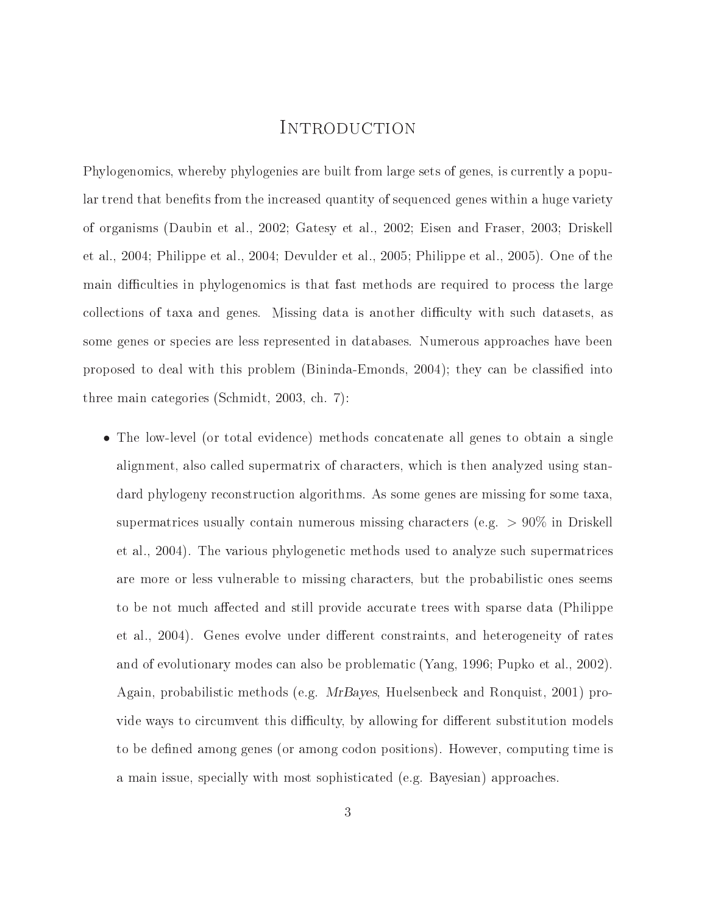# Introduction

Phylogenomics, whereby phylogenies are built from large sets of genes, is currently a popular trend that benefits from the increased quantity of sequenced genes within a huge variety of organisms (Daubin et al., 2002; Gatesy et al., 2002; Eisen and Fraser, 2003; Driskell et al., 2004; Philippe et al., 2004; Devulder et al., 2005; Philippe et al., 2005). One of the main difficulties in phylogenomics is that fast methods are required to process the large collections of taxa and genes. Missing data is another difficulty with such datasets, as some genes or species are less represented in databases. Numerous approaches have been proposed to deal with this problem (Bininda-Emonds, 2004); they can be classified into three main categories (Schmidt, 2003, ch. 7):

- The low-level (or total evidence) methods concatenate all genes to obtain a single alignment, also called supermatrix of characters, which is then analyzed using standard phylogeny reconstruction algorithms. As some genes are missing for some taxa, supermatrices usually contain numerous missing characters (e.g. $> 90\%$ in Driskell et al., 2004). The various phylogenetic methods used to analyze such supermatrices are more or less vulnerable to missing characters, but the probabilistic ones seems to be not much affected and still provide accurate trees with sparse data (Philippe et al., 2004). Genes evolve under different constraints, and heterogeneity of rates and of evolutionary modes can also be problematic (Yang, 1996; Pupko et al., 2002). Again, probabilistic methods (e.g. *MrBayes*, Huelsenbeck and Ronquist, 2001) provide ways to circumvent this difficulty, by allowing for different substitution models to be defined among genes (or among codon positions). However, computing time is a main issue, specially with most sophisticated (e.g. Bayesian) approaches.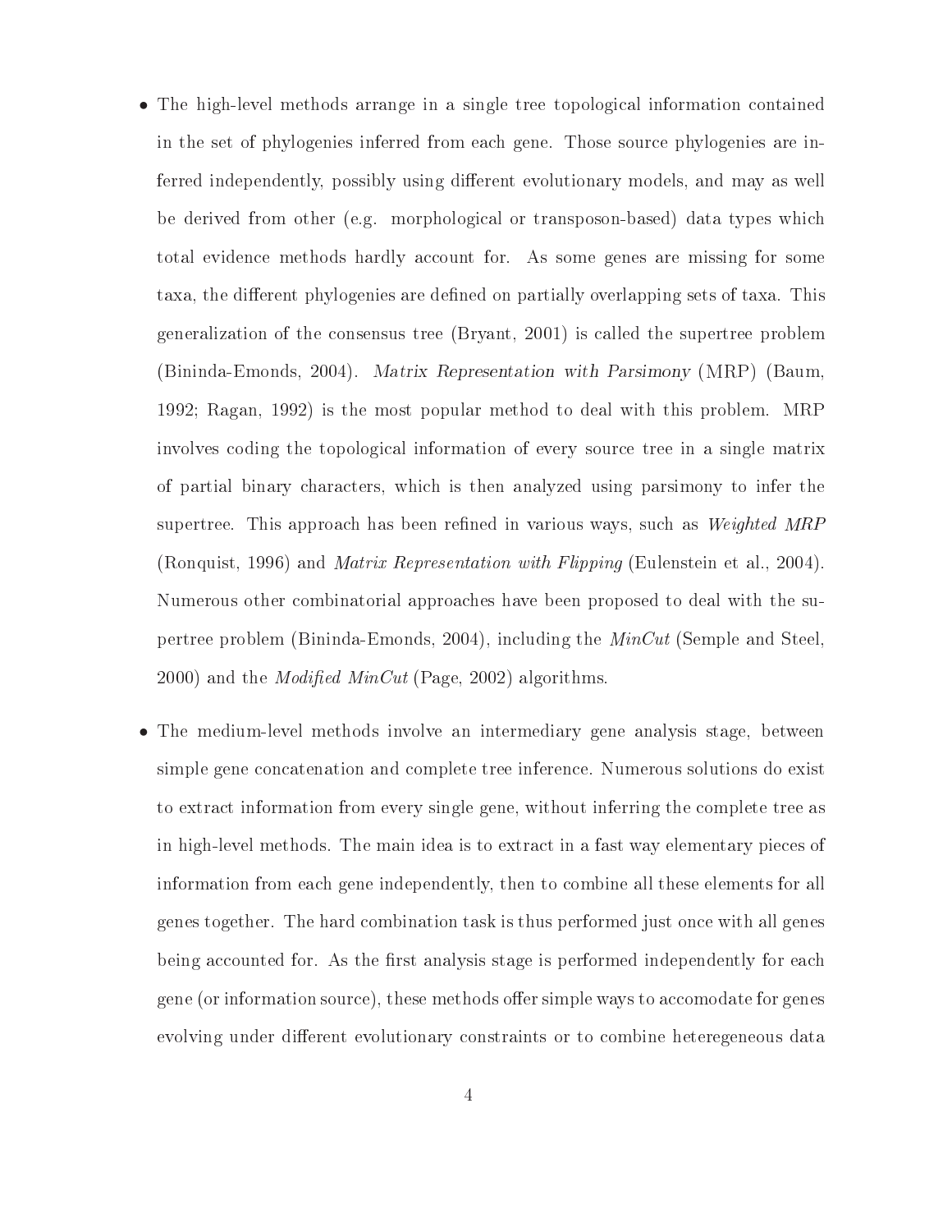- The high-level methods arrange in a single tree topological information contained in the set of phylogenies inferred from each gene. Those source phylogenies are inferred independently, possibly using different evolutionary models, and may as well be derived from other (e.g. morphological or transposon-based) data types which total evidence methods hardly account for. As some genes are missing for some taxa, the different phylogenies are defined on partially overlapping sets of taxa. This generalization of the consensus tree (Bryant, 2001) is called the supertree problem (Bininda-Emonds, 2004). *Matrix Representation with Parsimony* (MRP) (Baum, 1992; Ragan, 1992) is the most popular method to deal with this problem. MRP involves coding the topological information of every source tree in a single matrix of partial binary characters, which is then analyzed using parsimony to infer the supertree. This approach has been refined in various ways, such as *Weighted MRP* (Ronquist, 1996) and *Matrix Representation with Flipping* (Eulenstein et al., 2004). Numerous other combinatorial approaches have been proposed to deal with the supertree problem (Bininda-Emonds, 2004), including the *MinCut* (Semple and Steel, 2000) and the *Modified MinCut* (Page, 2002) algorithms.

- The medium-level methods involve an intermediary gene analysis stage, between simple gene concatenation and complete tree inference. Numerous solutions do exist to extract information from every single gene, without inferring the complete tree as in high-level methods. The main idea is to extract in a fast way elementary pieces of information from each gene independently, then to combine all these elements for all genes together. The hard combination task is thus performed just once with all genes being accounted for. As the first analysis stage is performed independently for each gene (or information source), these methods offer simple ways to accomodate for genes evolving under different evolutionary constraints or to combine heteregeneous data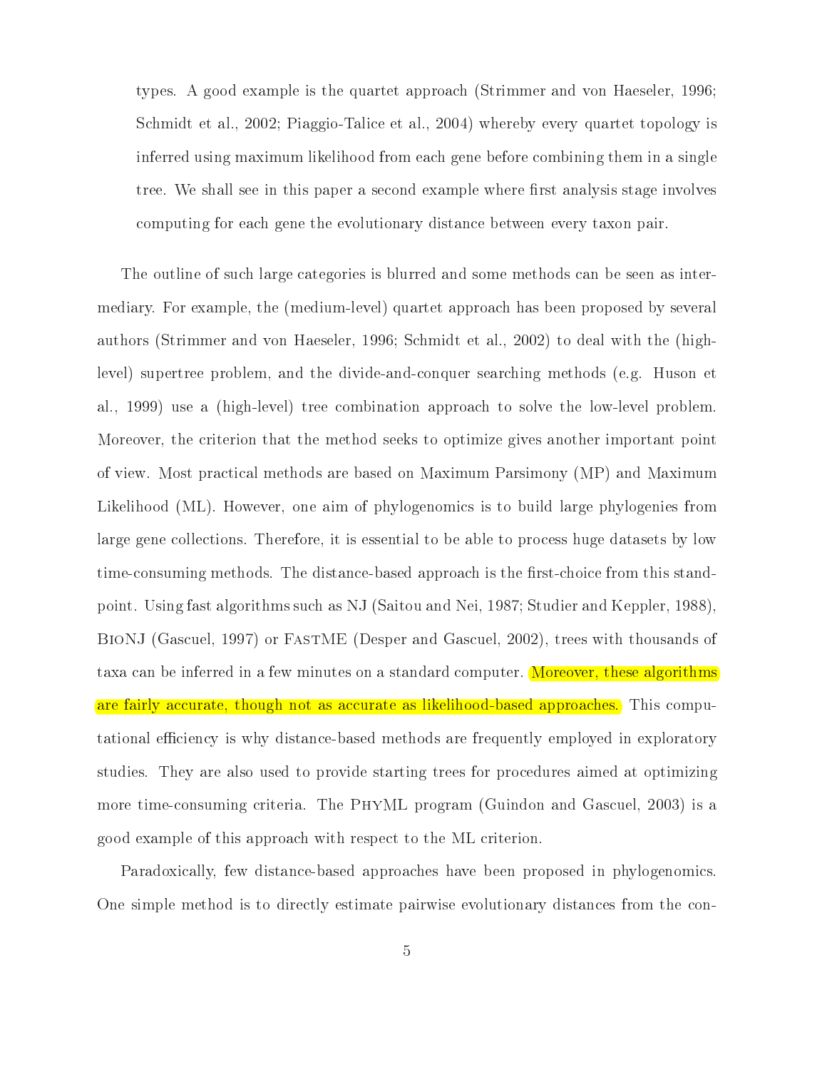types. A good example is the quartet approach (Strimmer and von Haeseler, 1996; Schmidt et al., 2002; Piaggio-Talice et al., 2004) whereby every quartet topology is inferred using maximum likelihood from each gene before combining them in a single tree. We shall see in this paper a second example where first analysis stage involves computing for each gene the evolutionary distance between every taxon pair.

The outline of such large categories is blurred and some methods can be seen as intermediary. For example, the (medium-level) quartet approach has been proposed by several authors (Strimmer and von Haeseler, 1996; Schmidt et al., 2002) to deal with the (high-level) supertree problem, and the divide-and-conquer searching methods (e.g. Huson et al., 1999) use a (high-level) tree combination approach to solve the low-level problem. Moreover, the criterion that the method seeks to optimize gives another important point of view. Most practical methods are based on Maximum Parsimony (MP) and Maximum Likelihood (ML). However, one aim of phylogenomics is to build large phylogenies from large gene collections. Therefore, it is essential to be able to process huge datasets by low time-consuming methods. The distance-based approach is the first-choice from this standpoint. Using fast algorithms such as NJ (Saitou and Nei, 1987; Studier and Keppler, 1988), BioNJ (Gascuel, 1997) or FastME (Desper and Gascuel, 2002), trees with thousands of taxa can be inferred in a few minutes on a standard computer. Moreover, these algorithms are fairly accurate, though not as accurate as likelihood-based approaches. This computational efficiency is why distance-based methods are frequently employed in exploratory studies. They are also used to provide starting trees for procedures aimed at optimizing more time-consuming criteria. The PhyML program (Guindon and Gascuel, 2003) is a good example of this approach with respect to the ML criterion.

Paradoxically, few distance-based approaches have been proposed in phylogenomics. One simple method is to directly estimate pairwise evolutionary distances from the con-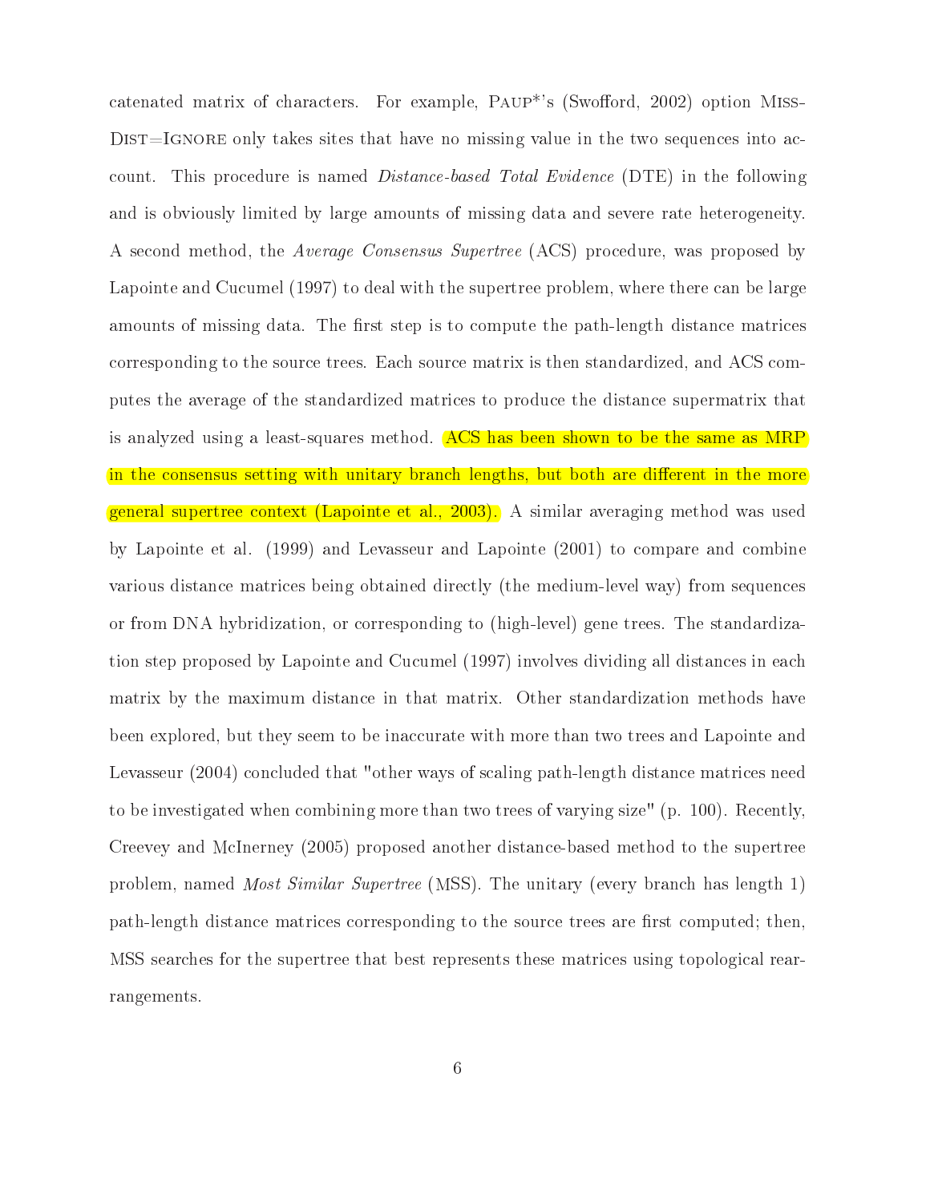catenated matrix of characters. For example, PAUP*'s (Swofford, 2002) option MISSDIST=IGNORE only takes sites that have no missing value in the two sequences into account. This procedure is named *Distance-based Total Evidence* (DTE) in the following and is obviously limited by large amounts of missing data and severe rate heterogeneity. A second method, the *Average Consensus Supertree* (ACS) procedure, was proposed by Lapointe and Cucumel (1997) to deal with the supertree problem, where there can be large amounts of missing data. The first step is to compute the path-length distance matrices corresponding to the source trees. Each source matrix is then standardized, and ACS computes the average of the standardized matrices to produce the distance supermatrix that is analyzed using a least-squares method. ACS has been shown to be the same as MRP in the consensus setting with unitary branch lengths, but both are different in the more general supertree context (Lapointe et al., 2003). A similar averaging method was used by Lapointe et al. (1999) and Levasseur and Lapointe (2001) to compare and combine various distance matrices being obtained directly (the medium-level way) from sequences or from DNA hybridization, or corresponding to (high-level) gene trees. The standardization step proposed by Lapointe and Cucumel (1997) involves dividing all distances in each matrix by the maximum distance in that matrix. Other standardization methods have been explored, but they seem to be inaccurate with more than two trees and Lapointe and Levasseur (2004) concluded that "other ways of scaling path-length distance matrices need to be investigated when combining more than two trees of varying size" (p. 100). Recently, Creevey and McInerney (2005) proposed another distance-based method to the supertree problem, named *Most Similar Supertree* (MSS). The unitary (every branch has length 1) path-length distance matrices corresponding to the source trees are first computed; then, MSS searches for the supertree that best represents these matrices using topological rearrangements.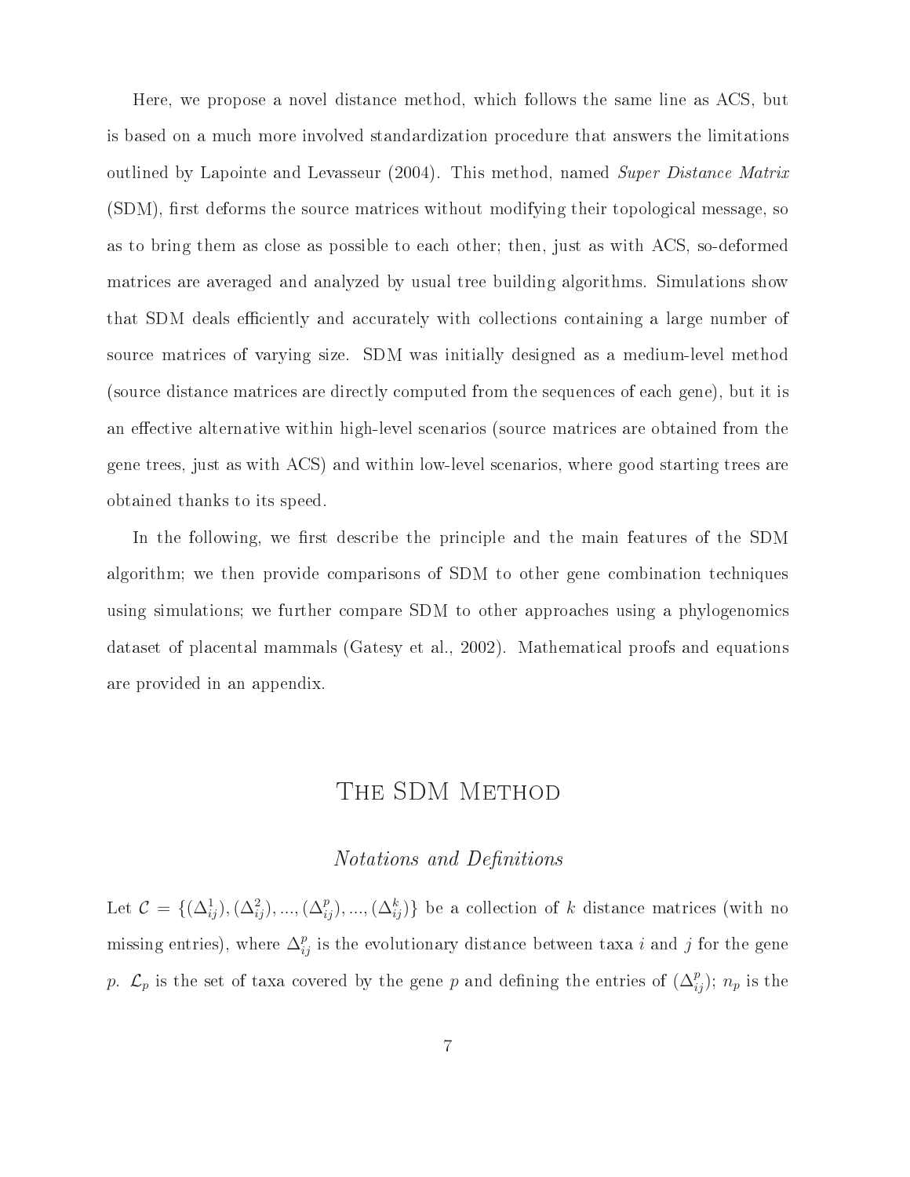Here, we propose a novel distance method, which follows the same line as ACS, but is based on a much more involved standardization procedure that answers the limitations outlined by Lapointe and Levasseur (2004). This method, named *Super Distance Matrix* (SDM), first deforms the source matrices without modifying their topological message, so as to bring them as close as possible to each other; then, just as with ACS, so-deformed matrices are averaged and analyzed by usual tree building algorithms. Simulations show that SDM deals efficiently and accurately with collections containing a large number of source matrices of varying size. SDM was initially designed as a medium-level method (source distance matrices are directly computed from the sequences of each gene), but it is an effective alternative within high-level scenarios (source matrices are obtained from the gene trees, just as with ACS) and within low-level scenarios, where good starting trees are obtained thanks to its speed.

In the following, we first describe the principle and the main features of the SDM algorithm; we then provide comparisons of SDM to other gene combination techniques using simulations; we further compare SDM to other approaches using a phylogenomics dataset of placental mammals (Gatesy et al., 2002). Mathematical proofs and equations are provided in an appendix.

# The SDM Method

## *Notations and Definitions*

Let $\mathcal{C} = \{(\Delta^1_{ij}), (\Delta^2_{ij}), ..., (\Delta^p_{ij}), ..., (\Delta^k_{ij})\}$ be a collection of $k$ distance matrices (with no missing entries), where $\Delta^p_{ij}$ is the evolutionary distance between taxa $i$ and $j$ for the gene $p$. $\mathcal{L}_p$ is the set of taxa covered by the gene $p$ and defining the entries of $(\Delta^p_{ij})$; $n_p$ is the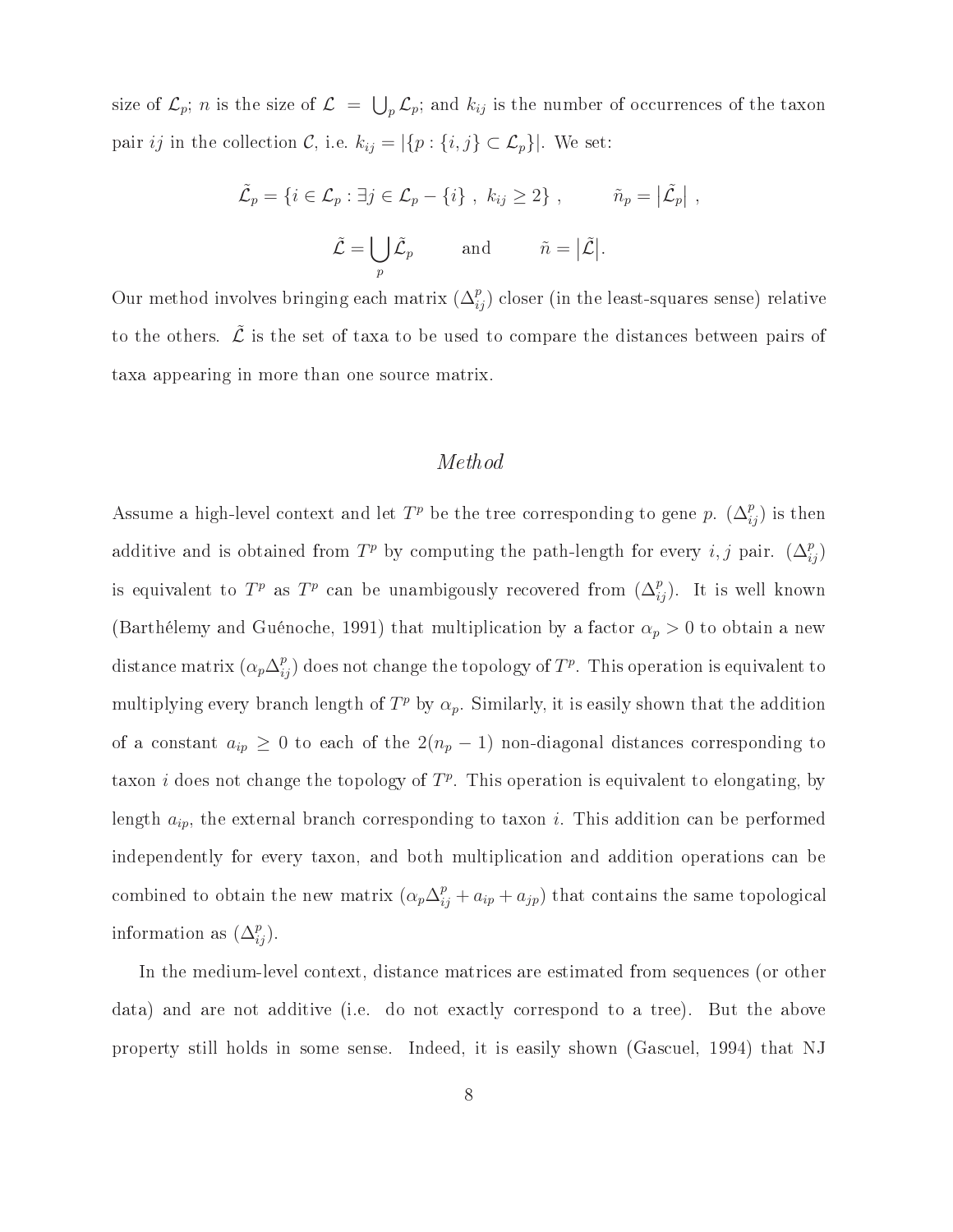size of $\mathcal{L}_p$; $n$ is the size of $\mathcal{L} = \bigcup_p \mathcal{L}_p$; and $k_{ij}$ is the number of occurrences of the taxon pair $ij$ in the collection $\mathcal{C}$, i.e. $k_{ij} = |\{p : \{i,j\} \subset \mathcal{L}_p\}|$. We set:

$$\tilde{\mathcal{L}}_p = \{i \in \mathcal{L}_p : \exists j \in \mathcal{L}_p - \{i\} \ , \ k_{ij} \geq 2\} \ , \qquad \tilde{n}_p = \left|\tilde{\mathcal{L}}_p\right| \ ,$$

$$\tilde{\mathcal{L}} = \bigcup_p \tilde{\mathcal{L}}_p \qquad \text{and} \qquad \tilde{n} = \left|\tilde{\mathcal{L}}\right|.$$

Our method involves bringing each matrix $(\Delta^p_{ij})$ closer (in the least-squares sense) relative to the others. $\tilde{\mathcal{L}}$ is the set of taxa to be used to compare the distances between pairs of taxa appearing in more than one source matrix.

## *Method*

Assume a high-level context and let $T^p$ be the tree corresponding to gene $p$. $(\Delta^p_{ij})$ is then additive and is obtained from $T^p$ by computing the path-length for every $i, j$ pair. $(\Delta^p_{ij})$ is equivalent to $T^p$ as $T^p$ can be unambigously recovered from $(\Delta^p_{ij})$. It is well known (Barthélemy and Guénoche, 1991) that multiplication by a factor $\alpha_p > 0$ to obtain a new distance matrix $(\alpha_p \Delta^p_{ij})$ does not change the topology of $T^p$. This operation is equivalent to multiplying every branch length of $T^p$ by $\alpha_p$. Similarly, it is easily shown that the addition of a constant $a_{ip} \geq 0$ to each of the $2(n_p - 1)$ non-diagonal distances corresponding to taxon $i$ does not change the topology of $T^p$. This operation is equivalent to elongating, by length $a_{ip}$, the external branch corresponding to taxon $i$. This addition can be performed independently for every taxon, and both multiplication and addition operations can be combined to obtain the new matrix $(\alpha_p \Delta^p_{ij} + a_{ip} + a_{jp})$ that contains the same topological information as $(\Delta^p_{ij})$.

In the medium-level context, distance matrices are estimated from sequences (or other data) and are not additive (i.e. do not exactly correspond to a tree). But the above property still holds in some sense. Indeed, it is easily shown (Gascuel, 1994) that NJ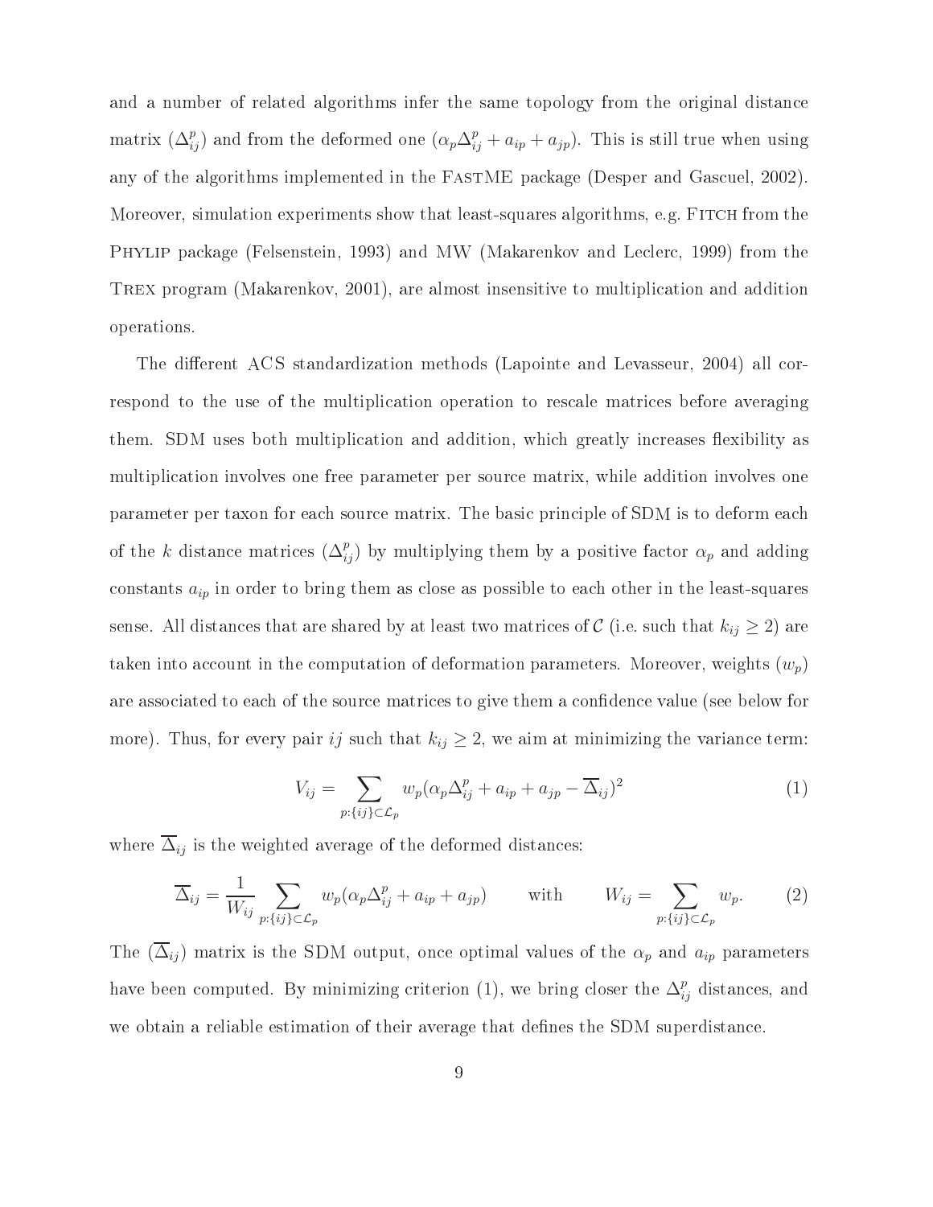and a number of related algorithms infer the same topology from the original distance matrix $(\Delta_{ij}^p)$ and from the deformed one $(\alpha_p \Delta_{ij}^p + a_{ip} + a_{jp})$. This is still true when using any of the algorithms implemented in the FastME package (Desper and Gascuel, 2002). Moreover, simulation experiments show that least-squares algorithms, e.g. Fitch from the Phylip package (Felsenstein, 1993) and MW (Makarenkov and Leclerc, 1999) from the Trex program (Makarenkov, 2001), are almost insensitive to multiplication and addition operations.

The different ACS standardization methods (Lapointe and Levasseur, 2004) all correspond to the use of the multiplication operation to rescale matrices before averaging them. SDM uses both multiplication and addition, which greatly increases flexibility as multiplication involves one free parameter per source matrix, while addition involves one parameter per taxon for each source matrix. The basic principle of SDM is to deform each of the $k$ distance matrices $(\Delta_{ij}^p)$ by multiplying them by a positive factor $\alpha_p$ and adding constants $a_{ip}$ in order to bring them as close as possible to each other in the least-squares sense. All distances that are shared by at least two matrices of $\mathcal{C}$ (i.e. such that $k_{ij} \geq 2$) are taken into account in the computation of deformation parameters. Moreover, weights $(w_p)$ are associated to each of the source matrices to give them a confidence value (see below for more). Thus, for every pair $ij$ such that $k_{ij} \geq 2$, we aim at minimizing the variance term:

$$V_{ij} = \sum_{p:\{ij\} \subset \mathcal{L}_p} w_p (\alpha_p \Delta_{ij}^p + a_{ip} + a_{jp} - \overline{\Delta}_{ij})^2 \tag{1}$$

where $\overline{\Delta}_{ij}$ is the weighted average of the deformed distances:

$$\overline{\Delta}_{ij} = \frac{1}{W_{ij}} \sum_{p:\{ij\} \subset \mathcal{L}_p} w_p (\alpha_p \Delta_{ij}^p + a_{ip} + a_{jp}) \qquad \text{with} \qquad W_{ij} = \sum_{p:\{ij\} \subset \mathcal{L}_p} w_p. \tag{2}$$

The $(\overline{\Delta}_{ij})$ matrix is the SDM output, once optimal values of the $\alpha_p$ and $a_{ip}$ parameters have been computed. By minimizing criterion (1), we bring closer the $\Delta_{ij}^p$ distances, and we obtain a reliable estimation of their average that defines the SDM superdistance.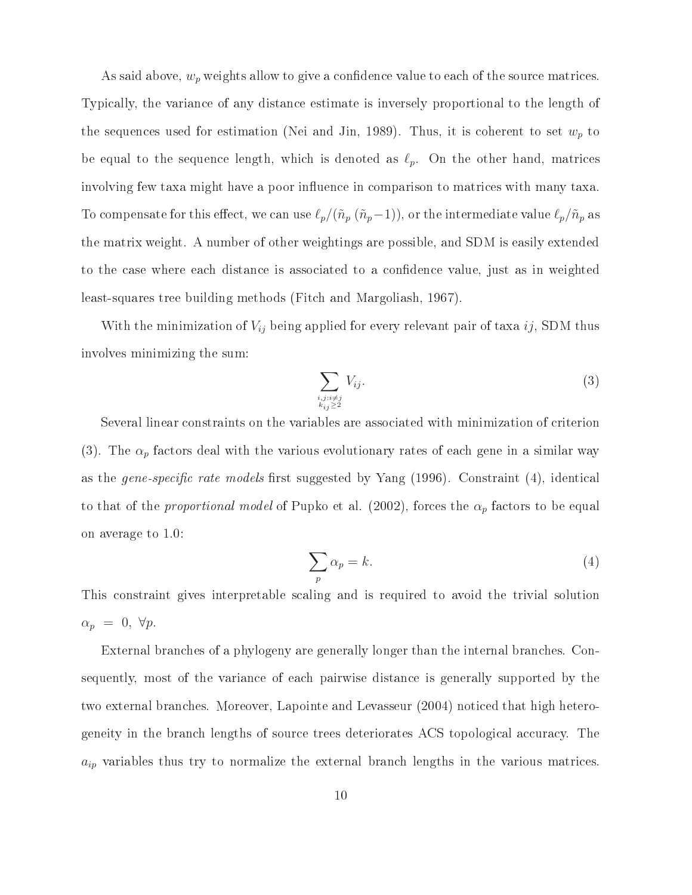As said above, $w_p$ weights allow to give a confidence value to each of the source matrices. Typically, the variance of any distance estimate is inversely proportional to the length of the sequences used for estimation (Nei and Jin, 1989). Thus, it is coherent to set $w_p$ to be equal to the sequence length, which is denoted as $\ell_p$. On the other hand, matrices involving few taxa might have a poor influence in comparison to matrices with many taxa. To compensate for this effect, we can use $\ell_p/(\tilde{n}_p\,(\tilde{n}_p-1))$, or the intermediate value $\ell_p/\tilde{n}_p$ as the matrix weight. A number of other weightings are possible, and SDM is easily extended to the case where each distance is associated to a confidence value, just as in weighted least-squares tree building methods (Fitch and Margoliash, 1967).

With the minimization of $V_{ij}$ being applied for every relevant pair of taxa $ij$, SDM thus involves minimizing the sum:

$$\sum_{\substack{i,j:i\neq j \\ k_{ij}\geq 2}} V_{ij}. \tag{3}$$

Several linear constraints on the variables are associated with minimization of criterion (3). The $\alpha_p$ factors deal with the various evolutionary rates of each gene in a similar way as the *gene-specific rate models* first suggested by Yang (1996). Constraint (4), identical to that of the *proportional model* of Pupko et al. (2002), forces the $\alpha_p$ factors to be equal on average to 1.0:

$$\sum_{p} \alpha_p = k. \tag{4}$$

This constraint gives interpretable scaling and is required to avoid the trivial solution $\alpha_p = 0,\ \forall p$.

External branches of a phylogeny are generally longer than the internal branches. Consequently, most of the variance of each pairwise distance is generally supported by the two external branches. Moreover, Lapointe and Levasseur (2004) noticed that high heterogeneity in the branch lengths of source trees deteriorates ACS topological accuracy. The $a_{ip}$ variables thus try to normalize the external branch lengths in the various matrices.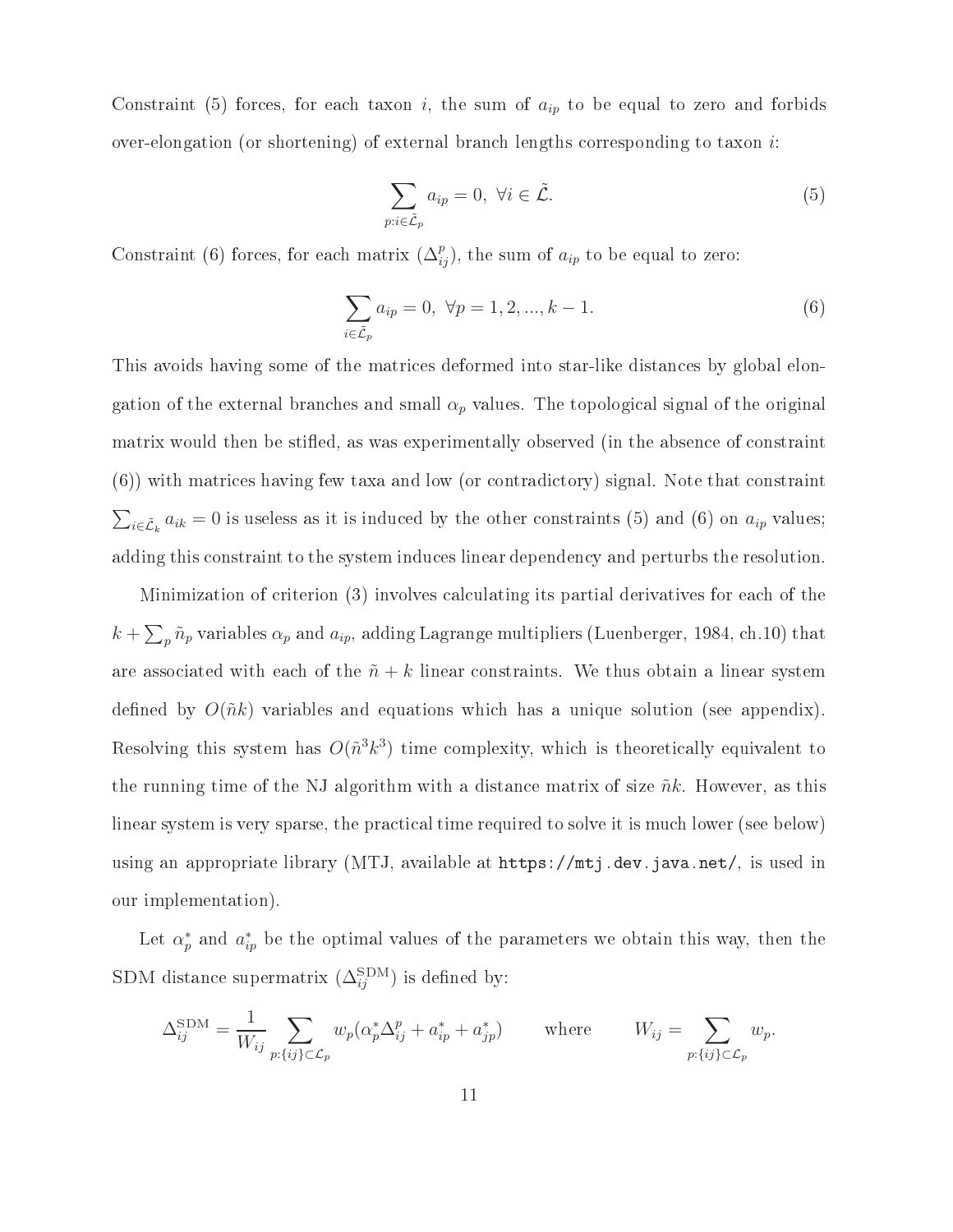Constraint (5) forces, for each taxon $i$, the sum of $a_{ip}$ to be equal to zero and forbids over-elongation (or shortening) of external branch lengths corresponding to taxon $i$:

$$\sum_{p:i\in\tilde{\mathcal{L}}_p} a_{ip} = 0,\ \forall i \in \tilde{\mathcal{L}}. \tag{5}$$

Constraint (6) forces, for each matrix $(\Delta^p_{ij})$, the sum of $a_{ip}$ to be equal to zero:

$$\sum_{i\in\tilde{\mathcal{L}}_p} a_{ip} = 0,\ \forall p = 1, 2, ..., k-1. \tag{6}$$

This avoids having some of the matrices deformed into star-like distances by global elongation of the external branches and small $\alpha_p$ values. The topological signal of the original matrix would then be stifled, as was experimentally observed (in the absence of constraint (6)) with matrices having few taxa and low (or contradictory) signal. Note that constraint $\sum_{i\in\tilde{\mathcal{L}}_k} a_{ik} = 0$ is useless as it is induced by the other constraints (5) and (6) on $a_{ip}$ values; adding this constraint to the system induces linear dependency and perturbs the resolution.

Minimization of criterion (3) involves calculating its partial derivatives for each of the $k + \sum_p \tilde{n}_p$ variables $\alpha_p$ and $a_{ip}$, adding Lagrange multipliers (Luenberger, 1984, ch.10) that are associated with each of the $\tilde{n} + k$ linear constraints. We thus obtain a linear system defined by $O(\tilde{n}k)$ variables and equations which has a unique solution (see appendix). Resolving this system has $O(\tilde{n}^3k^3)$ time complexity, which is theoretically equivalent to the running time of the NJ algorithm with a distance matrix of size $\tilde{n}k$. However, as this linear system is very sparse, the practical time required to solve it is much lower (see below) using an appropriate library (MTJ, available at `https://mtj.dev.java.net/`, is used in our implementation).

Let $\alpha^*_p$ and $a^*_{ip}$ be the optimal values of the parameters we obtain this way, then the SDM distance supermatrix $(\Delta^{\text{SDM}}_{ij})$ is defined by:

$$\Delta^{\text{SDM}}_{ij} = \frac{1}{W_{ij}} \sum_{p:\{ij\}\subset\mathcal{L}_p} w_p(\alpha^*_p\Delta^p_{ij} + a^*_{ip} + a^*_{jp}) \qquad \text{where} \qquad W_{ij} = \sum_{p:\{ij\}\subset\mathcal{L}_p} w_p.$$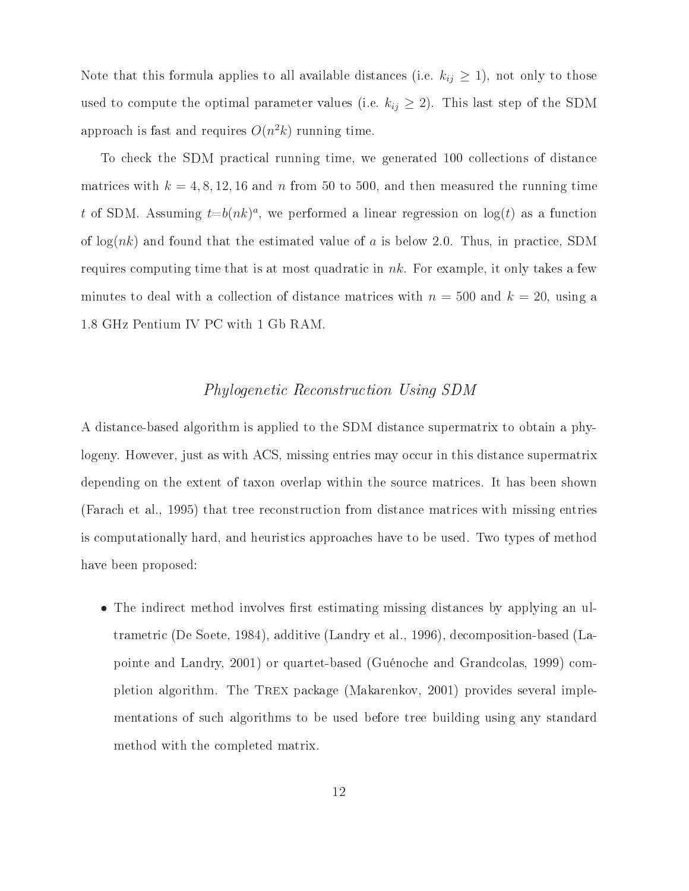Note that this formula applies to all available distances (i.e. $k_{ij} \geq 1$), not only to those used to compute the optimal parameter values (i.e. $k_{ij} \geq 2$). This last step of the SDM approach is fast and requires $O(n^2k)$ running time.

To check the SDM practical running time, we generated 100 collections of distance matrices with $k = 4, 8, 12, 16$ and $n$ from 50 to 500, and then measured the running time $t$ of SDM. Assuming $t{=}b(nk)^a$, we performed a linear regression on $\log(t)$ as a function of $\log(nk)$ and found that the estimated value of $a$ is below 2.0. Thus, in practice, SDM requires computing time that is at most quadratic in $nk$. For example, it only takes a few minutes to deal with a collection of distance matrices with $n = 500$ and $k = 20$, using a 1.8 GHz Pentium IV PC with 1 Gb RAM.

### *Phylogenetic Reconstruction Using SDM*

A distance-based algorithm is applied to the SDM distance supermatrix to obtain a phylogeny. However, just as with ACS, missing entries may occur in this distance supermatrix depending on the extent of taxon overlap within the source matrices. It has been shown (Farach et al., 1995) that tree reconstruction from distance matrices with missing entries is computationally hard, and heuristics approaches have to be used. Two types of method have been proposed:

- The indirect method involves first estimating missing distances by applying an ultrametric (De Soete, 1984), additive (Landry et al., 1996), decomposition-based (Lapointe and Landry, 2001) or quartet-based (Guénoche and Grandcolas, 1999) completion algorithm. The Trex package (Makarenkov, 2001) provides several implementations of such algorithms to be used before tree building using any standard method with the completed matrix.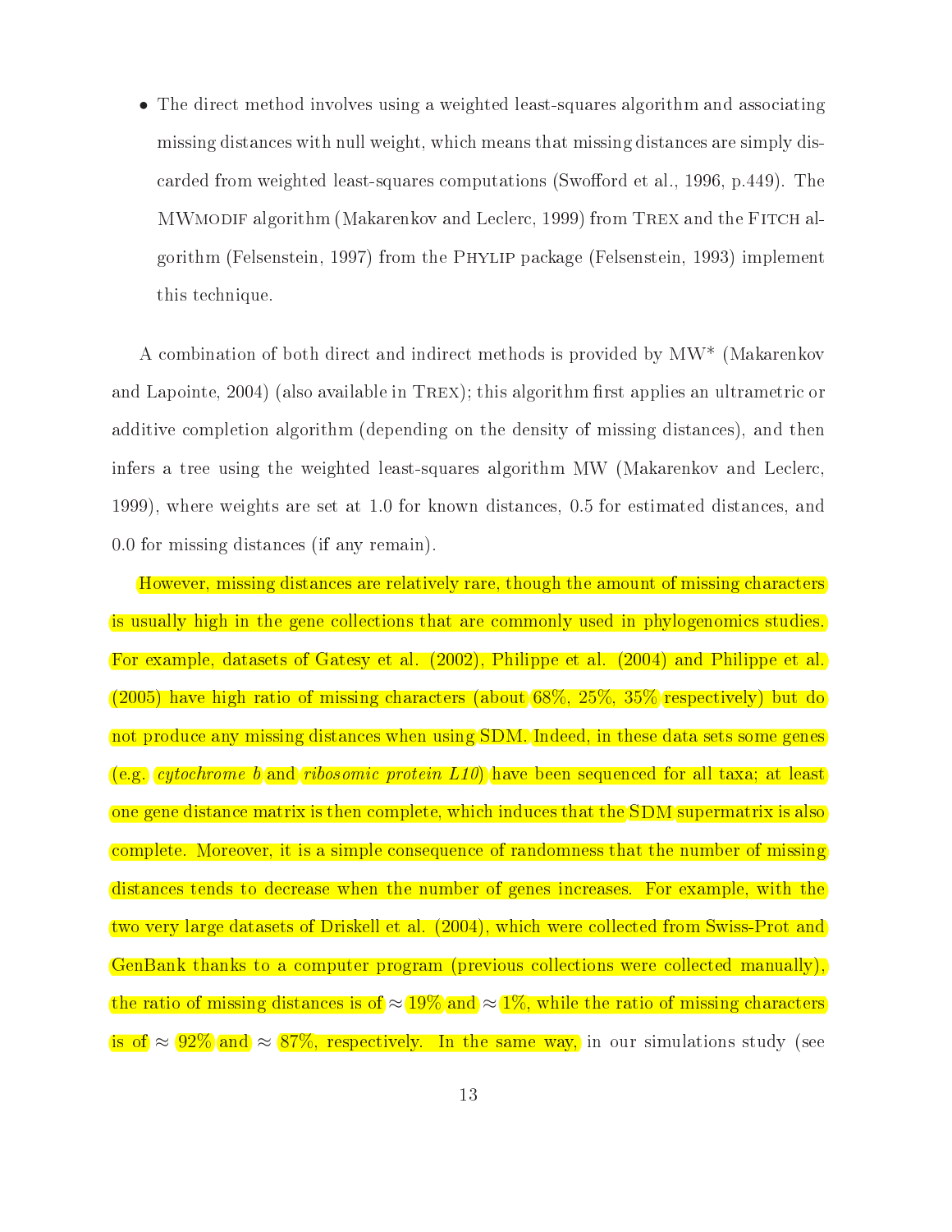- The direct method involves using a weighted least-squares algorithm and associating missing distances with null weight, which means that missing distances are simply discarded from weighted least-squares computations (Swofford et al., 1996, p.449). The MWmodif algorithm (Makarenkov and Leclerc, 1999) from Trex and the Fitch algorithm (Felsenstein, 1997) from the Phylip package (Felsenstein, 1993) implement this technique.

A combination of both direct and indirect methods is provided by MW* (Makarenkov and Lapointe, 2004) (also available in Trex); this algorithm first applies an ultrametric or additive completion algorithm (depending on the density of missing distances), and then infers a tree using the weighted least-squares algorithm MW (Makarenkov and Leclerc, 1999), where weights are set at 1.0 for known distances, 0.5 for estimated distances, and 0.0 for missing distances (if any remain).

However, missing distances are relatively rare, though the amount of missing characters is usually high in the gene collections that are commonly used in phylogenomics studies. For example, datasets of Gatesy et al. (2002), Philippe et al. (2004) and Philippe et al. (2005) have high ratio of missing characters (about 68%, 25%, 35% respectively) but do not produce any missing distances when using SDM. Indeed, in these data sets some genes (e.g. *cytochrome b* and *ribosomic protein L10*) have been sequenced for all taxa; at least one gene distance matrix is then complete, which induces that the SDM supermatrix is also complete. Moreover, it is a simple consequence of randomness that the number of missing distances tends to decrease when the number of genes increases. For example, with the two very large datasets of Driskell et al. (2004), which were collected from Swiss-Prot and GenBank thanks to a computer program (previous collections were collected manually), the ratio of missing distances is of $\approx$ 19% and $\approx$ 1%, while the ratio of missing characters is of $\approx$ 92% and $\approx$ 87%, respectively. In the same way, in our simulations study (see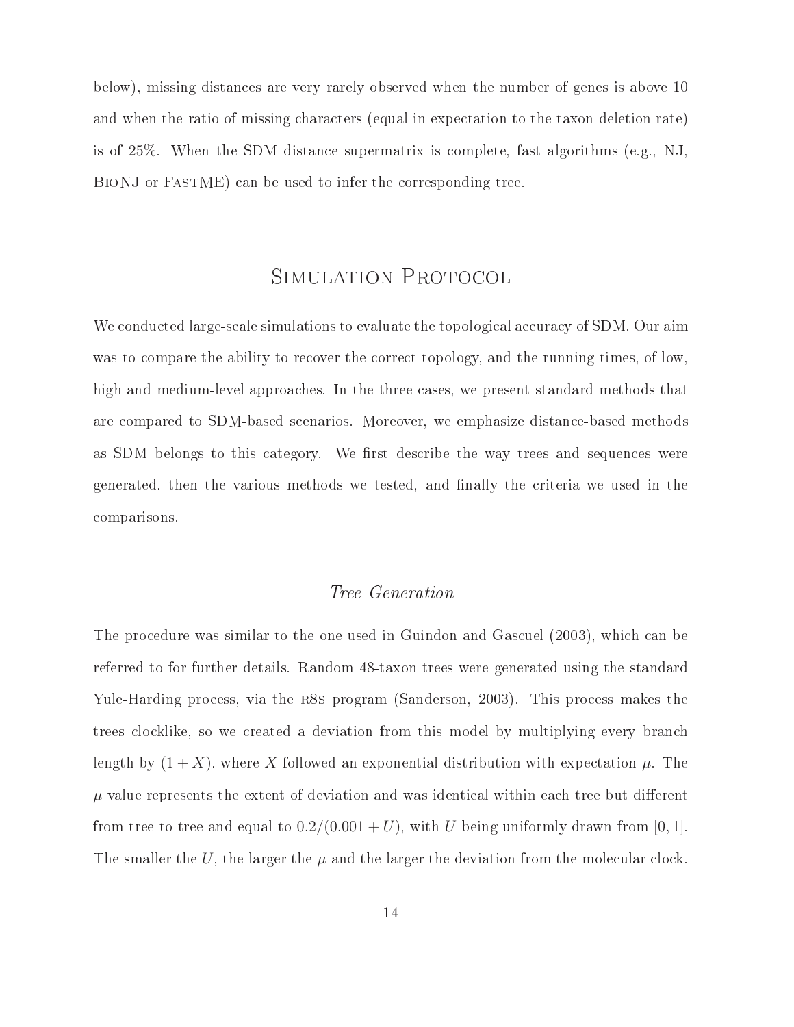below), missing distances are very rarely observed when the number of genes is above 10 and when the ratio of missing characters (equal in expectation to the taxon deletion rate) is of 25%. When the SDM distance supermatrix is complete, fast algorithms (e.g., NJ, BioNJ or FastME) can be used to infer the corresponding tree.

## Simulation Protocol

We conducted large-scale simulations to evaluate the topological accuracy of SDM. Our aim was to compare the ability to recover the correct topology, and the running times, of low, high and medium-level approaches. In the three cases, we present standard methods that are compared to SDM-based scenarios. Moreover, we emphasize distance-based methods as SDM belongs to this category. We first describe the way trees and sequences were generated, then the various methods we tested, and finally the criteria we used in the comparisons.

### *Tree Generation*

The procedure was similar to the one used in Guindon and Gascuel (2003), which can be referred to for further details. Random 48-taxon trees were generated using the standard Yule-Harding process, via the r8s program (Sanderson, 2003). This process makes the trees clocklike, so we created a deviation from this model by multiplying every branch length by $(1 + X)$, where $X$ followed an exponential distribution with expectation $\mu$. The $\mu$ value represents the extent of deviation and was identical within each tree but different from tree to tree and equal to $0.2/(0.001 + U)$, with $U$ being uniformly drawn from $[0, 1]$. The smaller the $U$, the larger the $\mu$ and the larger the deviation from the molecular clock.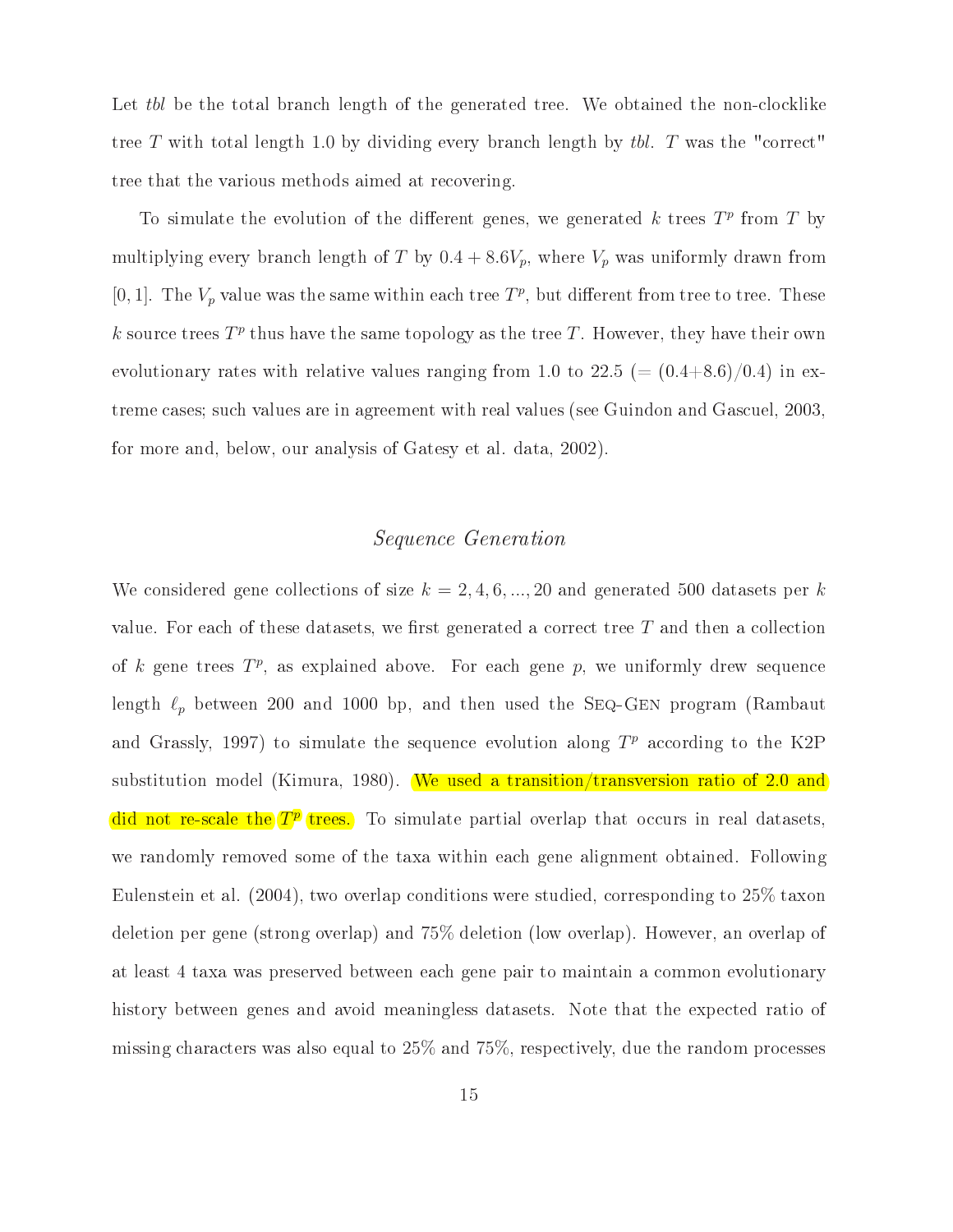Let *tbl* be the total branch length of the generated tree. We obtained the non-clocklike tree $T$ with total length 1.0 by dividing every branch length by *tbl*. $T$ was the "correct" tree that the various methods aimed at recovering.

To simulate the evolution of the different genes, we generated $k$ trees $T^p$ from $T$ by multiplying every branch length of $T$ by $0.4 + 8.6V_p$, where $V_p$ was uniformly drawn from $[0, 1]$. The $V_p$ value was the same within each tree $T^p$, but different from tree to tree. These $k$ source trees $T^p$ thus have the same topology as the tree $T$. However, they have their own evolutionary rates with relative values ranging from 1.0 to 22.5 ($= (0.4+8.6)/0.4$) in extreme cases; such values are in agreement with real values (see Guindon and Gascuel, 2003, for more and, below, our analysis of Gatesy et al. data, 2002).

## *Sequence Generation*

We considered gene collections of size $k = 2, 4, 6, ..., 20$ and generated 500 datasets per $k$ value. For each of these datasets, we first generated a correct tree $T$ and then a collection of $k$ gene trees $T^p$, as explained above. For each gene $p$, we uniformly drew sequence length $\ell_p$ between 200 and 1000 bp, and then used the Seq-Gen program (Rambaut and Grassly, 1997) to simulate the sequence evolution along $T^p$ according to the K2P substitution model (Kimura, 1980). We used a transition/transversion ratio of 2.0 and did not re-scale the $T^p$ trees. To simulate partial overlap that occurs in real datasets, we randomly removed some of the taxa within each gene alignment obtained. Following Eulenstein et al. (2004), two overlap conditions were studied, corresponding to 25% taxon deletion per gene (strong overlap) and 75% deletion (low overlap). However, an overlap of at least 4 taxa was preserved between each gene pair to maintain a common evolutionary history between genes and avoid meaningless datasets. Note that the expected ratio of missing characters was also equal to 25% and 75%, respectively, due the random processes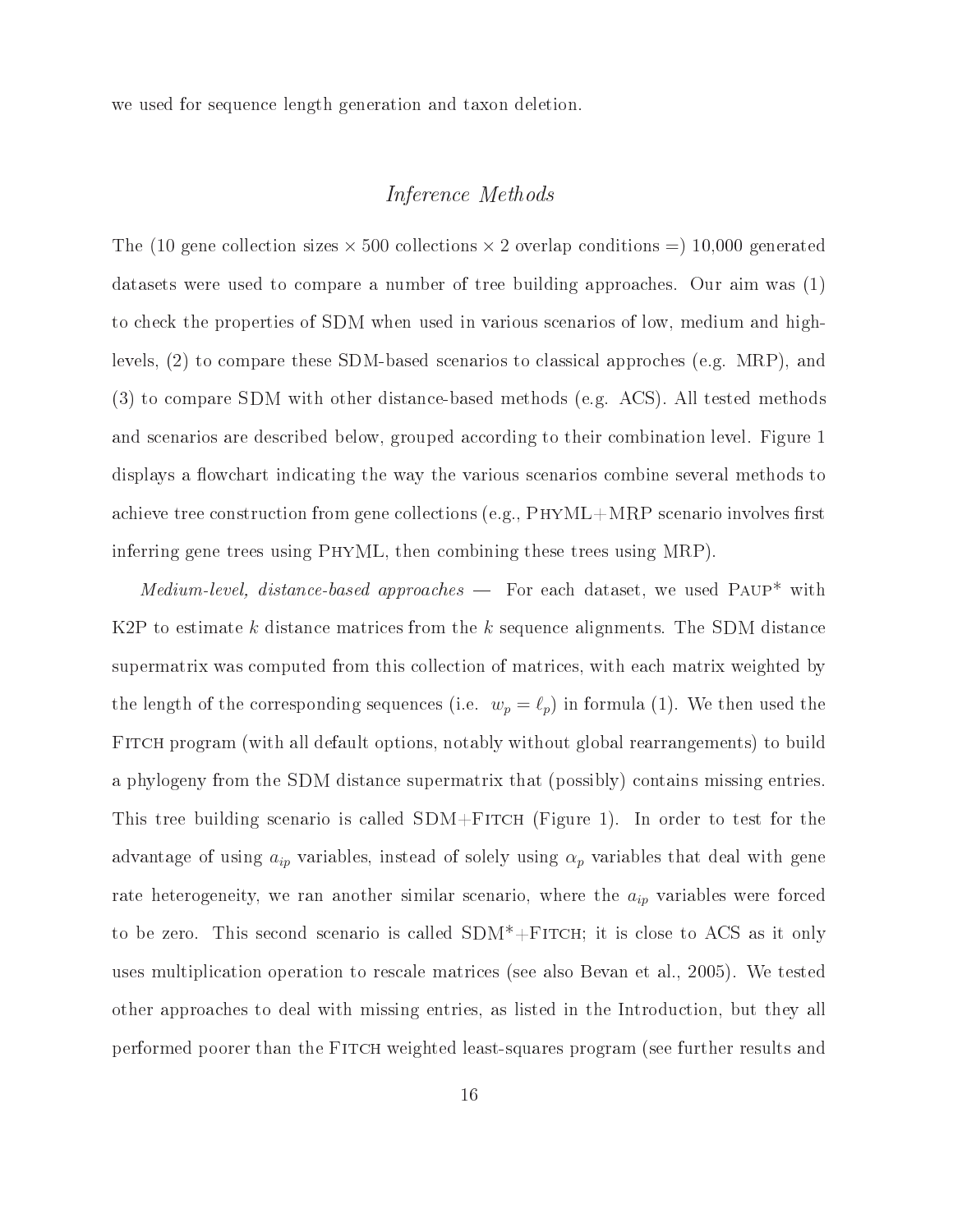we used for sequence length generation and taxon deletion.

## *Inference Methods*

The (10 gene collection sizes × 500 collections × 2 overlap conditions =) 10,000 generated datasets were used to compare a number of tree building approaches. Our aim was (1) to check the properties of SDM when used in various scenarios of low, medium and high-levels, (2) to compare these SDM-based scenarios to classical approches (e.g. MRP), and (3) to compare SDM with other distance-based methods (e.g. ACS). All tested methods and scenarios are described below, grouped according to their combination level. Figure 1 displays a flowchart indicating the way the various scenarios combine several methods to achieve tree construction from gene collections (e.g., PhyML+MRP scenario involves first inferring gene trees using PhyML, then combining these trees using MRP).

*Medium-level, distance-based approaches —* For each dataset, we used Paup* with K2P to estimate $k$ distance matrices from the $k$ sequence alignments. The SDM distance supermatrix was computed from this collection of matrices, with each matrix weighted by the length of the corresponding sequences (i.e. $w_p = \ell_p$) in formula (1). We then used the Fitch program (with all default options, notably without global rearrangements) to build a phylogeny from the SDM distance supermatrix that (possibly) contains missing entries. This tree building scenario is called SDM+Fitch (Figure 1). In order to test for the advantage of using $a_{ip}$ variables, instead of solely using $\alpha_p$ variables that deal with gene rate heterogeneity, we ran another similar scenario, where the $a_{ip}$ variables were forced to be zero. This second scenario is called SDM*+Fitch; it is close to ACS as it only uses multiplication operation to rescale matrices (see also Bevan et al., 2005). We tested other approaches to deal with missing entries, as listed in the Introduction, but they all performed poorer than the Fitch weighted least-squares program (see further results and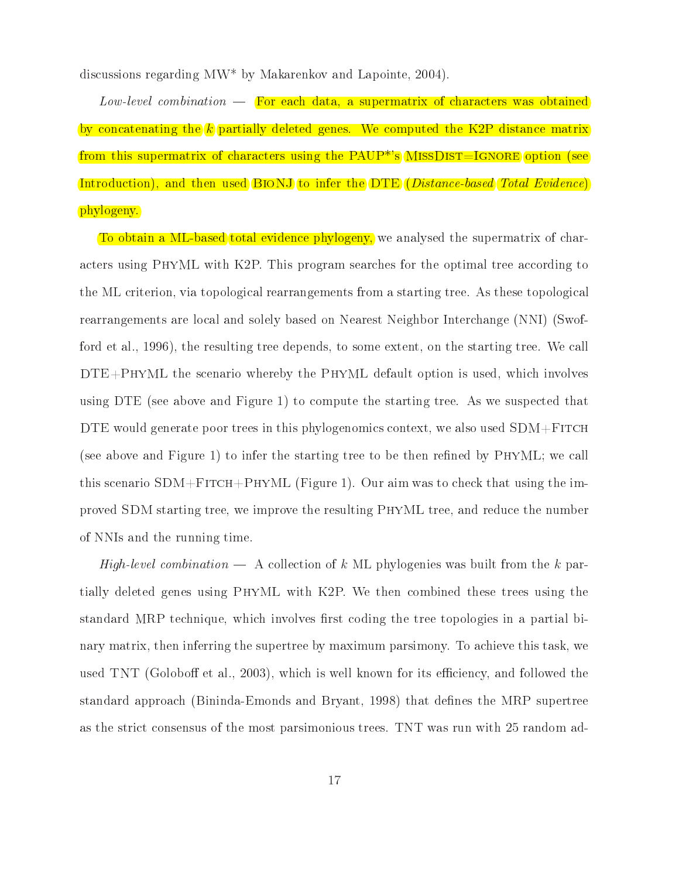discussions regarding MW* by Makarenkov and Lapointe, 2004).

*Low-level combination* — For each data, a supermatrix of characters was obtained by concatenating the $k$ partially deleted genes. We computed the K2P distance matrix from this supermatrix of characters using the PAUP*'s MissDist=Ignore option (see Introduction), and then used BioNJ to infer the DTE (*Distance-based Total Evidence*) phylogeny.

To obtain a ML-based total evidence phylogeny, we analysed the supermatrix of characters using PhyML with K2P. This program searches for the optimal tree according to the ML criterion, via topological rearrangements from a starting tree. As these topological rearrangements are local and solely based on Nearest Neighbor Interchange (NNI) (Swofford et al., 1996), the resulting tree depends, to some extent, on the starting tree. We call DTE+PhyML the scenario whereby the PhyML default option is used, which involves using DTE (see above and Figure 1) to compute the starting tree. As we suspected that DTE would generate poor trees in this phylogenomics context, we also used SDM+Fitch (see above and Figure 1) to infer the starting tree to be then refined by PhyML; we call this scenario SDM+Fitch+PhyML (Figure 1). Our aim was to check that using the improved SDM starting tree, we improve the resulting PhyML tree, and reduce the number of NNIs and the running time.

*High-level combination* — A collection of $k$ ML phylogenies was built from the $k$ partially deleted genes using PhyML with K2P. We then combined these trees using the standard MRP technique, which involves first coding the tree topologies in a partial binary matrix, then inferring the supertree by maximum parsimony. To achieve this task, we used TNT (Goloboff et al., 2003), which is well known for its efficiency, and followed the standard approach (Bininda-Emonds and Bryant, 1998) that defines the MRP supertree as the strict consensus of the most parsimonious trees. TNT was run with 25 random ad-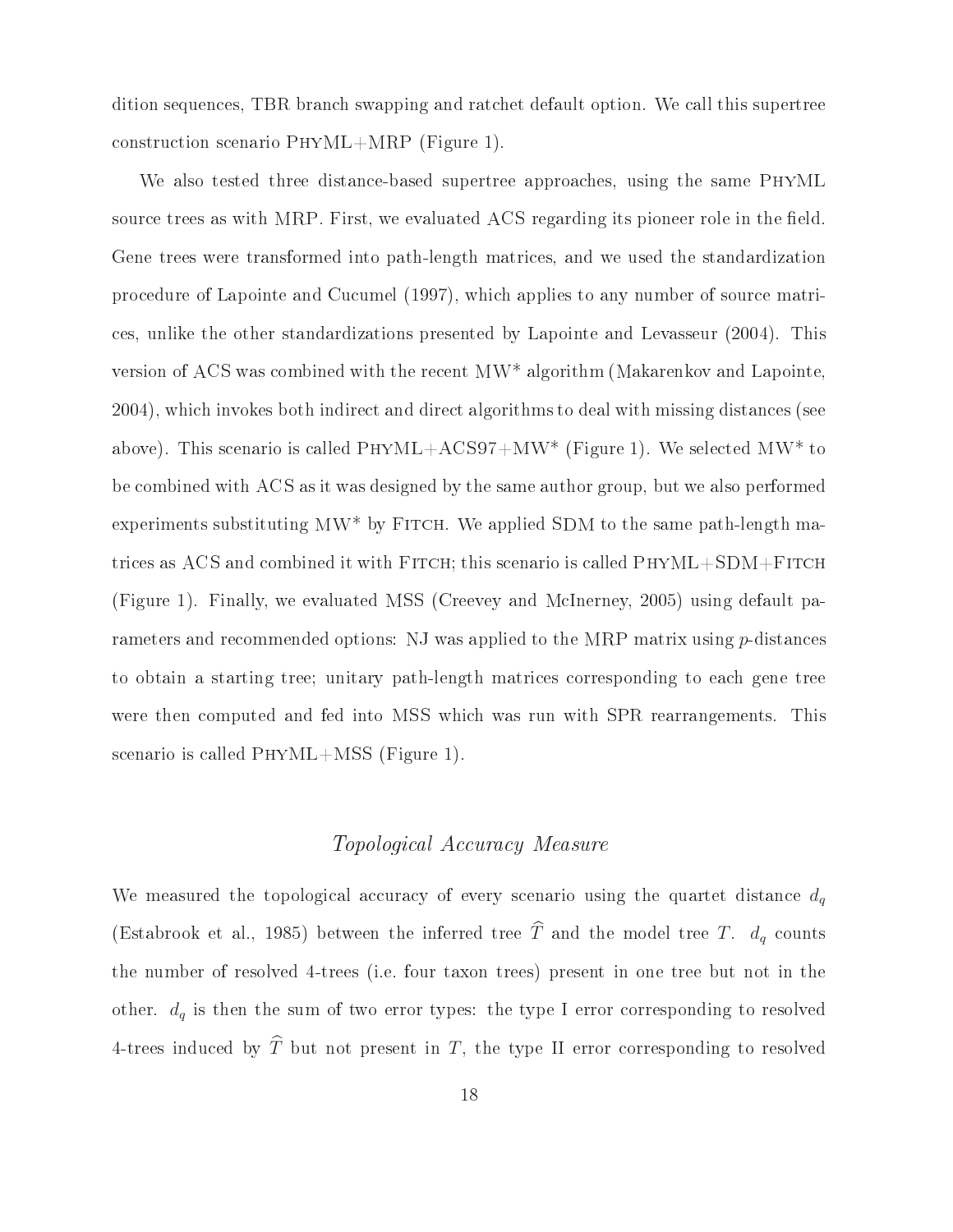dition sequences, TBR branch swapping and ratchet default option. We call this supertree construction scenario PhyML+MRP (Figure 1).

We also tested three distance-based supertree approaches, using the same PhyML source trees as with MRP. First, we evaluated ACS regarding its pioneer role in the field. Gene trees were transformed into path-length matrices, and we used the standardization procedure of Lapointe and Cucumel (1997), which applies to any number of source matrices, unlike the other standardizations presented by Lapointe and Levasseur (2004). This version of ACS was combined with the recent MW* algorithm (Makarenkov and Lapointe, 2004), which invokes both indirect and direct algorithms to deal with missing distances (see above). This scenario is called PhyML+ACS97+MW* (Figure 1). We selected MW* to be combined with ACS as it was designed by the same author group, but we also performed experiments substituting MW* by Fitch. We applied SDM to the same path-length matrices as ACS and combined it with Fitch; this scenario is called PhyML+SDM+Fitch (Figure 1). Finally, we evaluated MSS (Creevey and McInerney, 2005) using default parameters and recommended options: NJ was applied to the MRP matrix using $p$-distances to obtain a starting tree; unitary path-length matrices corresponding to each gene tree were then computed and fed into MSS which was run with SPR rearrangements. This scenario is called PhyML+MSS (Figure 1).

## *Topological Accuracy Measure*

We measured the topological accuracy of every scenario using the quartet distance $d_q$ (Estabrook et al., 1985) between the inferred tree $\widehat{T}$ and the model tree $T$. $d_q$ counts the number of resolved 4-trees (i.e. four taxon trees) present in one tree but not in the other. $d_q$ is then the sum of two error types: the type I error corresponding to resolved 4-trees induced by $\widehat{T}$ but not present in $T$, the type II error corresponding to resolved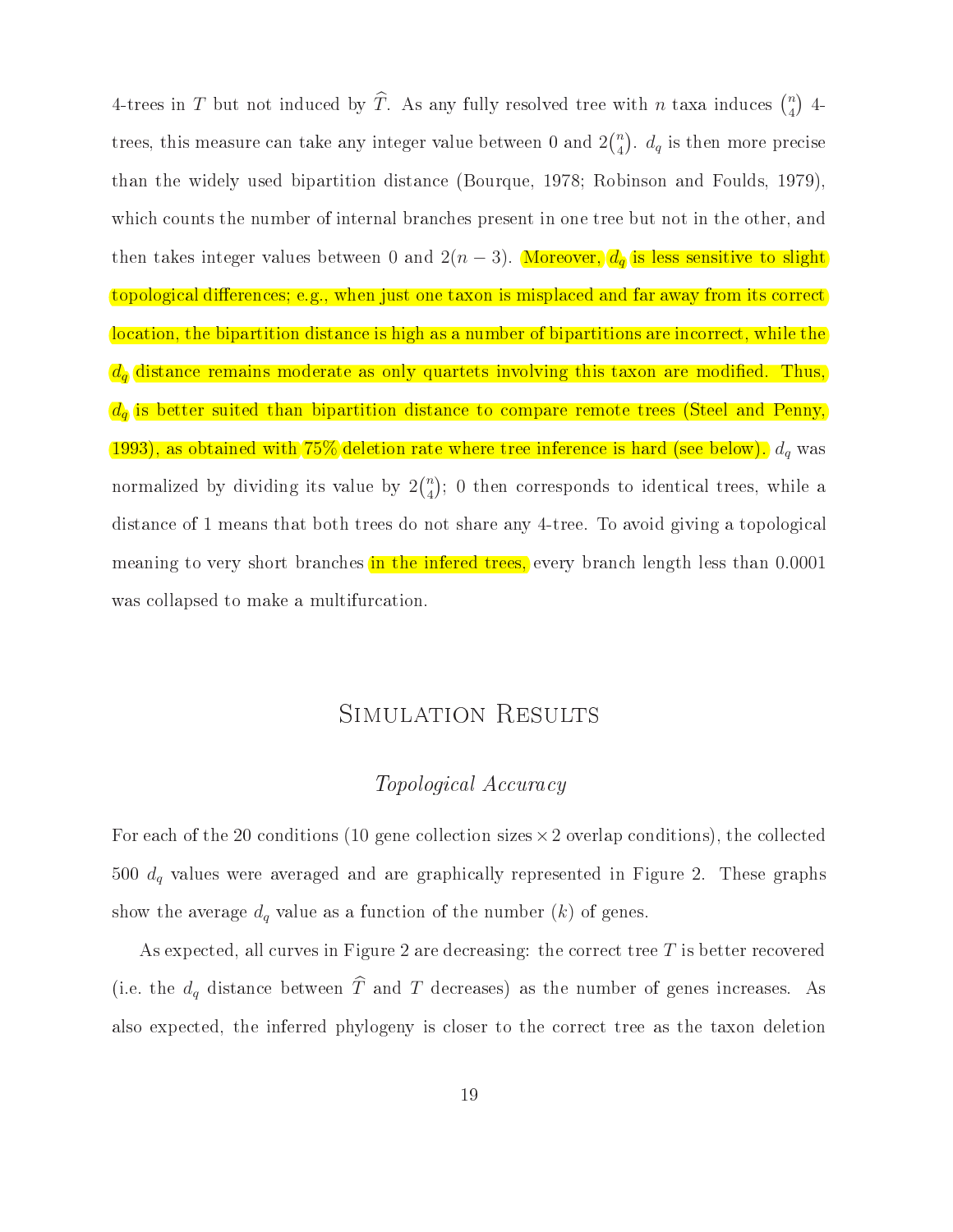4-trees in $T$ but not induced by $\widehat{T}$. As any fully resolved tree with $n$ taxa induces $\binom{n}{4}$ 4-trees, this measure can take any integer value between 0 and $2\binom{n}{4}$. $d_q$ is then more precise than the widely used bipartition distance (Bourque, 1978; Robinson and Foulds, 1979), which counts the number of internal branches present in one tree but not in the other, and then takes integer values between 0 and $2(n-3)$. Moreover, $d_q$ is less sensitive to slight topological differences; e.g., when just one taxon is misplaced and far away from its correct location, the bipartition distance is high as a number of bipartitions are incorrect, while the $d_q$ distance remains moderate as only quartets involving this taxon are modified. Thus, $d_q$ is better suited than bipartition distance to compare remote trees (Steel and Penny, 1993), as obtained with 75% deletion rate where tree inference is hard (see below). $d_q$ was normalized by dividing its value by $2\binom{n}{4}$; 0 then corresponds to identical trees, while a distance of 1 means that both trees do not share any 4-tree. To avoid giving a topological meaning to very short branches in the infered trees, every branch length less than 0.0001 was collapsed to make a multifurcation.

# Simulation Results

## *Topological Accuracy*

For each of the 20 conditions (10 gene collection sizes $\times$ 2 overlap conditions), the collected 500 $d_q$ values were averaged and are graphically represented in Figure 2. These graphs show the average $d_q$ value as a function of the number ($k$) of genes.

As expected, all curves in Figure 2 are decreasing: the correct tree $T$ is better recovered (i.e. the $d_q$ distance between $\widehat{T}$ and $T$ decreases) as the number of genes increases. As also expected, the inferred phylogeny is closer to the correct tree as the taxon deletion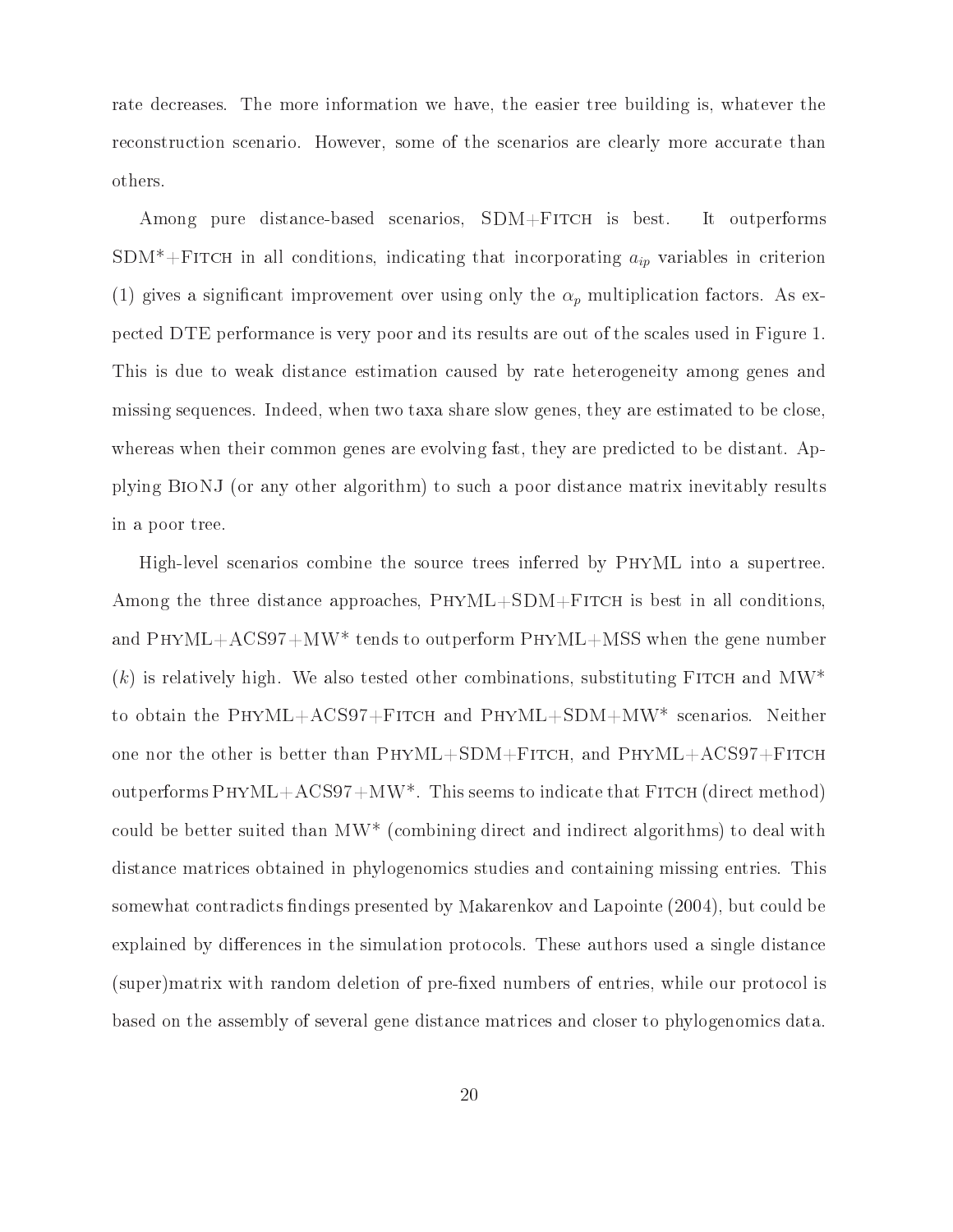rate decreases. The more information we have, the easier tree building is, whatever the reconstruction scenario. However, some of the scenarios are clearly more accurate than others.

Among pure distance-based scenarios, SDM+Fitch is best. It outperforms SDM*+Fitch in all conditions, indicating that incorporating $a_{ip}$ variables in criterion (1) gives a significant improvement over using only the $\alpha_p$ multiplication factors. As expected DTE performance is very poor and its results are out of the scales used in Figure 1. This is due to weak distance estimation caused by rate heterogeneity among genes and missing sequences. Indeed, when two taxa share slow genes, they are estimated to be close, whereas when their common genes are evolving fast, they are predicted to be distant. Applying BioNJ (or any other algorithm) to such a poor distance matrix inevitably results in a poor tree.

High-level scenarios combine the source trees inferred by PhyML into a supertree. Among the three distance approaches, PhyML+SDM+Fitch is best in all conditions, and PhyML+ACS97+MW* tends to outperform PhyML+MSS when the gene number ($k$) is relatively high. We also tested other combinations, substituting Fitch and MW* to obtain the PhyML+ACS97+Fitch and PhyML+SDM+MW* scenarios. Neither one nor the other is better than PhyML+SDM+Fitch, and PhyML+ACS97+Fitch outperforms PhyML+ACS97+MW*. This seems to indicate that Fitch (direct method) could be better suited than MW* (combining direct and indirect algorithms) to deal with distance matrices obtained in phylogenomics studies and containing missing entries. This somewhat contradicts findings presented by Makarenkov and Lapointe (2004), but could be explained by differences in the simulation protocols. These authors used a single distance (super)matrix with random deletion of pre-fixed numbers of entries, while our protocol is based on the assembly of several gene distance matrices and closer to phylogenomics data.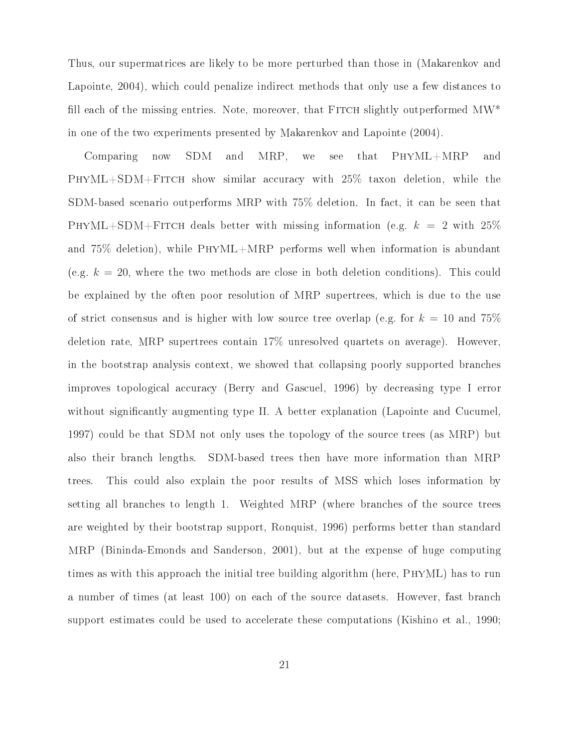Thus, our supermatrices are likely to be more perturbed than those in (Makarenkov and Lapointe, 2004), which could penalize indirect methods that only use a few distances to fill each of the missing entries. Note, moreover, that Fitch slightly outperformed MW* in one of the two experiments presented by Makarenkov and Lapointe (2004).

Comparing now SDM and MRP, we see that PhyML+MRP and PhyML+SDM+Fitch show similar accuracy with 25% taxon deletion, while the SDM-based scenario outperforms MRP with 75% deletion. In fact, it can be seen that PhyML+SDM+Fitch deals better with missing information (e.g. $k = 2$ with 25% and 75% deletion), while PhyML+MRP performs well when information is abundant (e.g. $k = 20$, where the two methods are close in both deletion conditions). This could be explained by the often poor resolution of MRP supertrees, which is due to the use of strict consensus and is higher with low source tree overlap (e.g. for $k = 10$ and 75% deletion rate, MRP supertrees contain 17% unresolved quartets on average). However, in the bootstrap analysis context, we showed that collapsing poorly supported branches improves topological accuracy (Berry and Gascuel, 1996) by decreasing type I error without significantly augmenting type II. A better explanation (Lapointe and Cucumel, 1997) could be that SDM not only uses the topology of the source trees (as MRP) but also their branch lengths. SDM-based trees then have more information than MRP trees. This could also explain the poor results of MSS which loses information by setting all branches to length 1. Weighted MRP (where branches of the source trees are weighted by their bootstrap support, Ronquist, 1996) performs better than standard MRP (Bininda-Emonds and Sanderson, 2001), but at the expense of huge computing times as with this approach the initial tree building algorithm (here, PhyML) has to run a number of times (at least 100) on each of the source datasets. However, fast branch support estimates could be used to accelerate these computations (Kishino et al., 1990;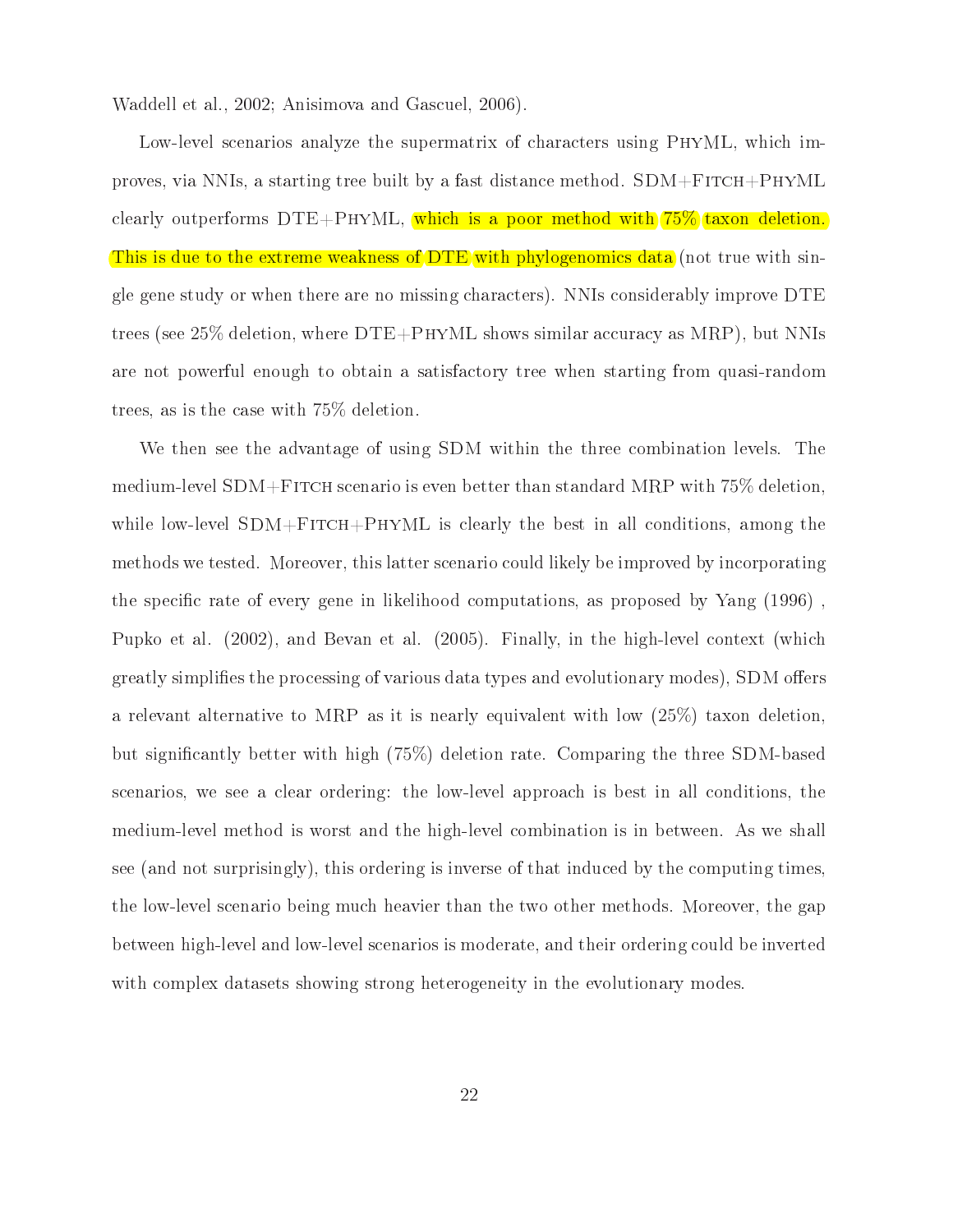Waddell et al., 2002; Anisimova and Gascuel, 2006).

Low-level scenarios analyze the supermatrix of characters using PhyML, which improves, via NNIs, a starting tree built by a fast distance method. SDM+Fitch+PhyML clearly outperforms DTE+PhyML, which is a poor method with 75% taxon deletion. This is due to the extreme weakness of DTE with phylogenomics data (not true with single gene study or when there are no missing characters). NNIs considerably improve DTE trees (see 25% deletion, where DTE+PhyML shows similar accuracy as MRP), but NNIs are not powerful enough to obtain a satisfactory tree when starting from quasi-random trees, as is the case with 75% deletion.

We then see the advantage of using SDM within the three combination levels. The medium-level SDM+Fitch scenario is even better than standard MRP with 75% deletion, while low-level SDM+Fitch+PhyML is clearly the best in all conditions, among the methods we tested. Moreover, this latter scenario could likely be improved by incorporating the specific rate of every gene in likelihood computations, as proposed by Yang (1996) , Pupko et al. (2002), and Bevan et al. (2005). Finally, in the high-level context (which greatly simplifies the processing of various data types and evolutionary modes), SDM offers a relevant alternative to MRP as it is nearly equivalent with low (25%) taxon deletion, but significantly better with high (75%) deletion rate. Comparing the three SDM-based scenarios, we see a clear ordering: the low-level approach is best in all conditions, the medium-level method is worst and the high-level combination is in between. As we shall see (and not surprisingly), this ordering is inverse of that induced by the computing times, the low-level scenario being much heavier than the two other methods. Moreover, the gap between high-level and low-level scenarios is moderate, and their ordering could be inverted with complex datasets showing strong heterogeneity in the evolutionary modes.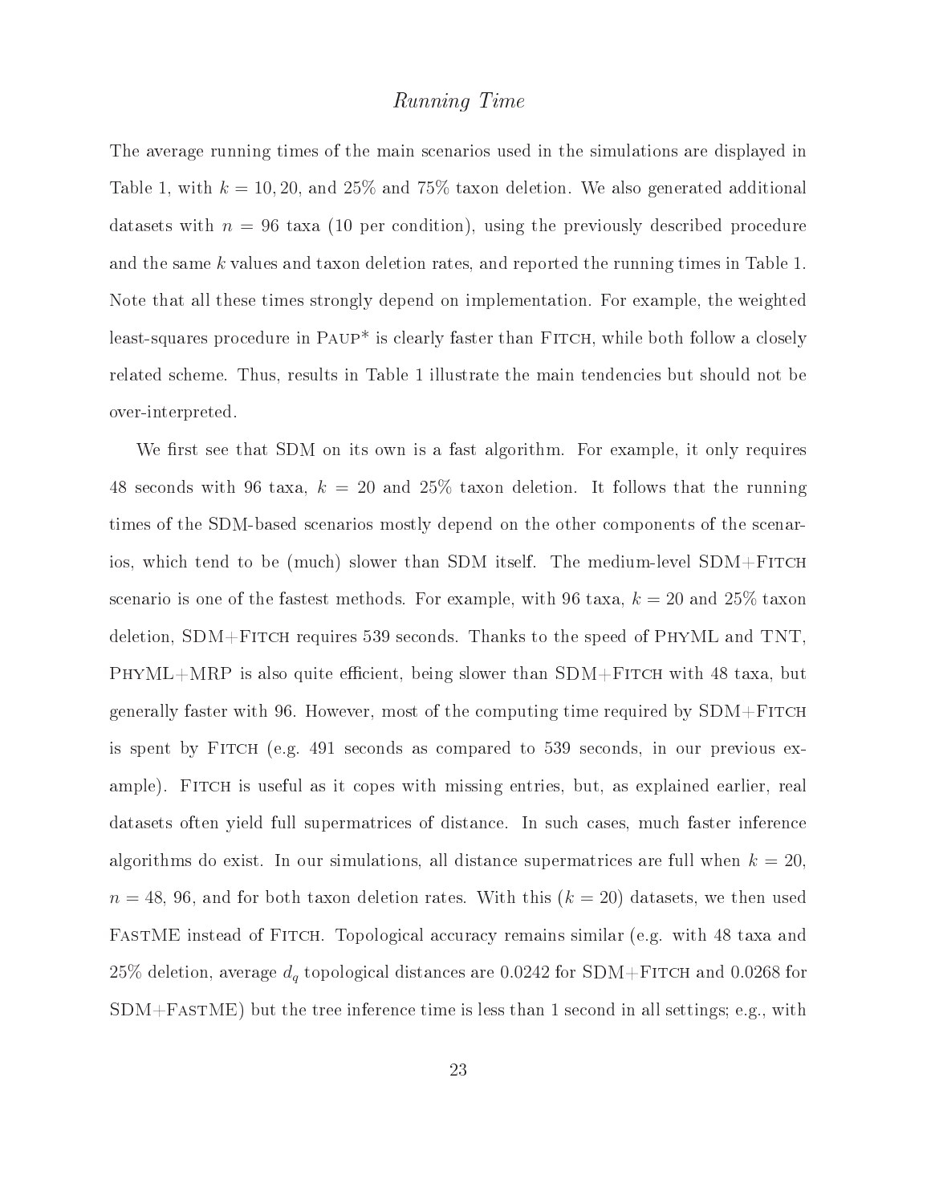### *Running Time*

The average running times of the main scenarios used in the simulations are displayed in Table 1, with $k = 10, 20$, and 25% and 75% taxon deletion. We also generated additional datasets with $n = 96$ taxa (10 per condition), using the previously described procedure and the same $k$ values and taxon deletion rates, and reported the running times in Table 1. Note that all these times strongly depend on implementation. For example, the weighted least-squares procedure in Paup* is clearly faster than Fitch, while both follow a closely related scheme. Thus, results in Table 1 illustrate the main tendencies but should not be over-interpreted.

We first see that SDM on its own is a fast algorithm. For example, it only requires 48 seconds with 96 taxa, $k = 20$ and 25% taxon deletion. It follows that the running times of the SDM-based scenarios mostly depend on the other components of the scenarios, which tend to be (much) slower than SDM itself. The medium-level SDM+Fitch scenario is one of the fastest methods. For example, with 96 taxa, $k = 20$ and 25% taxon deletion, SDM+Fitch requires 539 seconds. Thanks to the speed of PhyML and TNT, PhyML+MRP is also quite efficient, being slower than SDM+Fitch with 48 taxa, but generally faster with 96. However, most of the computing time required by SDM+Fitch is spent by Fitch (e.g. 491 seconds as compared to 539 seconds, in our previous example). Fitch is useful as it copes with missing entries, but, as explained earlier, real datasets often yield full supermatrices of distance. In such cases, much faster inference algorithms do exist. In our simulations, all distance supermatrices are full when $k = 20$, $n = 48$, 96, and for both taxon deletion rates. With this ($k = 20$) datasets, we then used FastME instead of Fitch. Topological accuracy remains similar (e.g. with 48 taxa and 25% deletion, average $d_q$ topological distances are 0.0242 for SDM+Fitch and 0.0268 for SDM+FastME) but the tree inference time is less than 1 second in all settings; e.g., with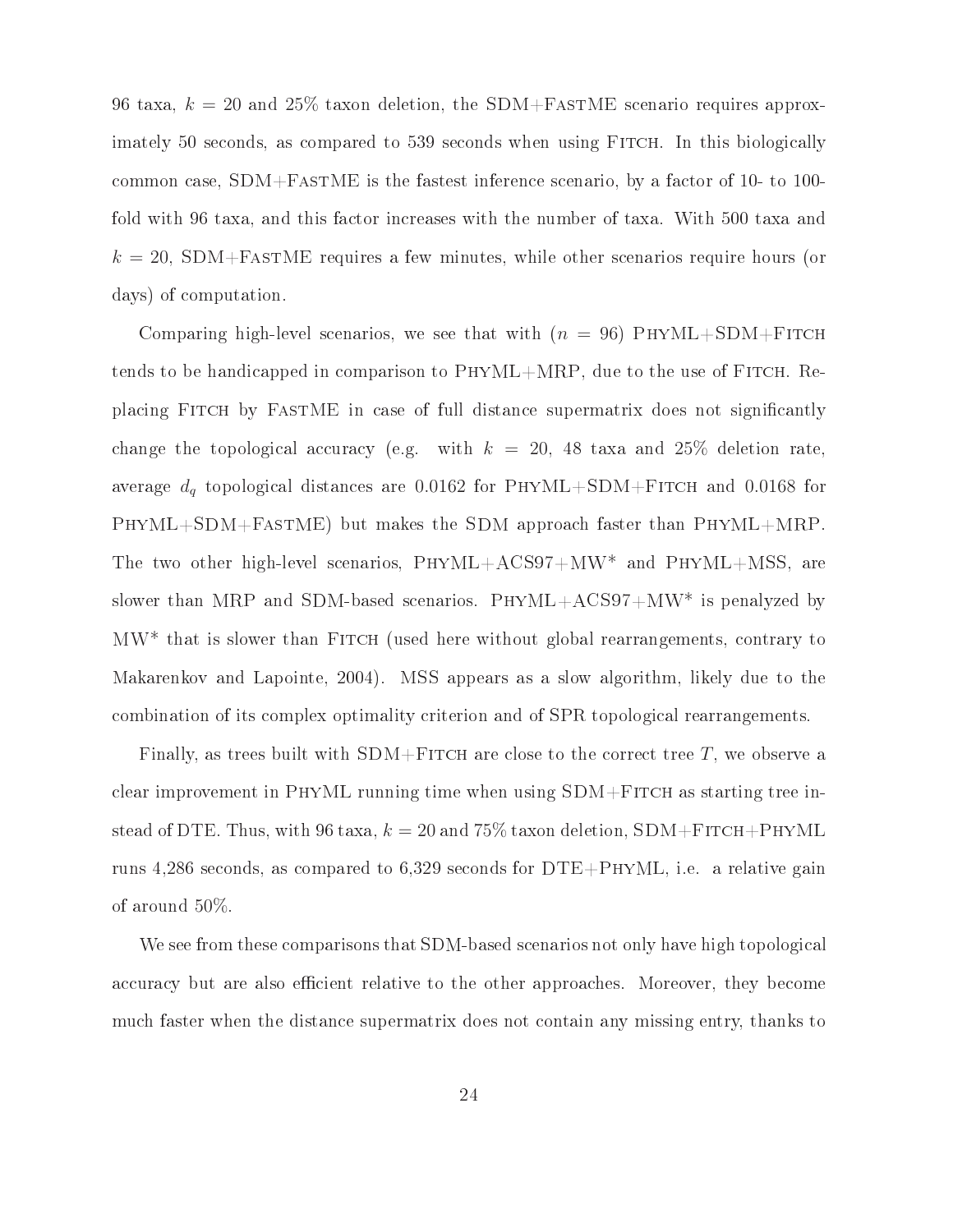96 taxa, $k = 20$ and 25% taxon deletion, the SDM+FastME scenario requires approximately 50 seconds, as compared to 539 seconds when using Fitch. In this biologically common case, SDM+FastME is the fastest inference scenario, by a factor of 10- to 100-fold with 96 taxa, and this factor increases with the number of taxa. With 500 taxa and $k = 20$, SDM+FastME requires a few minutes, while other scenarios require hours (or days) of computation.

Comparing high-level scenarios, we see that with ($n = 96$) PhyML+SDM+Fitch tends to be handicapped in comparison to PhyML+MRP, due to the use of Fitch. Replacing Fitch by FastME in case of full distance supermatrix does not significantly change the topological accuracy (e.g. with $k = 20$, 48 taxa and 25% deletion rate, average $d_q$ topological distances are 0.0162 for PhyML+SDM+Fitch and 0.0168 for PhyML+SDM+FastME) but makes the SDM approach faster than PhyML+MRP. The two other high-level scenarios, PhyML+ACS97+MW* and PhyML+MSS, are slower than MRP and SDM-based scenarios. PhyML+ACS97+MW* is penalyzed by MW* that is slower than Fitch (used here without global rearrangements, contrary to Makarenkov and Lapointe, 2004). MSS appears as a slow algorithm, likely due to the combination of its complex optimality criterion and of SPR topological rearrangements.

Finally, as trees built with SDM+Fitch are close to the correct tree $T$, we observe a clear improvement in PhyML running time when using SDM+Fitch as starting tree instead of DTE. Thus, with 96 taxa, $k = 20$ and 75% taxon deletion, SDM+Fitch+PhyML runs 4,286 seconds, as compared to 6,329 seconds for DTE+PhyML, i.e. a relative gain of around 50%.

We see from these comparisons that SDM-based scenarios not only have high topological accuracy but are also efficient relative to the other approaches. Moreover, they become much faster when the distance supermatrix does not contain any missing entry, thanks to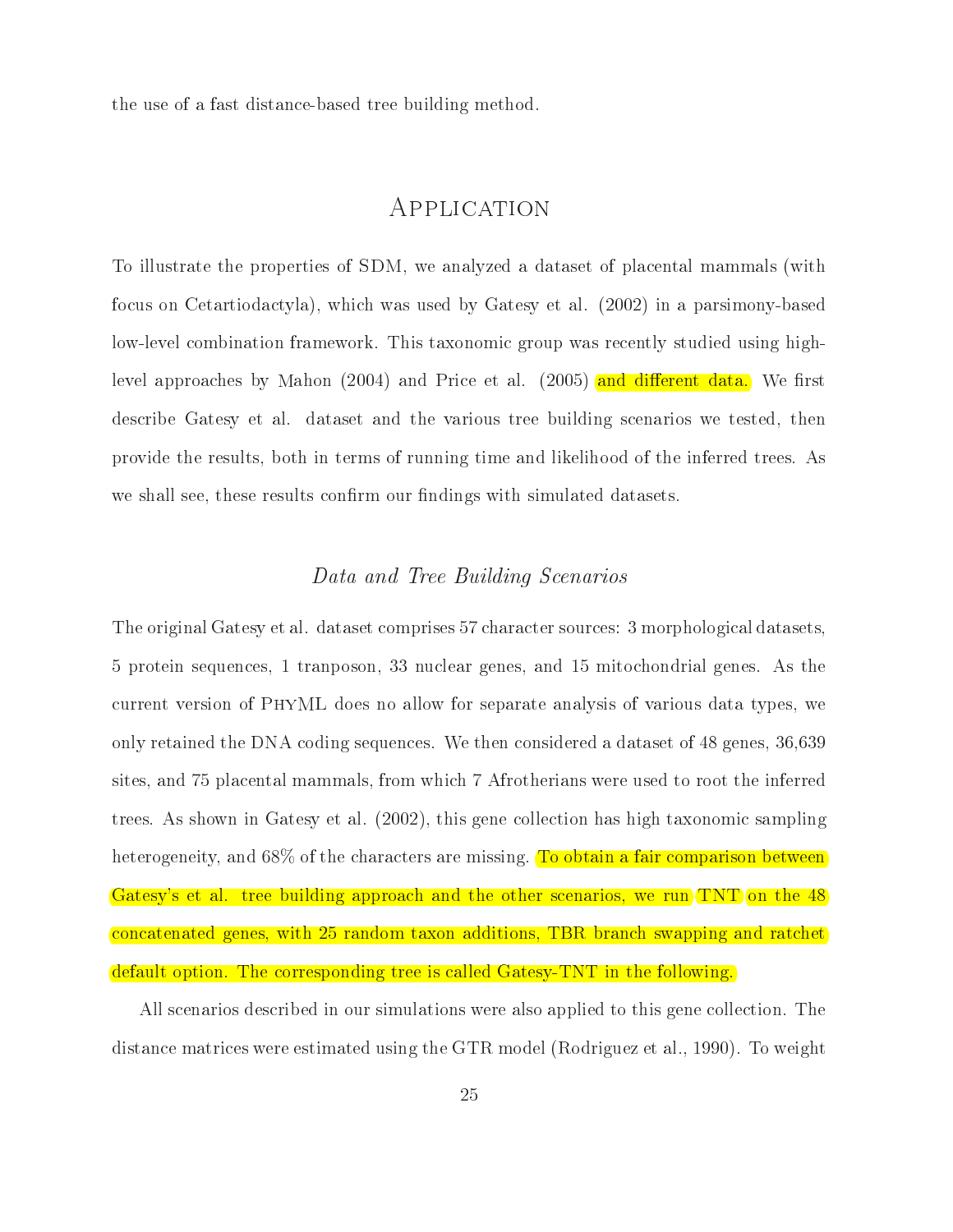the use of a fast distance-based tree building method.

# Application

To illustrate the properties of SDM, we analyzed a dataset of placental mammals (with focus on Cetartiodactyla), which was used by Gatesy et al. (2002) in a parsimony-based low-level combination framework. This taxonomic group was recently studied using high-level approaches by Mahon (2004) and Price et al. (2005) and different data. We first describe Gatesy et al. dataset and the various tree building scenarios we tested, then provide the results, both in terms of running time and likelihood of the inferred trees. As we shall see, these results confirm our findings with simulated datasets.

## *Data and Tree Building Scenarios*

The original Gatesy et al. dataset comprises 57 character sources: 3 morphological datasets, 5 protein sequences, 1 tranposon, 33 nuclear genes, and 15 mitochondrial genes. As the current version of PhyML does no allow for separate analysis of various data types, we only retained the DNA coding sequences. We then considered a dataset of 48 genes, 36,639 sites, and 75 placental mammals, from which 7 Afrotherians were used to root the inferred trees. As shown in Gatesy et al. (2002), this gene collection has high taxonomic sampling heterogeneity, and 68% of the characters are missing. To obtain a fair comparison between Gatesy's et al. tree building approach and the other scenarios, we run TNT on the 48 concatenated genes, with 25 random taxon additions, TBR branch swapping and ratchet default option. The corresponding tree is called Gatesy-TNT in the following.

All scenarios described in our simulations were also applied to this gene collection. The distance matrices were estimated using the GTR model (Rodriguez et al., 1990). To weight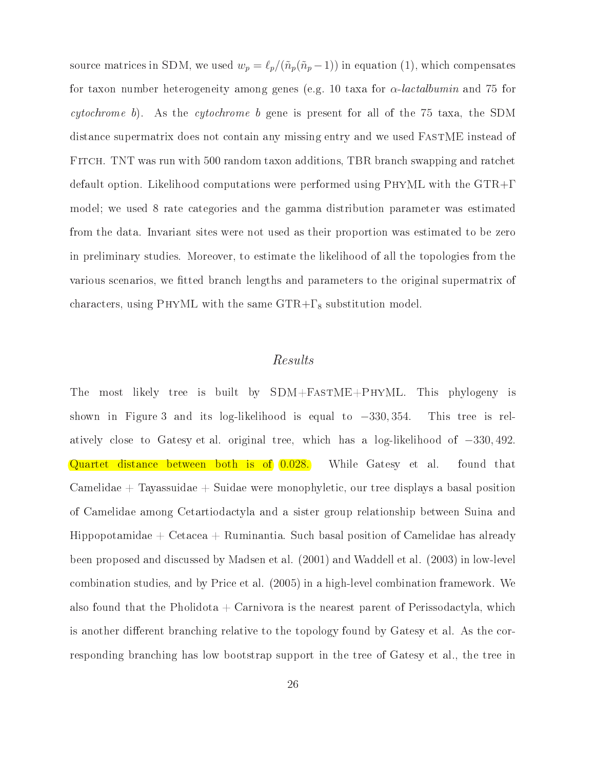source matrices in SDM, we used $w_p = \ell_p/(\tilde{n}_p(\tilde{n}_p - 1))$ in equation (1), which compensates for taxon number heterogeneity among genes (e.g. 10 taxa for *α-lactalbumin* and 75 for *cytochrome b*). As the *cytochrome b* gene is present for all of the 75 taxa, the SDM distance supermatrix does not contain any missing entry and we used FastME instead of Fitch. TNT was run with 500 random taxon additions, TBR branch swapping and ratchet default option. Likelihood computations were performed using PhyML with the GTR+Γ model; we used 8 rate categories and the gamma distribution parameter was estimated from the data. Invariant sites were not used as their proportion was estimated to be zero in preliminary studies. Moreover, to estimate the likelihood of all the topologies from the various scenarios, we fitted branch lengths and parameters to the original supermatrix of characters, using PhyML with the same GTR+$\Gamma_8$ substitution model.

## *Results*

The most likely tree is built by SDM+FastME+PhyML. This phylogeny is shown in Figure 3 and its log-likelihood is equal to $-330,354$. This tree is relatively close to Gatesy et al. original tree, which has a log-likelihood of $-330,492$. Quartet distance between both is of 0.028. While Gatesy et al. found that Camelidae + Tayassuidae + Suidae were monophyletic, our tree displays a basal position of Camelidae among Cetartiodactyla and a sister group relationship between Suina and Hippopotamidae + Cetacea + Ruminantia. Such basal position of Camelidae has already been proposed and discussed by Madsen et al. (2001) and Waddell et al. (2003) in low-level combination studies, and by Price et al. (2005) in a high-level combination framework. We also found that the Pholidota + Carnivora is the nearest parent of Perissodactyla, which is another different branching relative to the topology found by Gatesy et al. As the corresponding branching has low bootstrap support in the tree of Gatesy et al., the tree in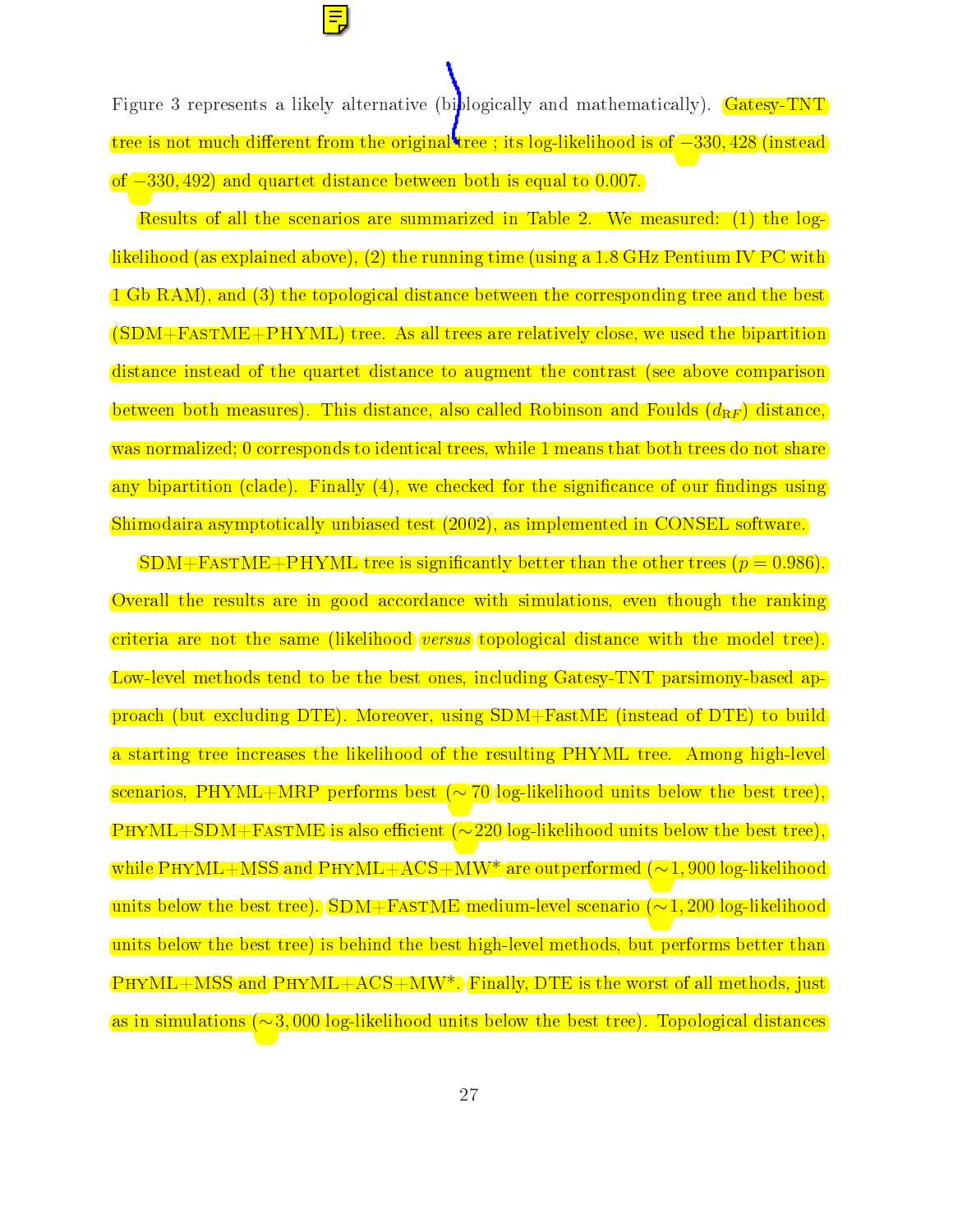Figure 3 represents a likely alternative (biologically and mathematically). Gatesy-TNT tree is not much different from the original tree ; its log-likelihood is of $-330,428$ (instead of $-330,492$) and quartet distance between both is equal to 0.007.

Results of all the scenarios are summarized in Table 2. We measured: (1) the log-likelihood (as explained above), (2) the running time (using a 1.8 GHz Pentium IV PC with 1 Gb RAM), and (3) the topological distance between the corresponding tree and the best (SDM+FastME+PHYML) tree. As all trees are relatively close, we used the bipartition distance instead of the quartet distance to augment the contrast (see above comparison between both measures). This distance, also called Robinson and Foulds ($d_{\mathrm{RF}}$) distance, was normalized; 0 corresponds to identical trees, while 1 means that both trees do not share any bipartition (clade). Finally (4), we checked for the significance of our findings using Shimodaira asymptotically unbiased test (2002), as implemented in CONSEL software.

SDM+FastME+PHYML tree is significantly better than the other trees ($p = 0.986$). Overall the results are in good accordance with simulations, even though the ranking criteria are not the same (likelihood *versus* topological distance with the model tree). Low-level methods tend to be the best ones, including Gatesy-TNT parsimony-based approach (but excluding DTE). Moreover, using SDM+FastME (instead of DTE) to build a starting tree increases the likelihood of the resulting PHYML tree. Among high-level scenarios, PHYML+MRP performs best ($\sim 70$ log-likelihood units below the best tree), PHYML+SDM+FastME is also efficient ($\sim 220$ log-likelihood units below the best tree), while PHYML+MSS and PHYML+ACS+MW* are outperformed ($\sim 1,900$ log-likelihood units below the best tree). SDM+FastME medium-level scenario ($\sim 1,200$ log-likelihood units below the best tree) is behind the best high-level methods, but performs better than PHYML+MSS and PHYML+ACS+MW*. Finally, DTE is the worst of all methods, just as in simulations ($\sim 3,000$ log-likelihood units below the best tree). Topological distances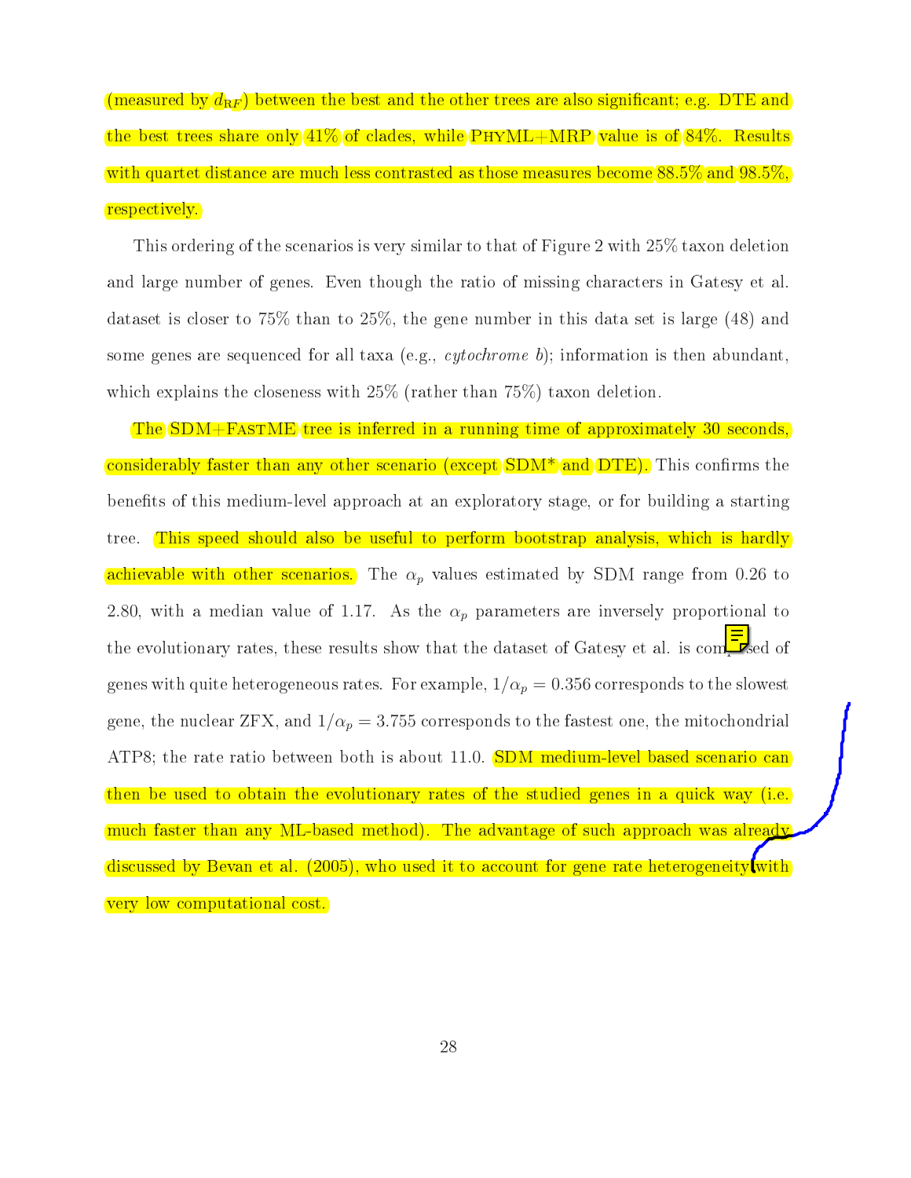(measured by $d_{RF}$) between the best and the other trees are also significant; e.g. DTE and the best trees share only 41% of clades, while PhyML+MRP value is of 84%. Results with quartet distance are much less contrasted as those measures become 88.5% and 98.5%, respectively.

This ordering of the scenarios is very similar to that of Figure 2 with 25% taxon deletion and large number of genes. Even though the ratio of missing characters in Gatesy et al. dataset is closer to 75% than to 25%, the gene number in this data set is large (48) and some genes are sequenced for all taxa (e.g., *cytochrome b*); information is then abundant, which explains the closeness with 25% (rather than 75%) taxon deletion.

The SDM+FastME tree is inferred in a running time of approximately 30 seconds, considerably faster than any other scenario (except SDM* and DTE). This confirms the benefits of this medium-level approach at an exploratory stage, or for building a starting tree. This speed should also be useful to perform bootstrap analysis, which is hardly achievable with other scenarios. The $\alpha_p$ values estimated by SDM range from 0.26 to 2.80, with a median value of 1.17. As the $\alpha_p$ parameters are inversely proportional to the evolutionary rates, these results show that the dataset of Gatesy et al. is composed of genes with quite heterogeneous rates. For example, $1/\alpha_p = 0.356$ corresponds to the slowest gene, the nuclear ZFX, and $1/\alpha_p = 3.755$ corresponds to the fastest one, the mitochondrial ATP8; the rate ratio between both is about 11.0. SDM medium-level based scenario can then be used to obtain the evolutionary rates of the studied genes in a quick way (i.e. much faster than any ML-based method). The advantage of such approach was already discussed by Bevan et al. (2005), who used it to account for gene rate heterogeneity with very low computational cost.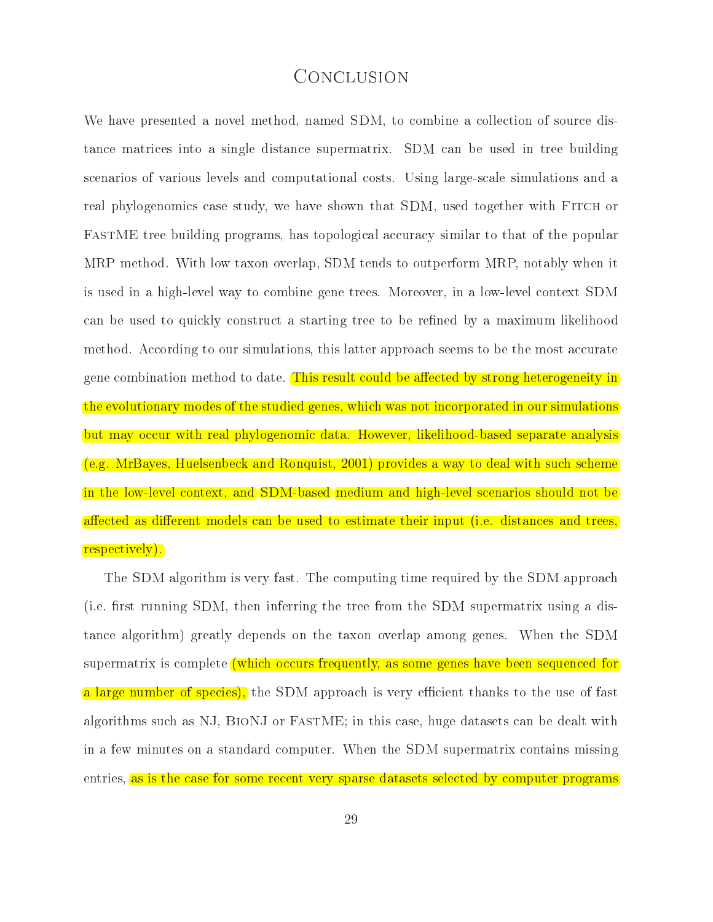# Conclusion

We have presented a novel method, named SDM, to combine a collection of source distance matrices into a single distance supermatrix. SDM can be used in tree building scenarios of various levels and computational costs. Using large-scale simulations and a real phylogenomics case study, we have shown that SDM, used together with Fitch or FastME tree building programs, has topological accuracy similar to that of the popular MRP method. With low taxon overlap, SDM tends to outperform MRP, notably when it is used in a high-level way to combine gene trees. Moreover, in a low-level context SDM can be used to quickly construct a starting tree to be refined by a maximum likelihood method. According to our simulations, this latter approach seems to be the most accurate gene combination method to date. This result could be affected by strong heterogeneity in the evolutionary modes of the studied genes, which was not incorporated in our simulations but may occur with real phylogenomic data. However, likelihood-based separate analysis (e.g. MrBayes, Huelsenbeck and Ronquist, 2001) provides a way to deal with such scheme in the low-level context, and SDM-based medium and high-level scenarios should not be affected as different models can be used to estimate their input (i.e. distances and trees, respectively).

The SDM algorithm is very fast. The computing time required by the SDM approach (i.e. first running SDM, then inferring the tree from the SDM supermatrix using a distance algorithm) greatly depends on the taxon overlap among genes. When the SDM supermatrix is complete (which occurs frequently, as some genes have been sequenced for a large number of species), the SDM approach is very efficient thanks to the use of fast algorithms such as NJ, BioNJ or FastME; in this case, huge datasets can be dealt with in a few minutes on a standard computer. When the SDM supermatrix contains missing entries, as is the case for some recent very sparse datasets selected by computer programs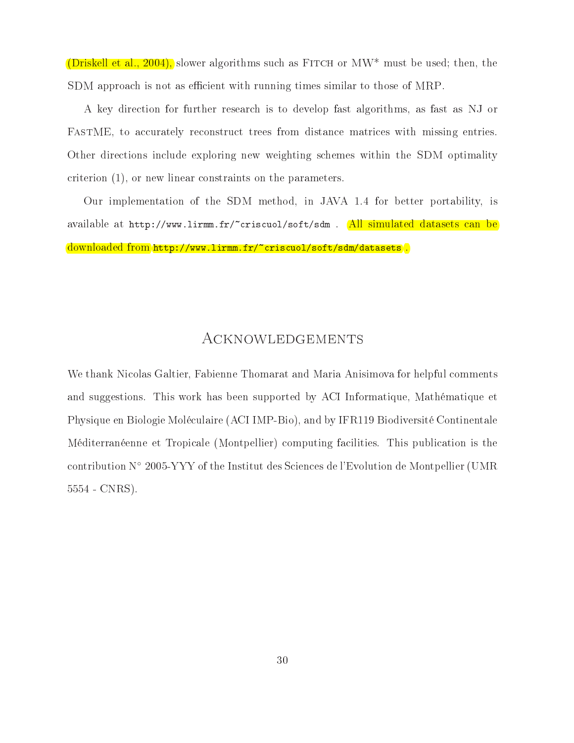(Driskell et al., 2004), slower algorithms such as Fitch or MW* must be used; then, the SDM approach is not as efficient with running times similar to those of MRP.

A key direction for further research is to develop fast algorithms, as fast as NJ or FastME, to accurately reconstruct trees from distance matrices with missing entries. Other directions include exploring new weighting schemes within the SDM optimality criterion (1), or new linear constraints on the parameters.

Our implementation of the SDM method, in JAVA 1.4 for better portability, is available at `http://www.lirmm.fr/~criscuol/soft/sdm` . All simulated datasets can be downloaded from `http://www.lirmm.fr/~criscuol/soft/sdm/datasets` .

## Acknowledgements

We thank Nicolas Galtier, Fabienne Thomarat and Maria Anisimova for helpful comments and suggestions. This work has been supported by ACI Informatique, Mathématique et Physique en Biologie Moléculaire (ACI IMP-Bio), and by IFR119 Biodiversité Continentale Méditerranéenne et Tropicale (Montpellier) computing facilities. This publication is the contribution N° 2005-YYY of the Institut des Sciences de l'Evolution de Montpellier (UMR 5554 - CNRS).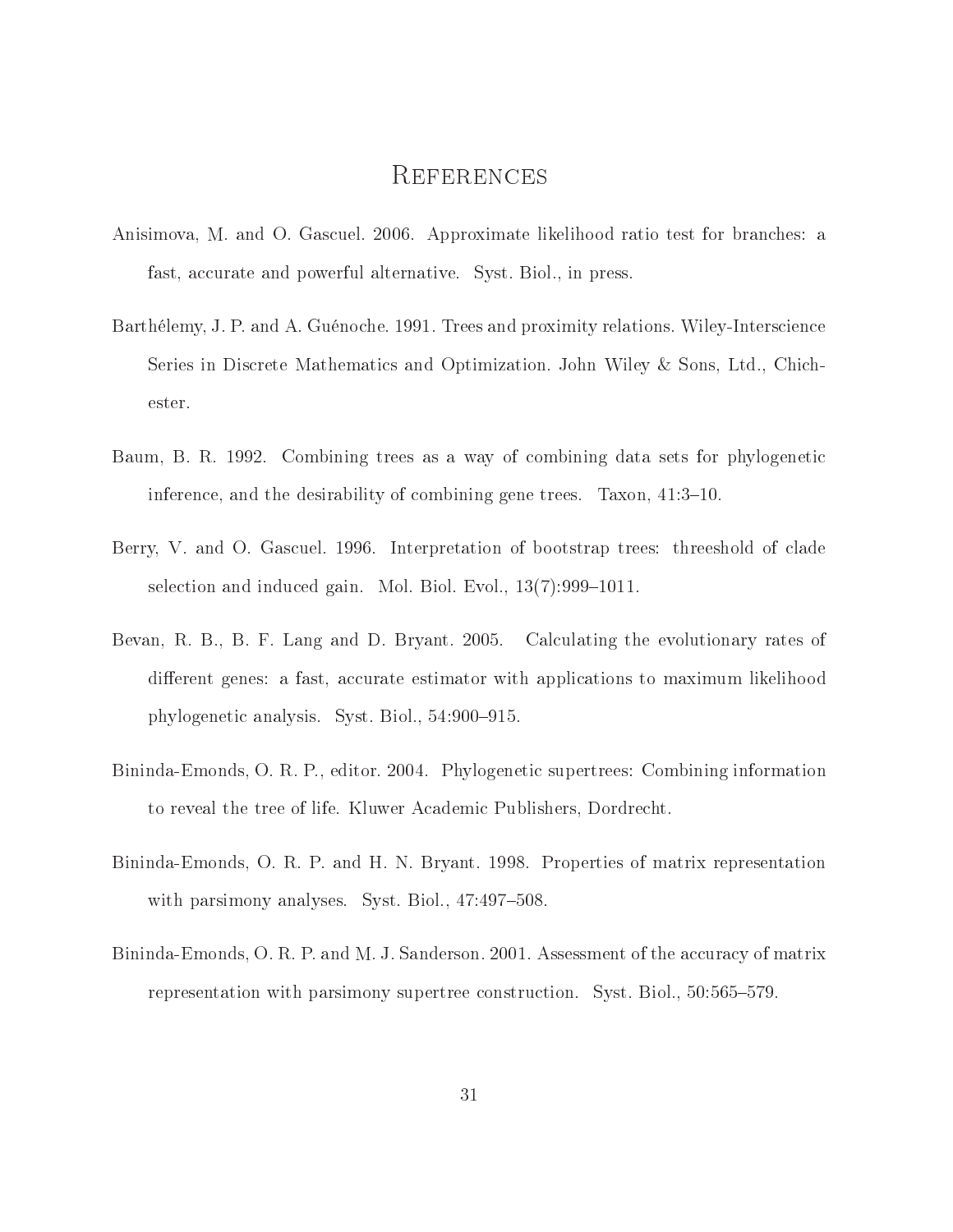# References

Anisimova, M. and O. Gascuel. 2006. Approximate likelihood ratio test for branches: a fast, accurate and powerful alternative. Syst. Biol., in press.

Barthélemy, J. P. and A. Guénoche. 1991. Trees and proximity relations. Wiley-Interscience Series in Discrete Mathematics and Optimization. John Wiley & Sons, Ltd., Chichester.

Baum, B. R. 1992. Combining trees as a way of combining data sets for phylogenetic inference, and the desirability of combining gene trees. Taxon, 41:3–10.

Berry, V. and O. Gascuel. 1996. Interpretation of bootstrap trees: threeshold of clade selection and induced gain. Mol. Biol. Evol., 13(7):999–1011.

Bevan, R. B., B. F. Lang and D. Bryant. 2005. Calculating the evolutionary rates of different genes: a fast, accurate estimator with applications to maximum likelihood phylogenetic analysis. Syst. Biol., 54:900–915.

Bininda-Emonds, O. R. P., editor. 2004. Phylogenetic supertrees: Combining information to reveal the tree of life. Kluwer Academic Publishers, Dordrecht.

Bininda-Emonds, O. R. P. and H. N. Bryant. 1998. Properties of matrix representation with parsimony analyses. Syst. Biol., 47:497–508.

Bininda-Emonds, O. R. P. and M. J. Sanderson. 2001. Assessment of the accuracy of matrix representation with parsimony supertree construction. Syst. Biol., 50:565–579.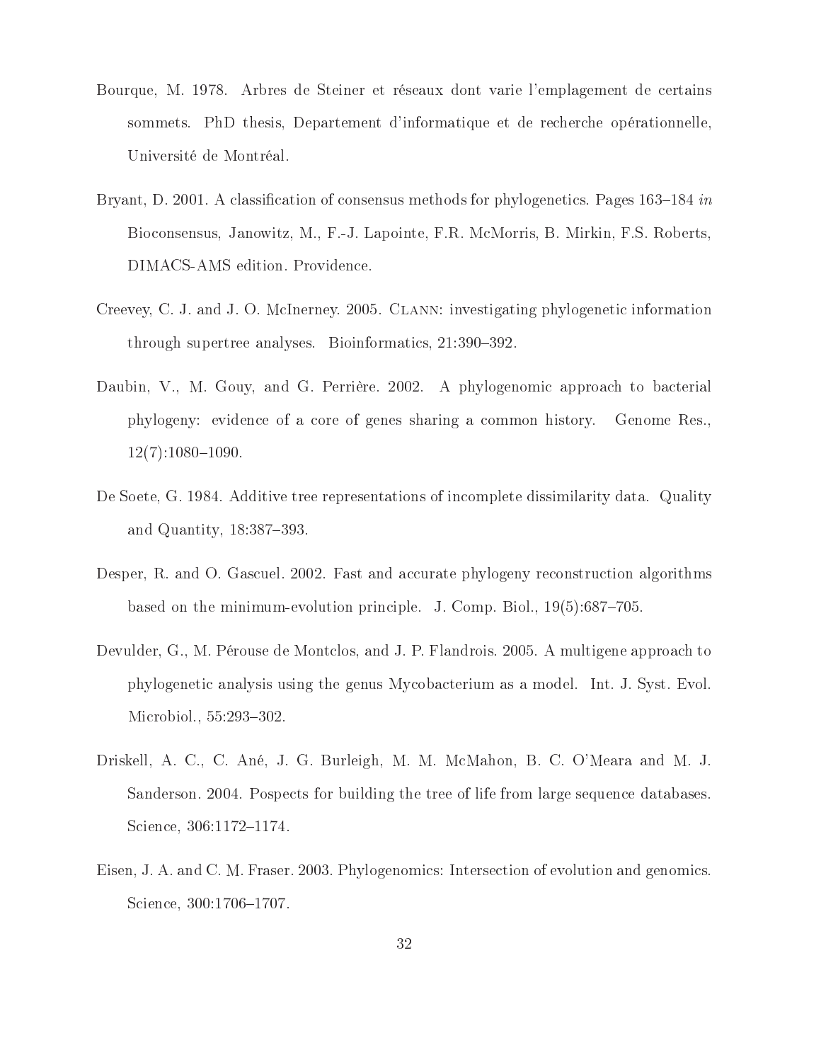Bourque, M. 1978. Arbres de Steiner et réseaux dont varie l'emplagement de certains sommets. PhD thesis, Departement d'informatique et de recherche opérationnelle, Université de Montréal.

Bryant, D. 2001. A classification of consensus methods for phylogenetics. Pages 163–184 *in* Bioconsensus, Janowitz, M., F.-J. Lapointe, F.R. McMorris, B. Mirkin, F.S. Roberts, DIMACS-AMS edition. Providence.

Creevey, C. J. and J. O. McInerney. 2005. Clann: investigating phylogenetic information through supertree analyses. Bioinformatics, 21:390–392.

Daubin, V., M. Gouy, and G. Perrière. 2002. A phylogenomic approach to bacterial phylogeny: evidence of a core of genes sharing a common history. Genome Res., 12(7):1080–1090.

De Soete, G. 1984. Additive tree representations of incomplete dissimilarity data. Quality and Quantity, 18:387–393.

Desper, R. and O. Gascuel. 2002. Fast and accurate phylogeny reconstruction algorithms based on the minimum-evolution principle. J. Comp. Biol., 19(5):687–705.

Devulder, G., M. Pérouse de Montclos, and J. P. Flandrois. 2005. A multigene approach to phylogenetic analysis using the genus Mycobacterium as a model. Int. J. Syst. Evol. Microbiol., 55:293–302.

Driskell, A. C., C. Ané, J. G. Burleigh, M. M. McMahon, B. C. O'Meara and M. J. Sanderson. 2004. Pospects for building the tree of life from large sequence databases. Science, 306:1172–1174.

Eisen, J. A. and C. M. Fraser. 2003. Phylogenomics: Intersection of evolution and genomics. Science, 300:1706–1707.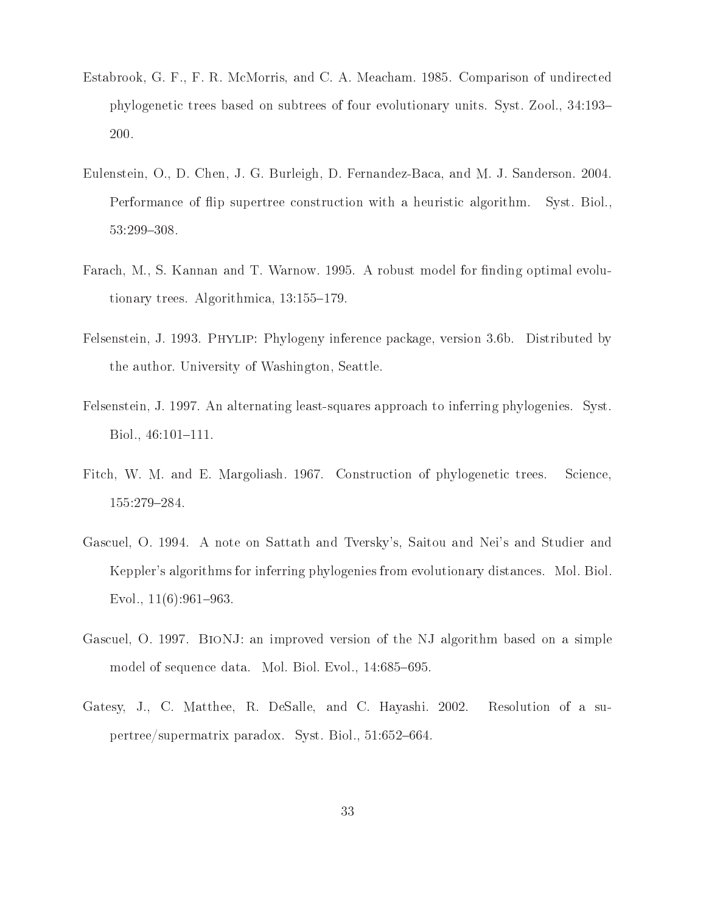Estabrook, G. F., F. R. McMorris, and C. A. Meacham. 1985. Comparison of undirected phylogenetic trees based on subtrees of four evolutionary units. Syst. Zool., 34:193–200.

Eulenstein, O., D. Chen, J. G. Burleigh, D. Fernandez-Baca, and M. J. Sanderson. 2004. Performance of flip supertree construction with a heuristic algorithm. Syst. Biol., 53:299–308.

Farach, M., S. Kannan and T. Warnow. 1995. A robust model for finding optimal evolutionary trees. Algorithmica, 13:155–179.

Felsenstein, J. 1993. Phylip: Phylogeny inference package, version 3.6b. Distributed by the author. University of Washington, Seattle.

Felsenstein, J. 1997. An alternating least-squares approach to inferring phylogenies. Syst. Biol., 46:101–111.

Fitch, W. M. and E. Margoliash. 1967. Construction of phylogenetic trees. Science, 155:279–284.

Gascuel, O. 1994. A note on Sattath and Tversky's, Saitou and Nei's and Studier and Keppler's algorithms for inferring phylogenies from evolutionary distances. Mol. Biol. Evol., 11(6):961–963.

Gascuel, O. 1997. BioNJ: an improved version of the NJ algorithm based on a simple model of sequence data. Mol. Biol. Evol., 14:685–695.

Gatesy, J., C. Matthee, R. DeSalle, and C. Hayashi. 2002. Resolution of a supertree/supermatrix paradox. Syst. Biol., 51:652–664.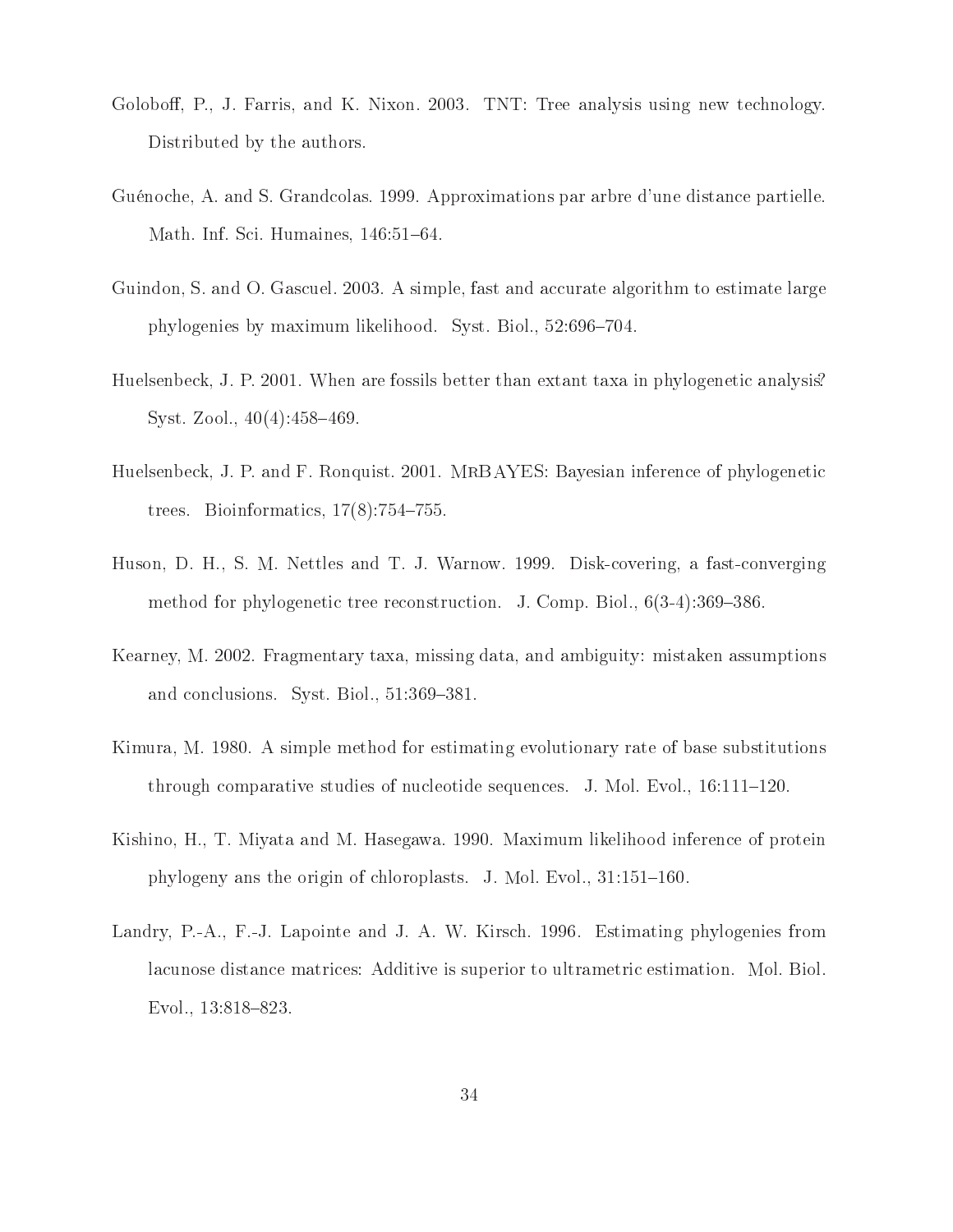Goloboff, P., J. Farris, and K. Nixon. 2003. TNT: Tree analysis using new technology. Distributed by the authors.

Guénoche, A. and S. Grandcolas. 1999. Approximations par arbre d'une distance partielle. Math. Inf. Sci. Humaines, 146:51–64.

Guindon, S. and O. Gascuel. 2003. A simple, fast and accurate algorithm to estimate large phylogenies by maximum likelihood. Syst. Biol., 52:696–704.

Huelsenbeck, J. P. 2001. When are fossils better than extant taxa in phylogenetic analysis? Syst. Zool., 40(4):458–469.

Huelsenbeck, J. P. and F. Ronquist. 2001. MrBAYES: Bayesian inference of phylogenetic trees. Bioinformatics, 17(8):754–755.

Huson, D. H., S. M. Nettles and T. J. Warnow. 1999. Disk-covering, a fast-converging method for phylogenetic tree reconstruction. J. Comp. Biol., 6(3-4):369–386.

Kearney, M. 2002. Fragmentary taxa, missing data, and ambiguity: mistaken assumptions and conclusions. Syst. Biol., 51:369–381.

Kimura, M. 1980. A simple method for estimating evolutionary rate of base substitutions through comparative studies of nucleotide sequences. J. Mol. Evol., 16:111–120.

Kishino, H., T. Miyata and M. Hasegawa. 1990. Maximum likelihood inference of protein phylogeny ans the origin of chloroplasts. J. Mol. Evol., 31:151–160.

Landry, P.-A., F.-J. Lapointe and J. A. W. Kirsch. 1996. Estimating phylogenies from lacunose distance matrices: Additive is superior to ultrametric estimation. Mol. Biol. Evol., 13:818–823.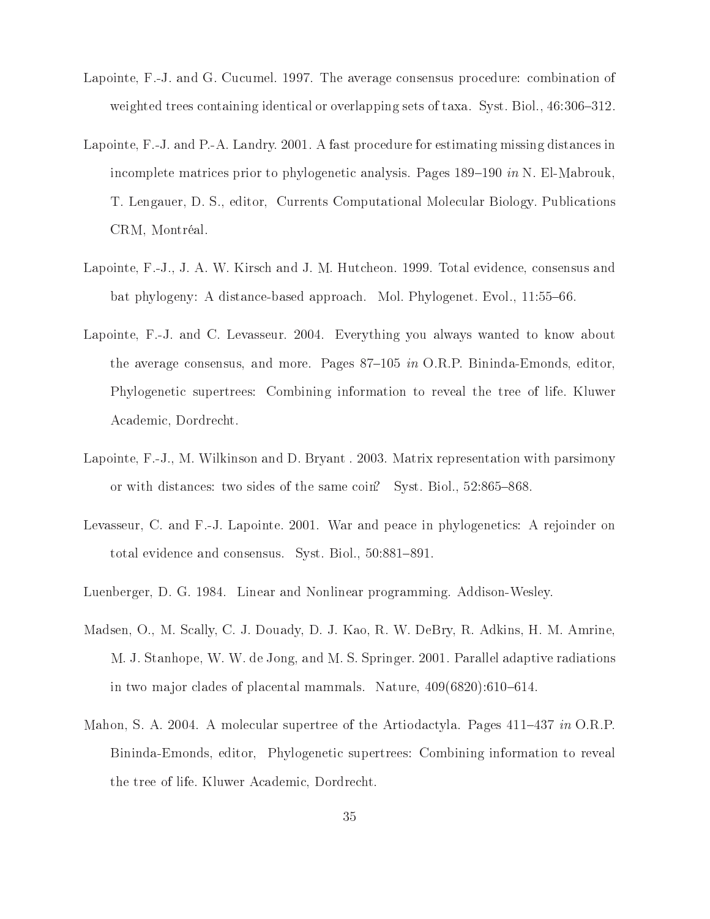Lapointe, F.-J. and G. Cucumel. 1997. The average consensus procedure: combination of weighted trees containing identical or overlapping sets of taxa. Syst. Biol., 46:306–312.

Lapointe, F.-J. and P.-A. Landry. 2001. A fast procedure for estimating missing distances in incomplete matrices prior to phylogenetic analysis. Pages 189–190 *in* N. El-Mabrouk, T. Lengauer, D. S., editor, Currents Computational Molecular Biology. Publications CRM, Montréal.

Lapointe, F.-J., J. A. W. Kirsch and J. M. Hutcheon. 1999. Total evidence, consensus and bat phylogeny: A distance-based approach. Mol. Phylogenet. Evol., 11:55–66.

Lapointe, F.-J. and C. Levasseur. 2004. Everything you always wanted to know about the average consensus, and more. Pages 87–105 *in* O.R.P. Bininda-Emonds, editor, Phylogenetic supertrees: Combining information to reveal the tree of life. Kluwer Academic, Dordrecht.

Lapointe, F.-J., M. Wilkinson and D. Bryant . 2003. Matrix representation with parsimony or with distances: two sides of the same coin? Syst. Biol., 52:865–868.

Levasseur, C. and F.-J. Lapointe. 2001. War and peace in phylogenetics: A rejoinder on total evidence and consensus. Syst. Biol., 50:881–891.

Luenberger, D. G. 1984. Linear and Nonlinear programming. Addison-Wesley.

Madsen, O., M. Scally, C. J. Douady, D. J. Kao, R. W. DeBry, R. Adkins, H. M. Amrine, M. J. Stanhope, W. W. de Jong, and M. S. Springer. 2001. Parallel adaptive radiations in two major clades of placental mammals. Nature, 409(6820):610–614.

Mahon, S. A. 2004. A molecular supertree of the Artiodactyla. Pages 411–437 *in* O.R.P. Bininda-Emonds, editor, Phylogenetic supertrees: Combining information to reveal the tree of life. Kluwer Academic, Dordrecht.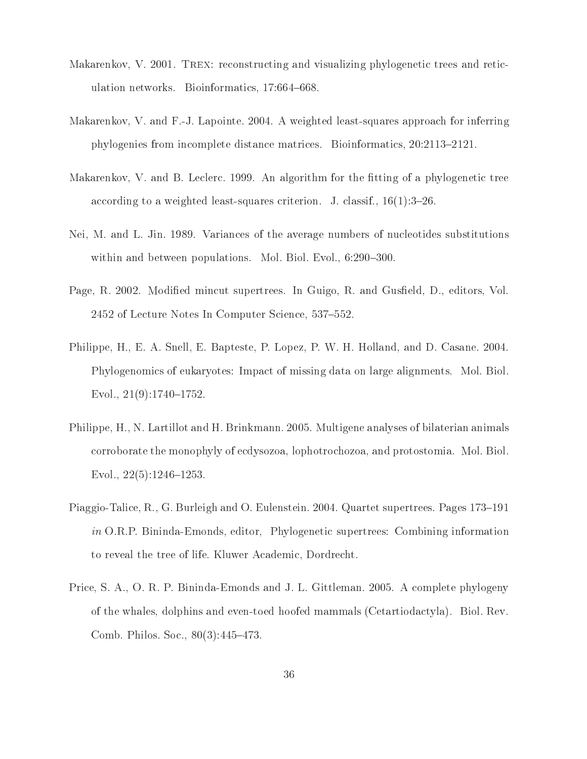Makarenkov, V. 2001. Trex: reconstructing and visualizing phylogenetic trees and reticulation networks. Bioinformatics, 17:664–668.

Makarenkov, V. and F.-J. Lapointe. 2004. A weighted least-squares approach for inferring phylogenies from incomplete distance matrices. Bioinformatics, 20:2113–2121.

Makarenkov, V. and B. Leclerc. 1999. An algorithm for the fitting of a phylogenetic tree according to a weighted least-squares criterion. J. classif., 16(1):3–26.

Nei, M. and L. Jin. 1989. Variances of the average numbers of nucleotides substitutions within and between populations. Mol. Biol. Evol., 6:290–300.

Page, R. 2002. Modified mincut supertrees. In Guigo, R. and Gusfield, D., editors, Vol. 2452 of Lecture Notes In Computer Science, 537–552.

Philippe, H., E. A. Snell, E. Bapteste, P. Lopez, P. W. H. Holland, and D. Casane. 2004. Phylogenomics of eukaryotes: Impact of missing data on large alignments. Mol. Biol. Evol., 21(9):1740–1752.

Philippe, H., N. Lartillot and H. Brinkmann. 2005. Multigene analyses of bilaterian animals corroborate the monophyly of ecdysozoa, lophotrochozoa, and protostomia. Mol. Biol. Evol., 22(5):1246–1253.

Piaggio-Talice, R., G. Burleigh and O. Eulenstein. 2004. Quartet supertrees. Pages 173–191 *in* O.R.P. Bininda-Emonds, editor, Phylogenetic supertrees: Combining information to reveal the tree of life. Kluwer Academic, Dordrecht.

Price, S. A., O. R. P. Bininda-Emonds and J. L. Gittleman. 2005. A complete phylogeny of the whales, dolphins and even-toed hoofed mammals (Cetartiodactyla). Biol. Rev. Comb. Philos. Soc., 80(3):445–473.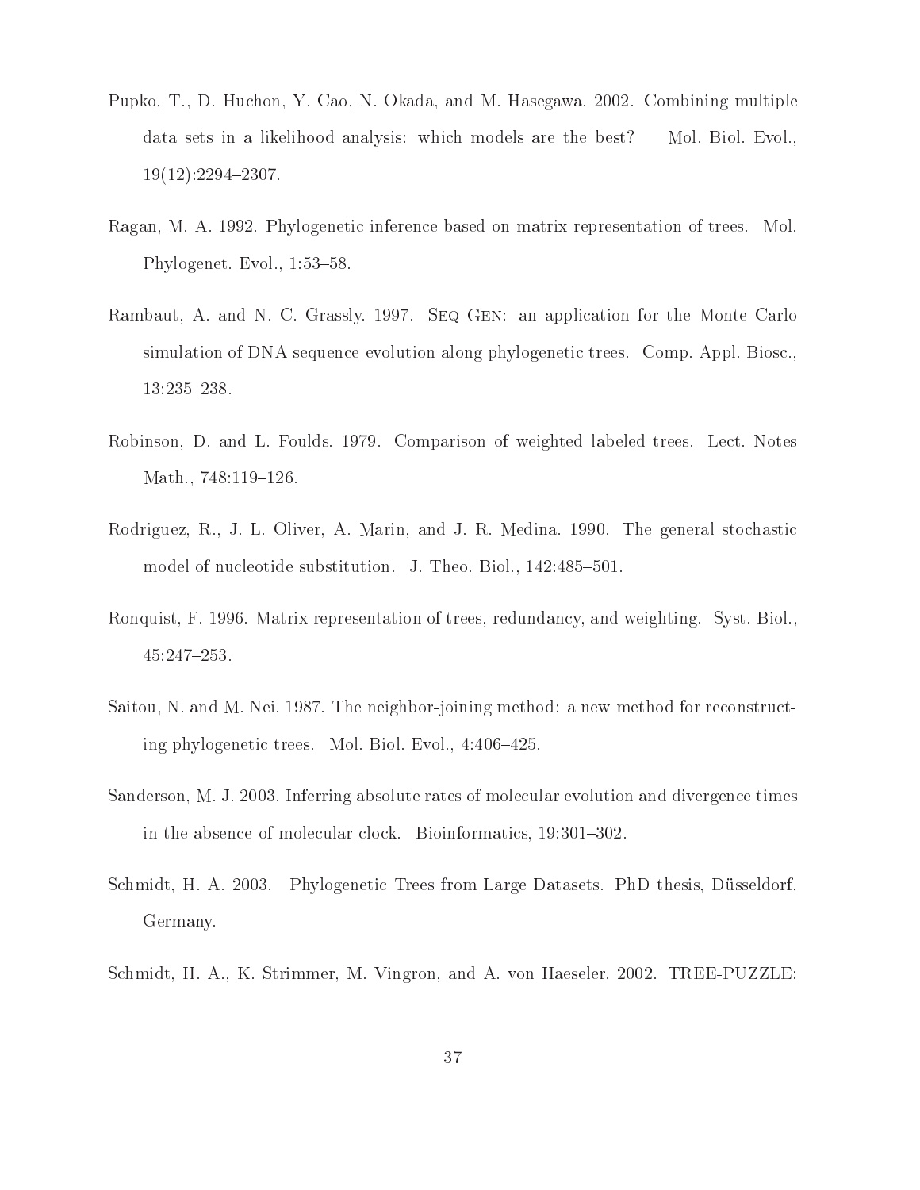Pupko, T., D. Huchon, Y. Cao, N. Okada, and M. Hasegawa. 2002. Combining multiple data sets in a likelihood analysis: which models are the best? Mol. Biol. Evol., 19(12):2294–2307.

Ragan, M. A. 1992. Phylogenetic inference based on matrix representation of trees. Mol. Phylogenet. Evol., 1:53–58.

Rambaut, A. and N. C. Grassly. 1997. Seq-Gen: an application for the Monte Carlo simulation of DNA sequence evolution along phylogenetic trees. Comp. Appl. Biosc., 13:235–238.

Robinson, D. and L. Foulds. 1979. Comparison of weighted labeled trees. Lect. Notes Math., 748:119–126.

Rodriguez, R., J. L. Oliver, A. Marin, and J. R. Medina. 1990. The general stochastic model of nucleotide substitution. J. Theo. Biol., 142:485–501.

Ronquist, F. 1996. Matrix representation of trees, redundancy, and weighting. Syst. Biol., 45:247–253.

Saitou, N. and M. Nei. 1987. The neighbor-joining method: a new method for reconstructing phylogenetic trees. Mol. Biol. Evol., 4:406–425.

Sanderson, M. J. 2003. Inferring absolute rates of molecular evolution and divergence times in the absence of molecular clock. Bioinformatics, 19:301–302.

Schmidt, H. A. 2003. Phylogenetic Trees from Large Datasets. PhD thesis, Düsseldorf, Germany.

Schmidt, H. A., K. Strimmer, M. Vingron, and A. von Haeseler. 2002. TREE-PUZZLE: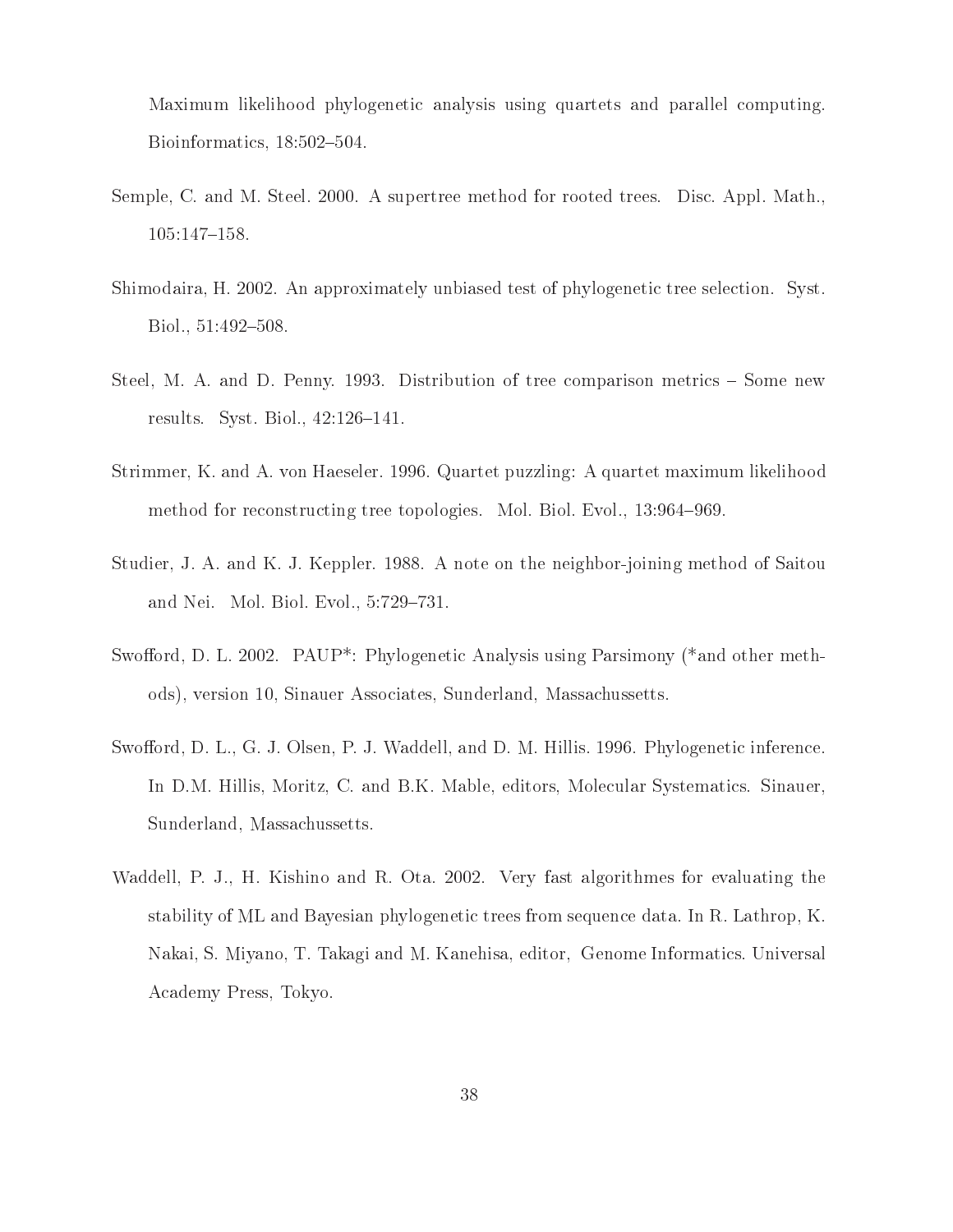Maximum likelihood phylogenetic analysis using quartets and parallel computing. Bioinformatics, 18:502–504.

Semple, C. and M. Steel. 2000. A supertree method for rooted trees. Disc. Appl. Math., 105:147–158.

Shimodaira, H. 2002. An approximately unbiased test of phylogenetic tree selection. Syst. Biol., 51:492–508.

Steel, M. A. and D. Penny. 1993. Distribution of tree comparison metrics – Some new results. Syst. Biol., 42:126–141.

Strimmer, K. and A. von Haeseler. 1996. Quartet puzzling: A quartet maximum likelihood method for reconstructing tree topologies. Mol. Biol. Evol., 13:964–969.

Studier, J. A. and K. J. Keppler. 1988. A note on the neighbor-joining method of Saitou and Nei. Mol. Biol. Evol., 5:729–731.

Swofford, D. L. 2002. PAUP*: Phylogenetic Analysis using Parsimony (*and other methods), version 10, Sinauer Associates, Sunderland, Massachussetts.

Swofford, D. L., G. J. Olsen, P. J. Waddell, and D. M. Hillis. 1996. Phylogenetic inference. In D.M. Hillis, Moritz, C. and B.K. Mable, editors, Molecular Systematics. Sinauer, Sunderland, Massachussetts.

Waddell, P. J., H. Kishino and R. Ota. 2002. Very fast algorithmes for evaluating the stability of ML and Bayesian phylogenetic trees from sequence data. In R. Lathrop, K. Nakai, S. Miyano, T. Takagi and M. Kanehisa, editor, Genome Informatics. Universal Academy Press, Tokyo.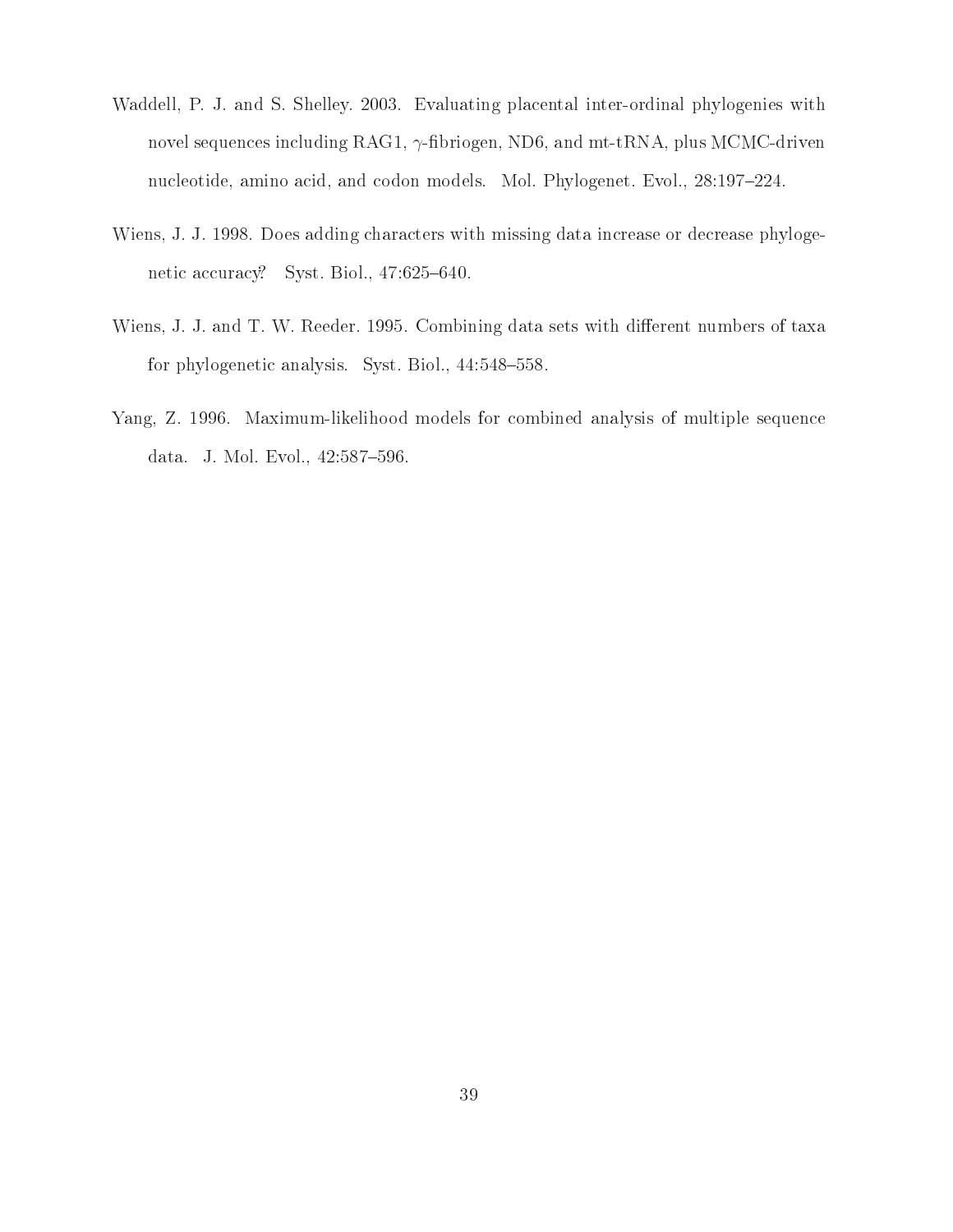Waddell, P. J. and S. Shelley. 2003. Evaluating placental inter-ordinal phylogenies with novel sequences including RAG1, $\gamma$-fibriogen, ND6, and mt-tRNA, plus MCMC-driven nucleotide, amino acid, and codon models. Mol. Phylogenet. Evol., 28:197–224.

Wiens, J. J. 1998. Does adding characters with missing data increase or decrease phylogenetic accuracy? Syst. Biol., 47:625–640.

Wiens, J. J. and T. W. Reeder. 1995. Combining data sets with different numbers of taxa for phylogenetic analysis. Syst. Biol., 44:548–558.

Yang, Z. 1996. Maximum-likelihood models for combined analysis of multiple sequence data. J. Mol. Evol., 42:587–596.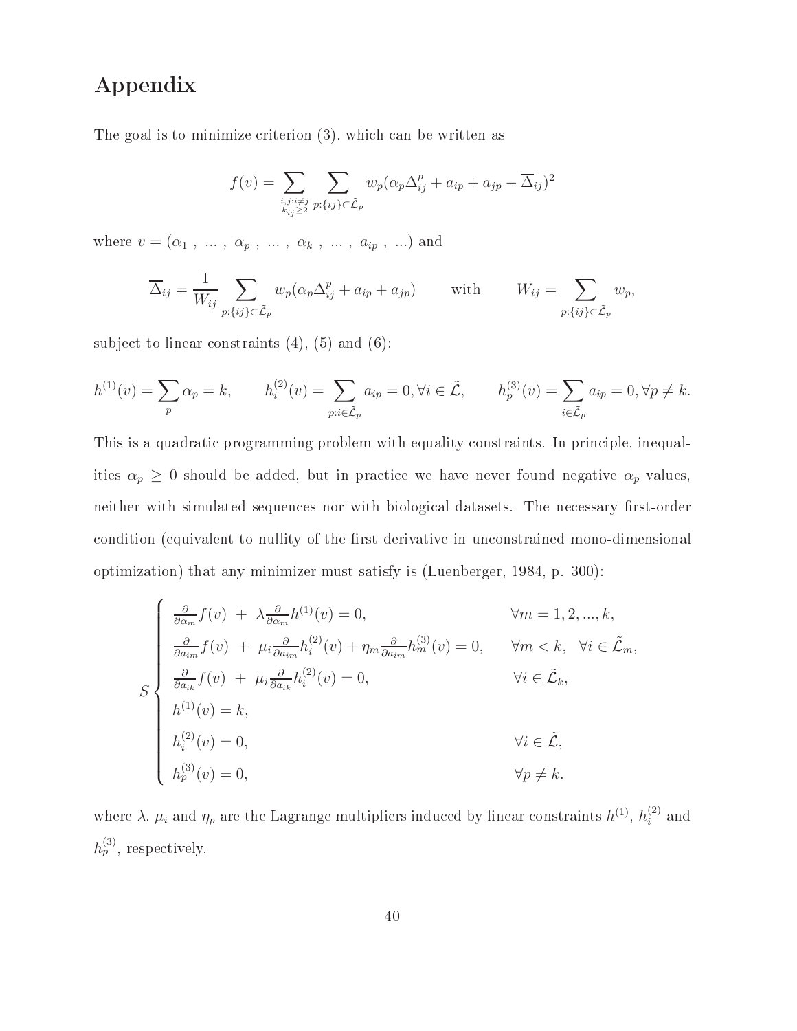# Appendix

The goal is to minimize criterion (3), which can be written as

$$f(v) = \sum_{\substack{i,j:i\neq j \\ k_{ij}\geq 2}} \sum_{p:\{ij\}\subset\tilde{\mathcal{L}}_p} w_p(\alpha_p \Delta_{ij}^p + a_{ip} + a_{jp} - \overline{\Delta}_{ij})^2$$

where $v = (\alpha_1 \ , \ ... \ , \ \alpha_p \ , \ ... \ , \ \alpha_k \ , \ ... \ , \ a_{ip} \ , \ ...)$ and

$$\overline{\Delta}_{ij} = \frac{1}{W_{ij}} \sum_{p:\{ij\}\subset\tilde{\mathcal{L}}_p} w_p(\alpha_p \Delta_{ij}^p + a_{ip} + a_{jp}) \qquad \text{with} \qquad W_{ij} = \sum_{p:\{ij\}\subset\tilde{\mathcal{L}}_p} w_p,$$

subject to linear constraints (4), (5) and (6):

$$h^{(1)}(v) = \sum_p \alpha_p = k, \qquad h_i^{(2)}(v) = \sum_{p:i\in\tilde{\mathcal{L}}_p} a_{ip} = 0, \forall i \in \tilde{\mathcal{L}}, \qquad h_p^{(3)}(v) = \sum_{i\in\tilde{\mathcal{L}}_p} a_{ip} = 0, \forall p \neq k.$$

This is a quadratic programming problem with equality constraints. In principle, inequalities $\alpha_p \geq 0$ should be added, but in practice we have never found negative $\alpha_p$ values, neither with simulated sequences nor with biological datasets. The necessary first-order condition (equivalent to nullity of the first derivative in unconstrained mono-dimensional optimization) that any minimizer must satisfy is (Luenberger, 1984, p. 300):

$$S \begin{cases} \frac{\partial}{\partial \alpha_m} f(v) \ + \ \lambda \frac{\partial}{\partial \alpha_m} h^{(1)}(v) = 0, & \forall m = 1, 2, ..., k, \\ \frac{\partial}{\partial a_{im}} f(v) \ + \ \mu_i \frac{\partial}{\partial a_{im}} h_i^{(2)}(v) + \eta_m \frac{\partial}{\partial a_{im}} h_m^{(3)}(v) = 0, & \forall m < k, \ \ \forall i \in \tilde{\mathcal{L}}_m, \\ \frac{\partial}{\partial a_{ik}} f(v) \ + \ \mu_i \frac{\partial}{\partial a_{ik}} h_i^{(2)}(v) = 0, & \forall i \in \tilde{\mathcal{L}}_k, \\ h^{(1)}(v) = k, & \\ h_i^{(2)}(v) = 0, & \forall i \in \tilde{\mathcal{L}}, \\ h_p^{(3)}(v) = 0, & \forall p \neq k. \end{cases}$$

where $\lambda$, $\mu_i$ and $\eta_p$ are the Lagrange multipliers induced by linear constraints $h^{(1)}$, $h_i^{(2)}$ and $h_p^{(3)}$, respectively.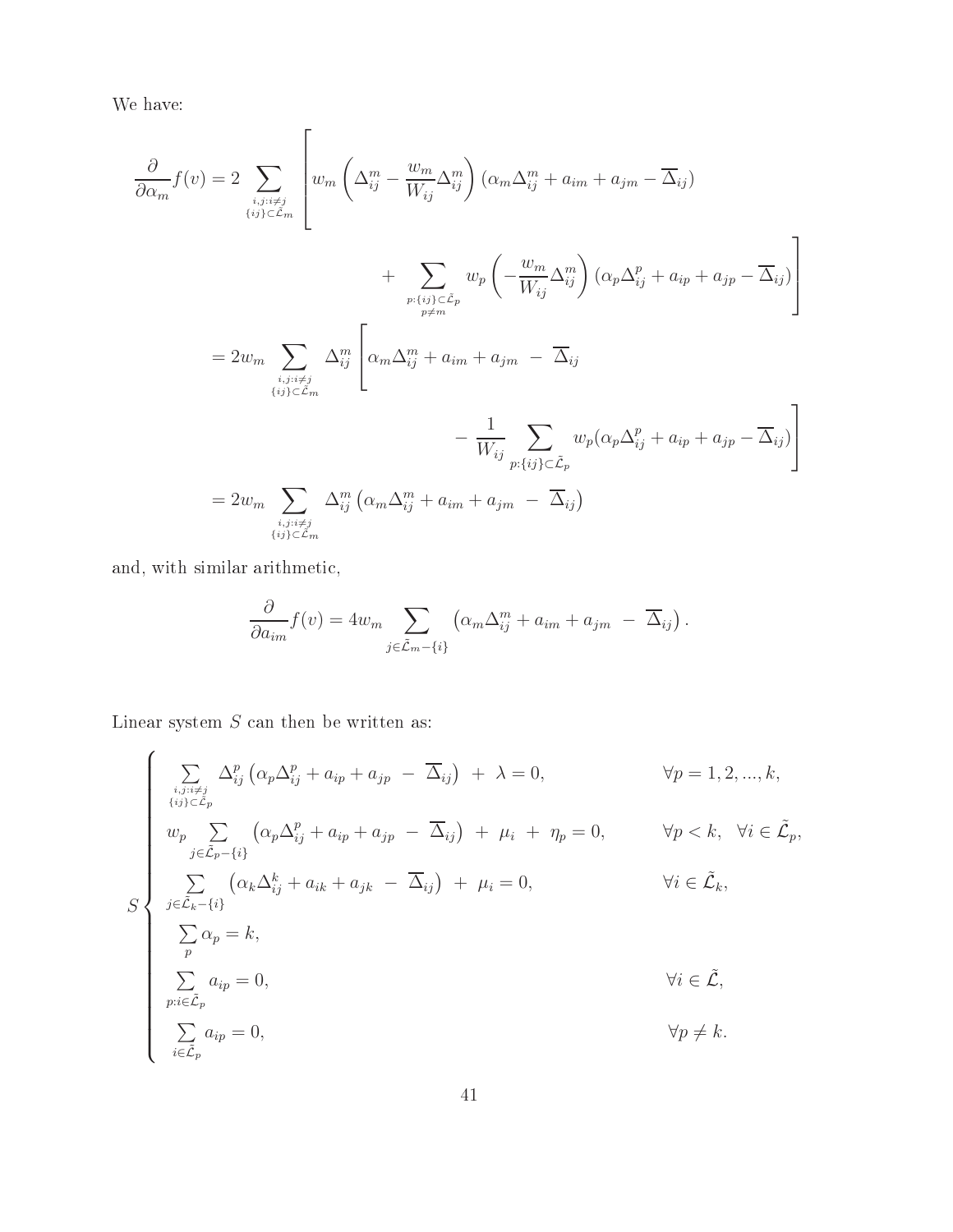We have:

$$
\begin{aligned}
\frac{\partial}{\partial \alpha_m} f(v) = 2 \sum_{\substack{i,j:i\neq j\\ \{ij\}\subset\tilde{\mathcal{L}}_m}} \Bigg[ & w_m \left( \Delta_{ij}^m - \frac{w_m}{W_{ij}} \Delta_{ij}^m \right) \left( \alpha_m \Delta_{ij}^m + a_{im} + a_{jm} - \overline{\Delta}_{ij} \right) \\
& + \sum_{\substack{p:\{ij\}\subset\tilde{\mathcal{L}}_p\\ p\neq m}} w_p \left( -\frac{w_m}{W_{ij}} \Delta_{ij}^m \right) \left( \alpha_p \Delta_{ij}^p + a_{ip} + a_{jp} - \overline{\Delta}_{ij} \right) \Bigg] \\
= 2 w_m \sum_{\substack{i,j:i\neq j\\ \{ij\}\subset\tilde{\mathcal{L}}_m}} \Delta_{ij}^m \Bigg[ & \alpha_m \Delta_{ij}^m + a_{im} + a_{jm} \; - \; \overline{\Delta}_{ij} \\
& - \frac{1}{W_{ij}} \sum_{p:\{ij\}\subset\tilde{\mathcal{L}}_p} w_p ( \alpha_p \Delta_{ij}^p + a_{ip} + a_{jp} - \overline{\Delta}_{ij} ) \Bigg] \\
= 2 w_m \sum_{\substack{i,j:i\neq j\\ \{ij\}\subset\tilde{\mathcal{L}}_m}} & \Delta_{ij}^m \left( \alpha_m \Delta_{ij}^m + a_{im} + a_{jm} \; - \; \overline{\Delta}_{ij} \right)
\end{aligned}
$$

and, with similar arithmetic,

$$
\frac{\partial}{\partial a_{im}} f(v) = 4 w_m \sum_{j\in\tilde{\mathcal{L}}_m - \{i\}} \left( \alpha_m \Delta_{ij}^m + a_{im} + a_{jm} \; - \; \overline{\Delta}_{ij} \right).
$$

Linear system $S$ can then be written as:

$$
S \begin{cases}
\sum_{\substack{i,j:i\neq j\\ \{ij\}\subset\tilde{\mathcal{L}}_p}} \Delta_{ij}^p \left( \alpha_p \Delta_{ij}^p + a_{ip} + a_{jp} \; - \; \overline{\Delta}_{ij} \right) \; + \; \lambda = 0, & \forall p = 1,2,...,k, \\
w_p \sum_{j\in\tilde{\mathcal{L}}_p - \{i\}} \left( \alpha_p \Delta_{ij}^p + a_{ip} + a_{jp} \; - \; \overline{\Delta}_{ij} \right) \; + \; \mu_i \; + \; \eta_p = 0, & \forall p < k, \;\; \forall i \in \tilde{\mathcal{L}}_p, \\
\sum_{j\in\tilde{\mathcal{L}}_k - \{i\}} \left( \alpha_k \Delta_{ij}^k + a_{ik} + a_{jk} \; - \; \overline{\Delta}_{ij} \right) \; + \; \mu_i = 0, & \forall i \in \tilde{\mathcal{L}}_k, \\
\sum_p \alpha_p = k, & \\
\sum_{p:i\in\tilde{\mathcal{L}}_p} a_{ip} = 0, & \forall i \in \tilde{\mathcal{L}}, \\
\sum_{i\in\tilde{\mathcal{L}}_p} a_{ip} = 0, & \forall p \neq k.
\end{cases}
$$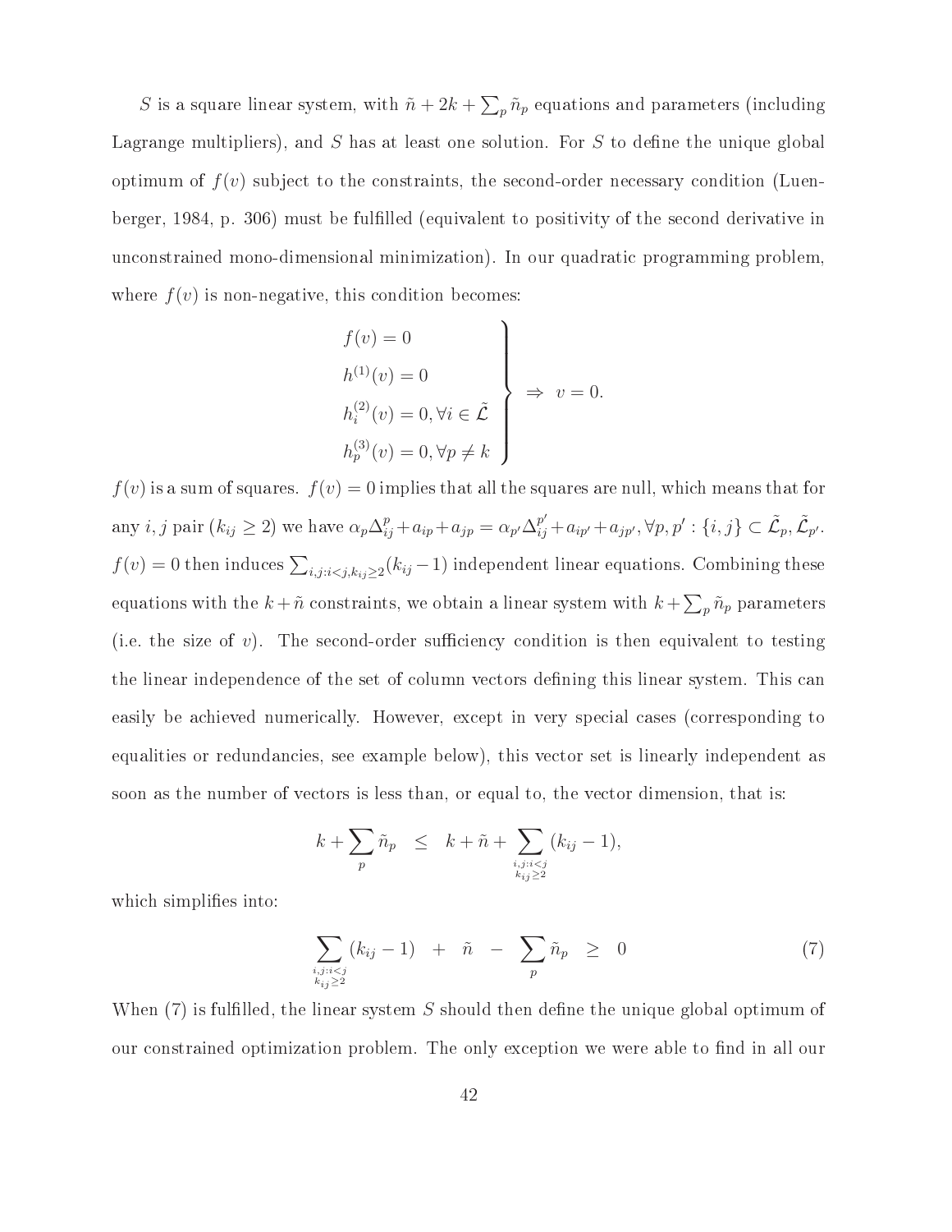$S$ is a square linear system, with $\tilde{n} + 2k + \sum_p \tilde{n}_p$ equations and parameters (including Lagrange multipliers), and $S$ has at least one solution. For $S$ to define the unique global optimum of $f(v)$ subject to the constraints, the second-order necessary condition (Luenberger, 1984, p. 306) must be fulfilled (equivalent to positivity of the second derivative in unconstrained mono-dimensional minimization). In our quadratic programming problem, where $f(v)$ is non-negative, this condition becomes:

$$\left.\begin{array}{l} f(v) = 0 \\ h^{(1)}(v) = 0 \\ h_i^{(2)}(v) = 0, \forall i \in \tilde{\mathcal{L}} \\ h_p^{(3)}(v) = 0, \forall p \neq k \end{array}\right\} \Rightarrow \; v = 0.$$

$f(v)$ is a sum of squares. $f(v) = 0$ implies that all the squares are null, which means that for any $i, j$ pair ($k_{ij} \geq 2$) we have $\alpha_p \Delta_{ij}^p + a_{ip} + a_{jp} = \alpha_{p'} \Delta_{ij}^{p'} + a_{ip'} + a_{jp'}, \forall p, p' : \{i, j\} \subset \tilde{\mathcal{L}}_p, \tilde{\mathcal{L}}_{p'}$. $f(v) = 0$ then induces $\sum_{i,j:i<j,k_{ij}\geq 2}(k_{ij} - 1)$ independent linear equations. Combining these equations with the $k + \tilde{n}$ constraints, we obtain a linear system with $k + \sum_p \tilde{n}_p$ parameters (i.e. the size of $v$). The second-order sufficiency condition is then equivalent to testing the linear independence of the set of column vectors defining this linear system. This can easily be achieved numerically. However, except in very special cases (corresponding to equalities or redundancies, see example below), this vector set is linearly independent as soon as the number of vectors is less than, or equal to, the vector dimension, that is:

$$k + \sum_p \tilde{n}_p \quad \leq \quad k + \tilde{n} + \sum_{\substack{i,j:i<j \\ k_{ij} \geq 2}} (k_{ij} - 1),$$

which simplifies into:

$$\sum_{\substack{i,j:i<j \\ k_{ij} \geq 2}} (k_{ij} - 1) \quad + \quad \tilde{n} \quad - \quad \sum_p \tilde{n}_p \quad \geq \quad 0 \tag{7}$$

When (7) is fulfilled, the linear system $S$ should then define the unique global optimum of our constrained optimization problem. The only exception we were able to find in all our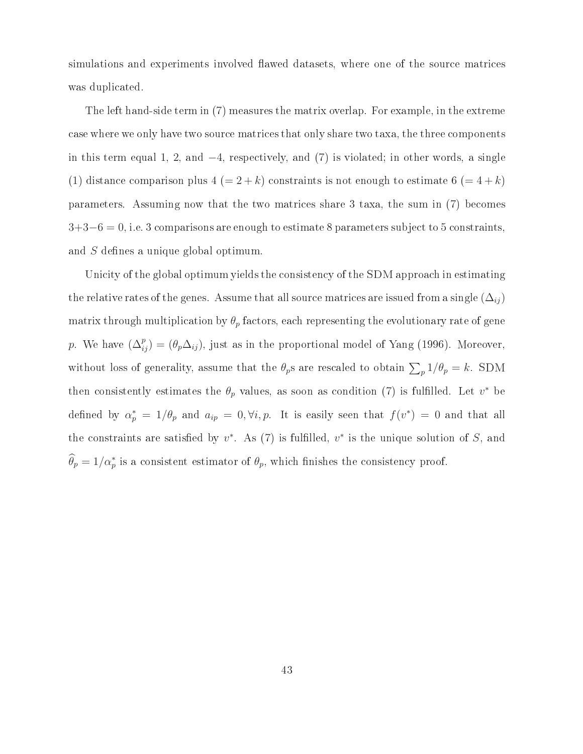simulations and experiments involved flawed datasets, where one of the source matrices was duplicated.

The left hand-side term in (7) measures the matrix overlap. For example, in the extreme case where we only have two source matrices that only share two taxa, the three components in this term equal 1, 2, and $-4$, respectively, and (7) is violated; in other words, a single (1) distance comparison plus 4 ($= 2 + k$) constraints is not enough to estimate 6 ($= 4 + k$) parameters. Assuming now that the two matrices share 3 taxa, the sum in (7) becomes $3+3-6 = 0$, i.e. 3 comparisons are enough to estimate 8 parameters subject to 5 constraints, and $S$ defines a unique global optimum.

Unicity of the global optimum yields the consistency of the SDM approach in estimating the relative rates of the genes. Assume that all source matrices are issued from a single $(\Delta_{ij})$ matrix through multiplication by $\theta_p$ factors, each representing the evolutionary rate of gene $p$. We have $(\Delta_{ij}^p) = (\theta_p \Delta_{ij})$, just as in the proportional model of Yang (1996). Moreover, without loss of generality, assume that the $\theta_p$s are rescaled to obtain $\sum_p 1/\theta_p = k$. SDM then consistently estimates the $\theta_p$ values, as soon as condition (7) is fulfilled. Let $v^*$ be defined by $\alpha_p^* = 1/\theta_p$ and $a_{ip} = 0, \forall i, p$. It is easily seen that $f(v^*) = 0$ and that all the constraints are satisfied by $v^*$. As (7) is fulfilled, $v^*$ is the unique solution of $S$, and $\widehat{\theta}_p = 1/\alpha_p^*$ is a consistent estimator of $\theta_p$, which finishes the consistency proof.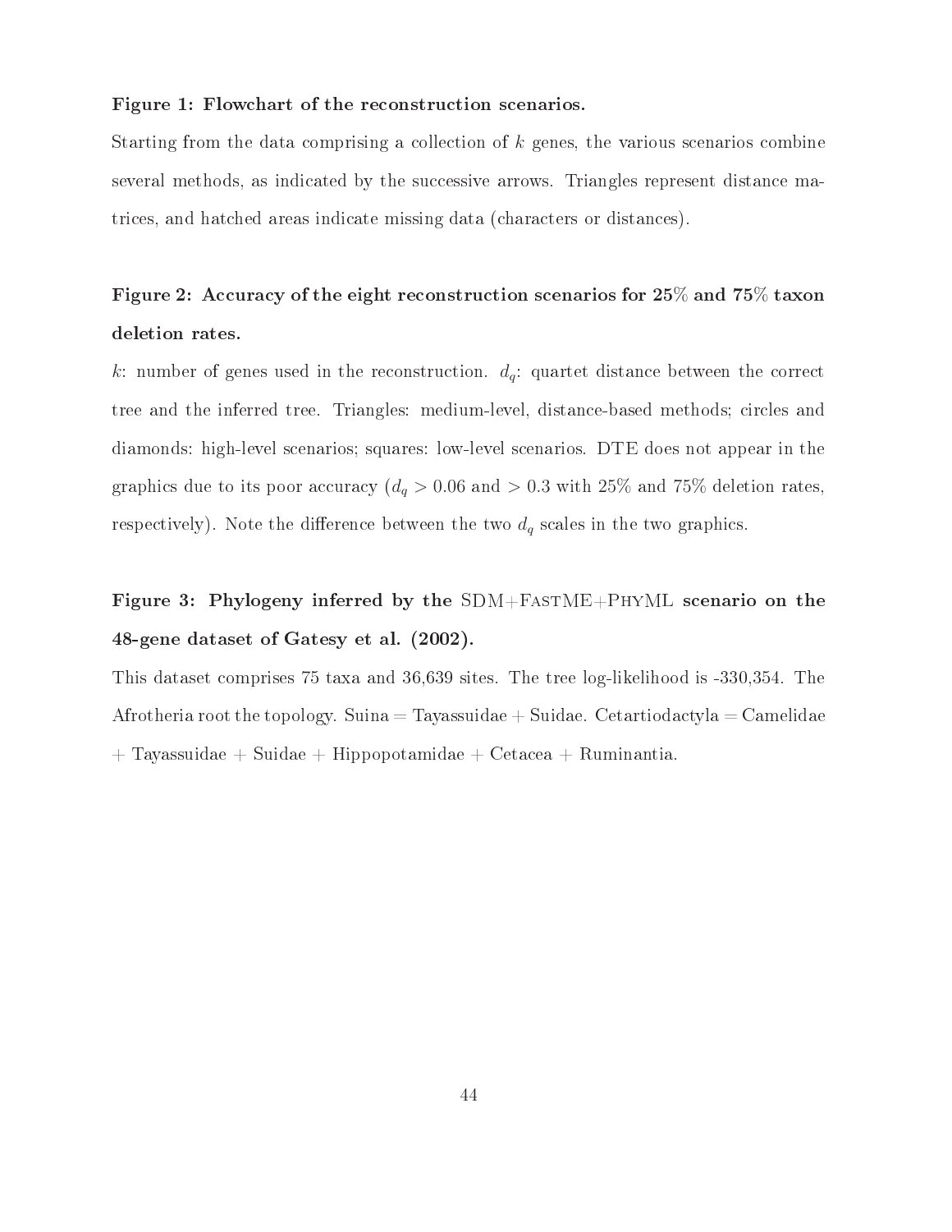**Figure 1: Flowchart of the reconstruction scenarios.**

Starting from the data comprising a collection of $k$ genes, the various scenarios combine several methods, as indicated by the successive arrows. Triangles represent distance matrices, and hatched areas indicate missing data (characters or distances).

**Figure 2: Accuracy of the eight reconstruction scenarios for 25% and 75% taxon deletion rates.**

$k$: number of genes used in the reconstruction. $d_q$: quartet distance between the correct tree and the inferred tree. Triangles: medium-level, distance-based methods; circles and diamonds: high-level scenarios; squares: low-level scenarios. DTE does not appear in the graphics due to its poor accuracy ($d_q > 0.06$ and $> 0.3$ with 25% and 75% deletion rates, respectively). Note the difference between the two $d_q$ scales in the two graphics.

**Figure 3: Phylogeny inferred by the SDM+FastME+PhyML scenario on the 48-gene dataset of Gatesy et al. (2002).**

This dataset comprises 75 taxa and 36,639 sites. The tree log-likelihood is -330,354. The Afrotheria root the topology. Suina = Tayassuidae + Suidae. Cetartiodactyla = Camelidae + Tayassuidae + Suidae + Hippopotamidae + Cetacea + Ruminantia.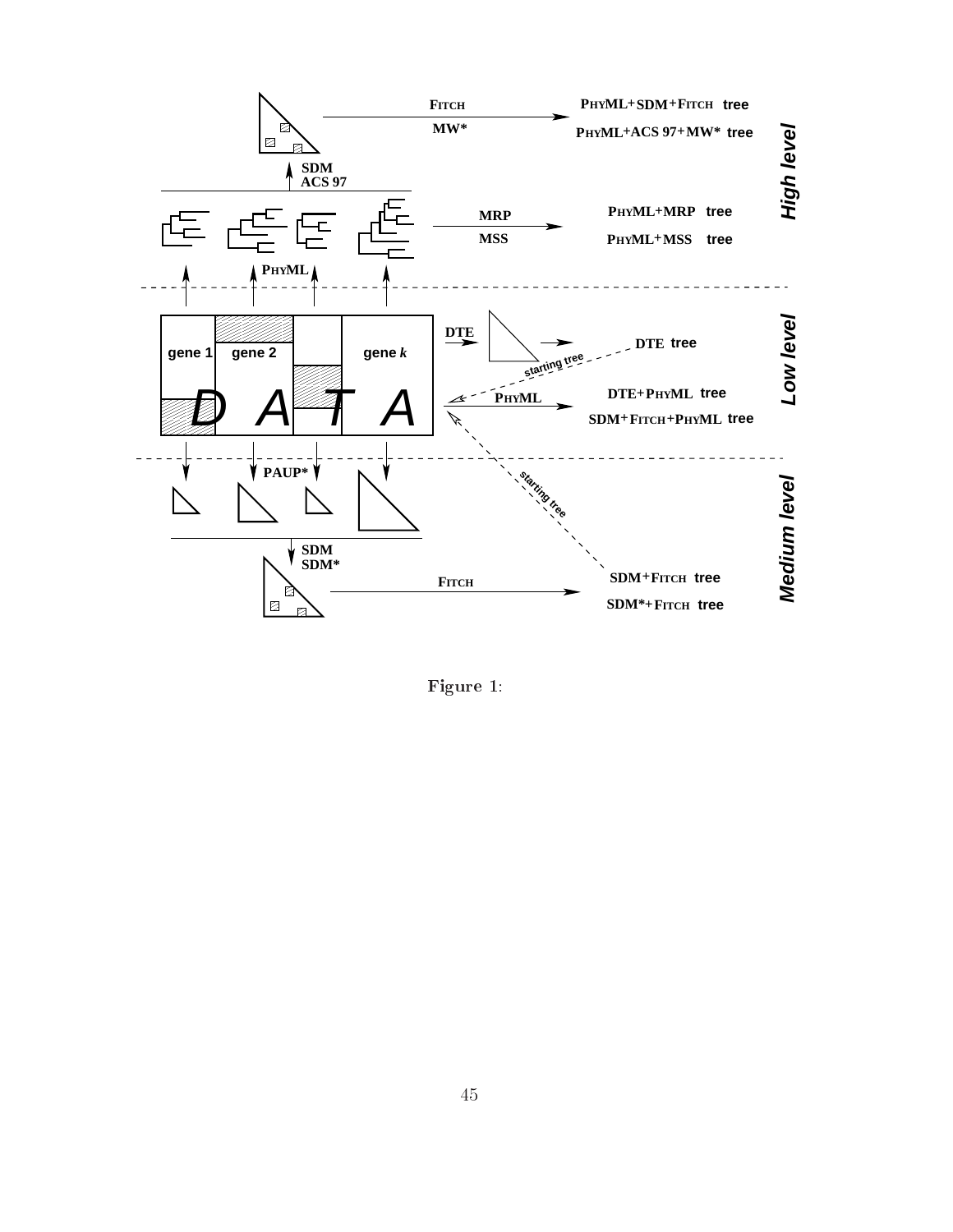Figure 1: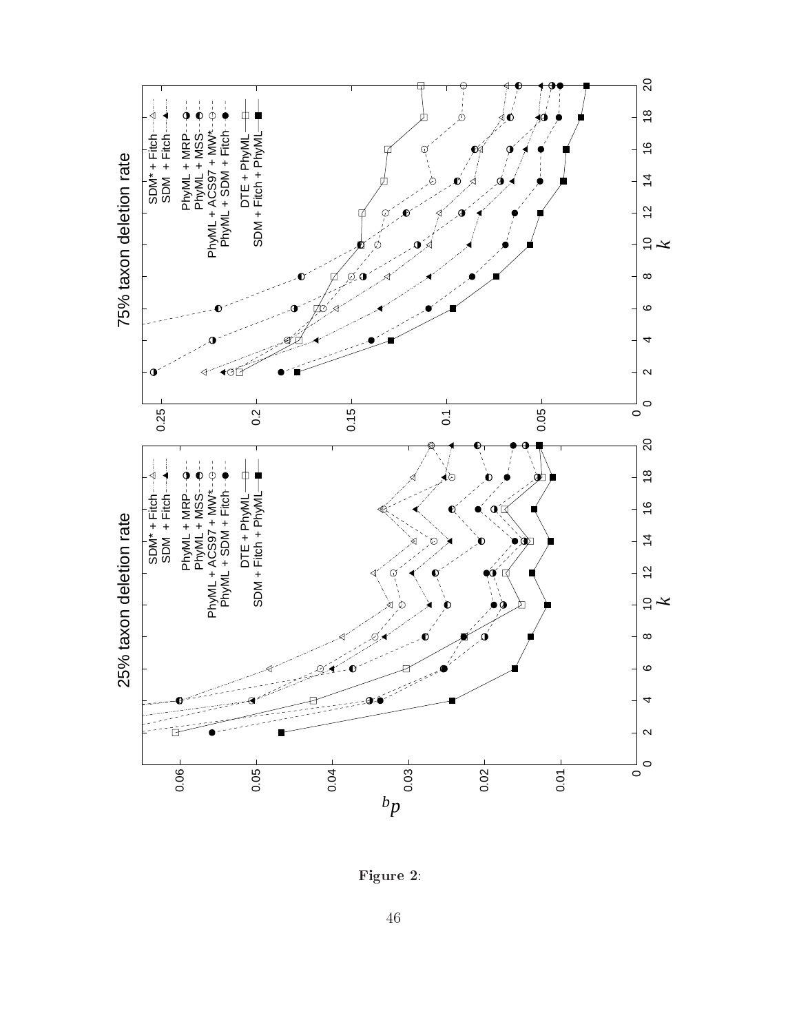**Figure 2**: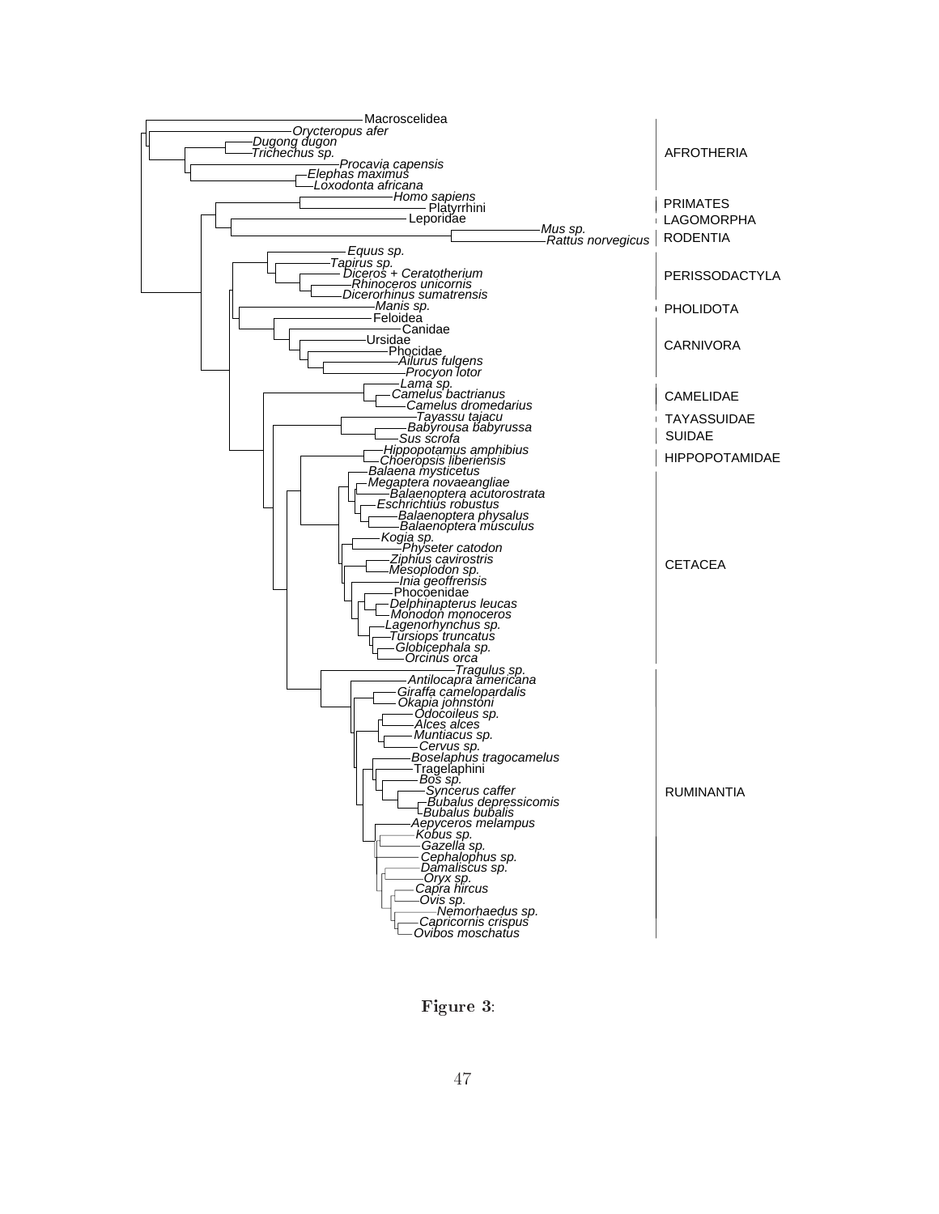**Figure 3**: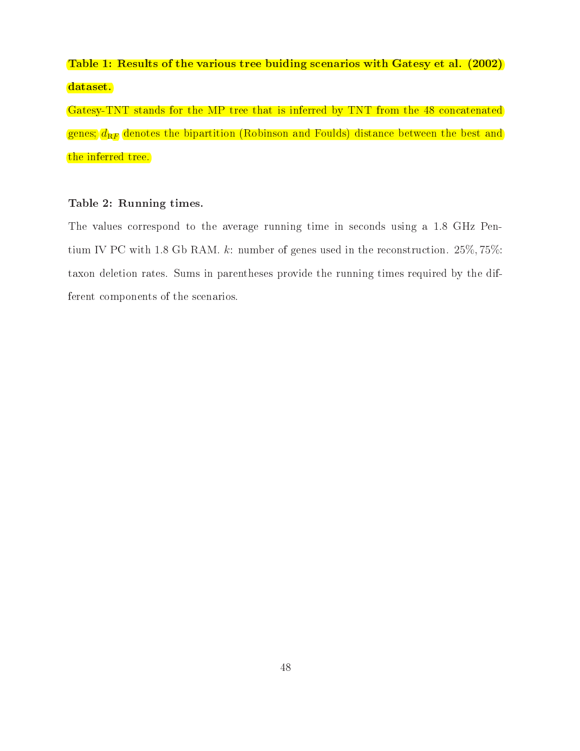**Table 1: Results of the various tree buiding scenarios with Gatesy et al. (2002) dataset.**

Gatesy-TNT stands for the MP tree that is inferred by TNT from the 48 concatenated genes; $d_{\mathrm{RF}}$ denotes the bipartition (Robinson and Foulds) distance between the best and the inferred tree.

**Table 2: Running times.**

The values correspond to the average running time in seconds using a 1.8 GHz Pentium IV PC with 1.8 Gb RAM. $k$: number of genes used in the reconstruction. 25%, 75%: taxon deletion rates. Sums in parentheses provide the running times required by the different components of the scenarios.